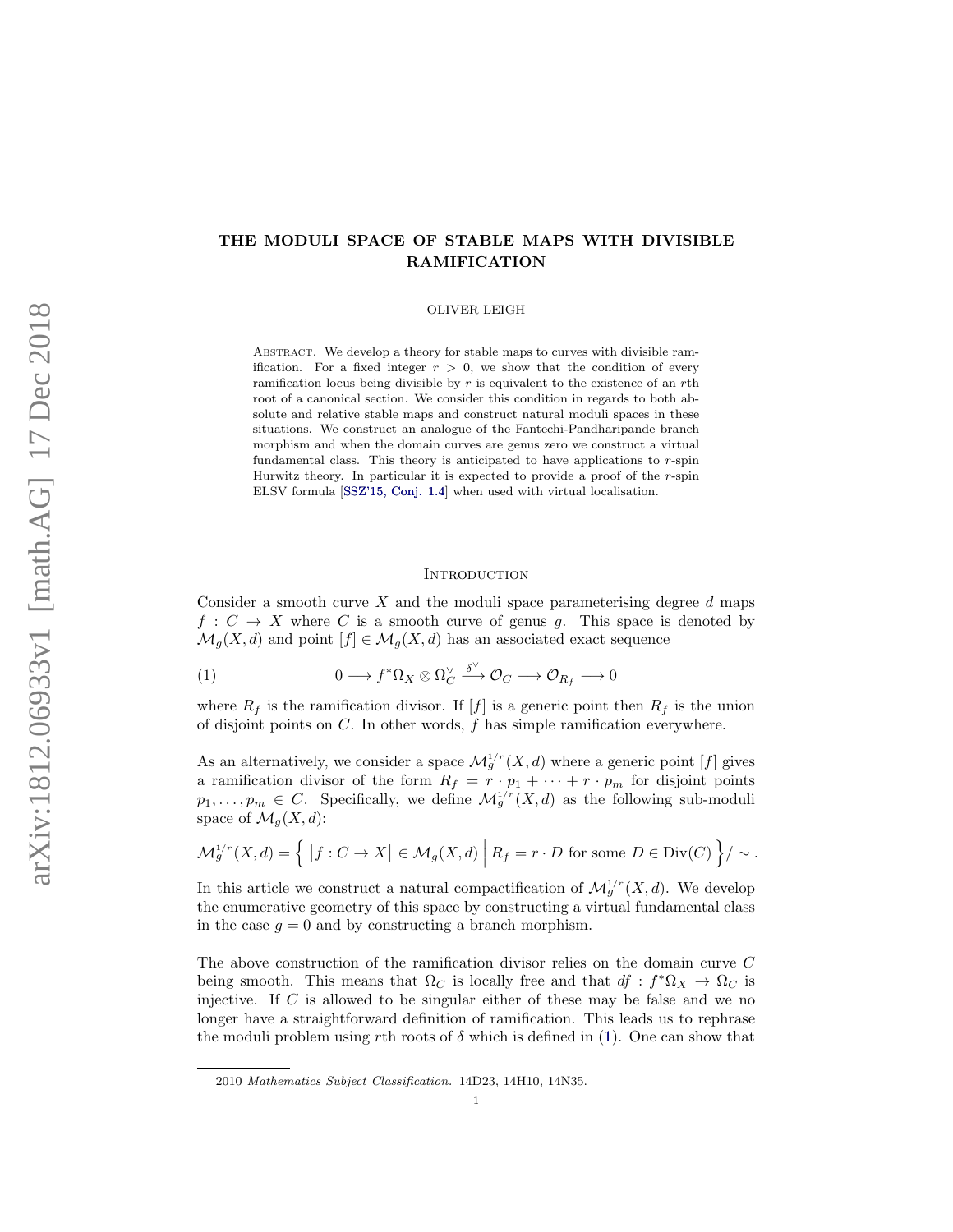# THE MODULI SPACE OF STABLE MAPS WITH DIVISIBLE RAMIFICATION

OLIVER LEIGH

**Abstract.** We develop a theory for stable maps to curves with divisible ramification. For a fixed integer $r > 0$, we show that the condition of every ramification locus being divisible by $r$ is equivalent to the existence of an $r$th root of a canonical section. We consider this condition in regards to both absolute and relative stable maps and construct natural moduli spaces in these situations. We construct an analogue of the Fantechi-Pandharipande branch morphism and when the domain curves are genus zero we construct a virtual fundamental class. This theory is anticipated to have applications to $r$-spin Hurwitz theory. In particular it is expected to provide a proof of the $r$-spin ELSV formula [SSZ'15, Conj. 1.4] when used with virtual localisation.

## Introduction

Consider a smooth curve $X$ and the moduli space parameterising degree $d$ maps $f : C \to X$ where $C$ is a smooth curve of genus $g$. This space is denoted by $\mathcal{M}_g(X, d)$ and point $[f] \in \mathcal{M}_g(X, d)$ has an associated exact sequence

$$0 \longrightarrow f^*\Omega_X \otimes \Omega_C^\vee \xrightarrow{\delta^\vee} \mathcal{O}_C \longrightarrow \mathcal{O}_{R_f} \longrightarrow 0 \tag{1}$$

where $R_f$ is the ramification divisor. If $[f]$ is a generic point then $R_f$ is the union of disjoint points on $C$. In other words, $f$ has simple ramification everywhere.

As an alternatively, we consider a space $\mathcal{M}_g^{1/r}(X, d)$ where a generic point $[f]$ gives a ramification divisor of the form $R_f = r \cdot p_1 + \cdots + r \cdot p_m$ for disjoint points $p_1, \ldots, p_m \in C$. Specifically, we define $\mathcal{M}_g^{1/r}(X, d)$ as the following sub-moduli space of $\mathcal{M}_g(X, d)$:

$$\mathcal{M}_g^{1/r}(X, d) = \Big\{ \big[f : C \to X\big] \in \mathcal{M}_g(X, d) \;\Big|\; R_f = r \cdot D \text{ for some } D \in \operatorname{Div}(C) \Big\} / \sim .$$

In this article we construct a natural compactification of $\mathcal{M}_g^{1/r}(X, d)$. We develop the enumerative geometry of this space by constructing a virtual fundamental class in the case $g = 0$ and by constructing a branch morphism.

The above construction of the ramification divisor relies on the domain curve $C$ being smooth. This means that $\Omega_C$ is locally free and that $df : f^*\Omega_X \to \Omega_C$ is injective. If $C$ is allowed to be singular either of these may be false and we no longer have a straightforward definition of ramification. This leads us to rephrase the moduli problem using $r$th roots of $\delta$ which is defined in (1). One can show that

2010 *Mathematics Subject Classification.* 14D23, 14H10, 14N35.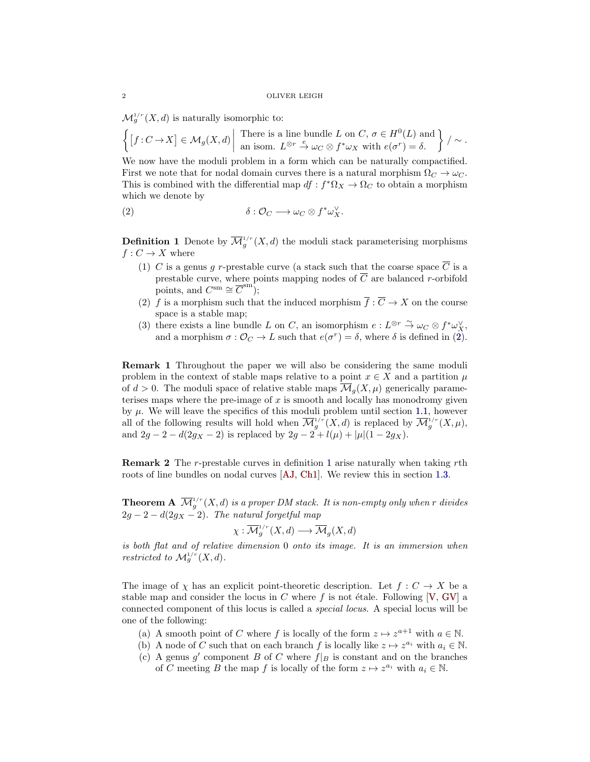$\mathcal{M}_g^{1/r}(X,d)$ is naturally isomorphic to:

$$\left\{ \big[f : C \to X\big] \in \mathcal{M}_g(X,d) \;\middle|\; \begin{array}{l} \text{There is a line bundle } L \text{ on } C,\ \sigma \in H^0(L) \text{ and} \\ \text{an isom. } L^{\otimes r} \xrightarrow{e} \omega_C \otimes f^*\omega_X \text{ with } e(\sigma^r) = \delta. \end{array} \right\} / \sim .$$

We now have the moduli problem in a form which can be naturally compactified. First we note that for nodal domain curves there is a natural morphism $\Omega_C \to \omega_C$. This is combined with the differential map $df : f^*\Omega_X \to \Omega_C$ to obtain a morphism which we denote by

$$\delta : \mathcal{O}_C \longrightarrow \omega_C \otimes f^*\omega_X^\vee. \tag{2}$$

**Definition 1** Denote by $\overline{\mathcal{M}}_g^{1/r}(X,d)$ the moduli stack parameterising morphisms $f : C \to X$ where

1. $C$ is a genus $g$ $r$-prestable curve (a stack such that the coarse space $\overline{C}$ is a prestable curve, where points mapping nodes of $\overline{C}$ are balanced $r$-orbifold points, and $C^{\text{sm}} \cong \overline{C}^{\text{sm}}$);
2. $f$ is a morphism such that the induced morphism $\overline{f} : \overline{C} \to X$ on the course space is a stable map;
3. there exists a line bundle $L$ on $C$, an isomorphism $e : L^{\otimes r} \xrightarrow{\sim} \omega_C \otimes f^*\omega_X^\vee$, and a morphism $\sigma : \mathcal{O}_C \to L$ such that $e(\sigma^r) = \delta$, where $\delta$ is defined in (2).

**Remark 1** Throughout the paper we will also be considering the same moduli problem in the context of stable maps relative to a point $x \in X$ and a partition $\mu$ of $d > 0$. The moduli space of relative stable maps $\overline{\mathcal{M}}_g(X,\mu)$ generically parameterises maps where the pre-image of $x$ is smooth and locally has monodromy given by $\mu$. We will leave the specifics of this moduli problem until section 1.1, however all of the following results will hold when $\overline{\mathcal{M}}_g^{1/r}(X,d)$ is replaced by $\overline{\mathcal{M}}_g^{1/r}(X,\mu)$, and $2g - 2 - d(2g_X - 2)$ is replaced by $2g - 2 + l(\mu) + |\mu|(1 - 2g_X)$.

**Remark 2** The $r$-prestable curves in definition 1 arise naturally when taking $r$th roots of line bundles on nodal curves [AJ, Ch1]. We review this in section 1.3.

**Theorem A** *$\overline{\mathcal{M}}_g^{1/r}(X,d)$ is a proper DM stack. It is non-empty only when $r$ divides $2g - 2 - d(2g_X - 2)$. The natural forgetful map*

$$\chi : \overline{\mathcal{M}}_g^{1/r}(X,d) \longrightarrow \overline{\mathcal{M}}_g(X,d)$$

*is both flat and of relative dimension 0 onto its image. It is an immersion when restricted to $\mathcal{M}_g^{1/r}(X,d)$.*

The image of $\chi$ has an explicit point-theoretic description. Let $f : C \to X$ be a stable map and consider the locus in $C$ where $f$ is not étale. Following [V, GV] a connected component of this locus is called a *special locus*. A special locus will be one of the following:

(a) A smooth point of $C$ where $f$ is locally of the form $z \mapsto z^{a+1}$ with $a \in \mathbb{N}$.
(b) A node of $C$ such that on each branch $f$ is locally like $z \mapsto z^{a_i}$ with $a_i \in \mathbb{N}$.
(c) A genus $g'$ component $B$ of $C$ where $f|_B$ is constant and on the branches of $C$ meeting $B$ the map $f$ is locally of the form $z \mapsto z^{a_i}$ with $a_i \in \mathbb{N}$.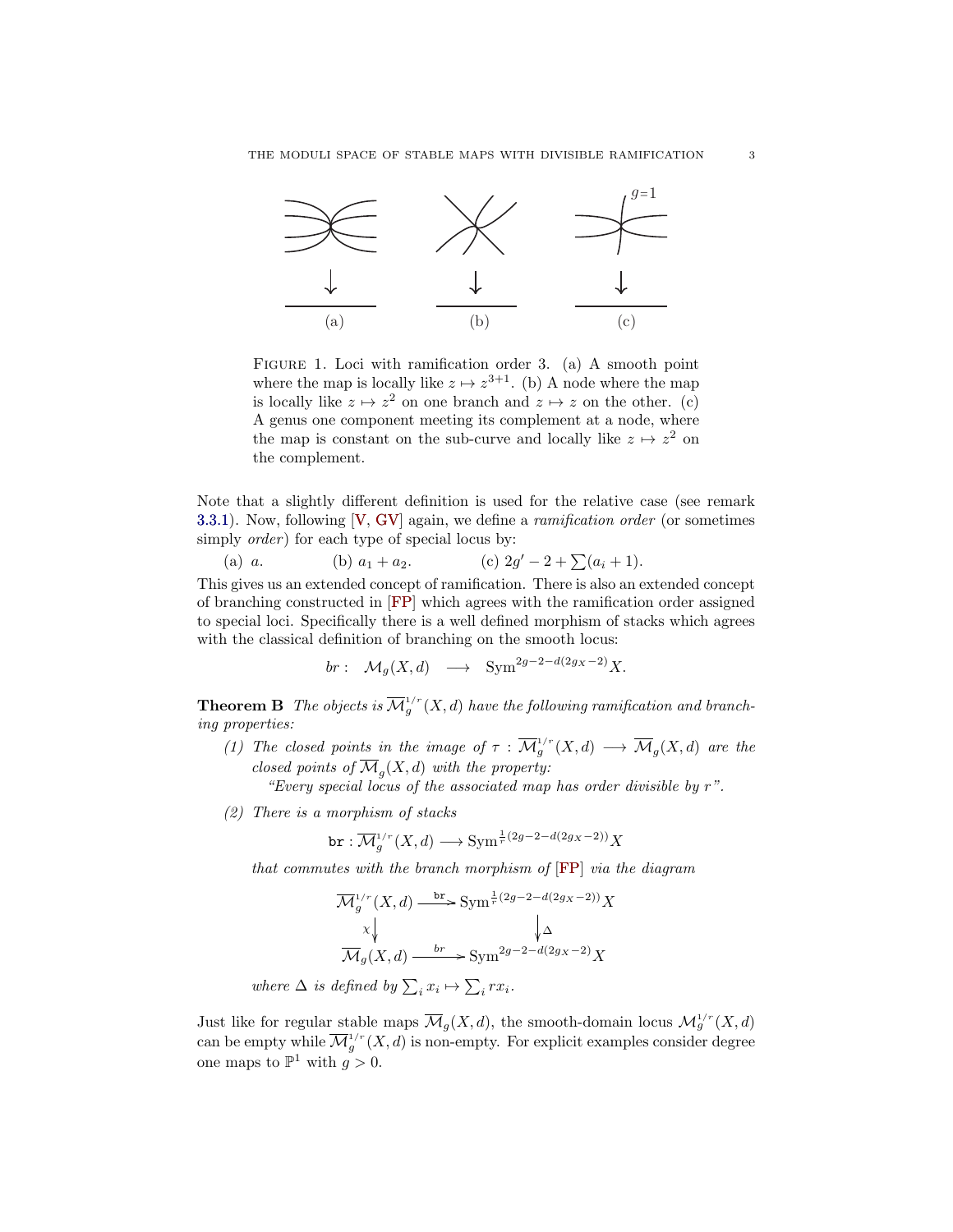FIGURE 1. Loci with ramification order 3. (a) A smooth point where the map is locally like $z \mapsto z^{3+1}$. (b) A node where the map is locally like $z \mapsto z^2$ on one branch and $z \mapsto z$ on the other. (c) A genus one component meeting its complement at a node, where the map is constant on the sub-curve and locally like $z \mapsto z^2$ on the complement.

Note that a slightly different definition is used for the relative case (see remark 3.3.1). Now, following [V, GV] again, we define a *ramification order* (or sometimes simply *order*) for each type of special locus by:

(a) $a$. (b) $a_1 + a_2$. (c) $2g' - 2 + \sum(a_i + 1)$.

This gives us an extended concept of ramification. There is also an extended concept of branching constructed in [FP] which agrees with the ramification order assigned to special loci. Specifically there is a well defined morphism of stacks which agrees with the classical definition of branching on the smooth locus:

$$br : \quad \mathcal{M}_g(X, d) \quad \longrightarrow \quad \mathrm{Sym}^{2g-2-d(2g_X-2)} X.$$

**Theorem B** *The objects is $\overline{\mathcal{M}}_g^{1/r}(X, d)$ have the following ramification and branching properties:*

1. *The closed points in the image of $\tau : \overline{\mathcal{M}}_g^{1/r}(X, d) \longrightarrow \overline{\mathcal{M}}_g(X, d)$ are the closed points of $\overline{\mathcal{M}}_g(X, d)$ with the property:*
   *"Every special locus of the associated map has order divisible by $r$".*
2. *There is a morphism of stacks*
   $$\mathtt{br} : \overline{\mathcal{M}}_g^{1/r}(X, d) \longrightarrow \mathrm{Sym}^{\frac{1}{r}(2g-2-d(2g_X-2))} X$$
   *that commutes with the branch morphism of [FP] via the diagram*
   $$\begin{array}{ccc} \overline{\mathcal{M}}_g^{1/r}(X, d) & \xrightarrow{\mathtt{br}} & \mathrm{Sym}^{\frac{1}{r}(2g-2-d(2g_X-2))} X \\ \chi \downarrow & & \downarrow \Delta \\ \overline{\mathcal{M}}_g(X, d) & \xrightarrow{br} & \mathrm{Sym}^{2g-2-d(2g_X-2)} X \end{array}$$
   *where $\Delta$ is defined by $\sum_i x_i \mapsto \sum_i r x_i$.*

Just like for regular stable maps $\overline{\mathcal{M}}_g(X, d)$, the smooth-domain locus $\mathcal{M}_g^{1/r}(X, d)$ can be empty while $\overline{\mathcal{M}}_g^{1/r}(X, d)$ is non-empty. For explicit examples consider degree one maps to $\mathbb{P}^1$ with $g > 0$.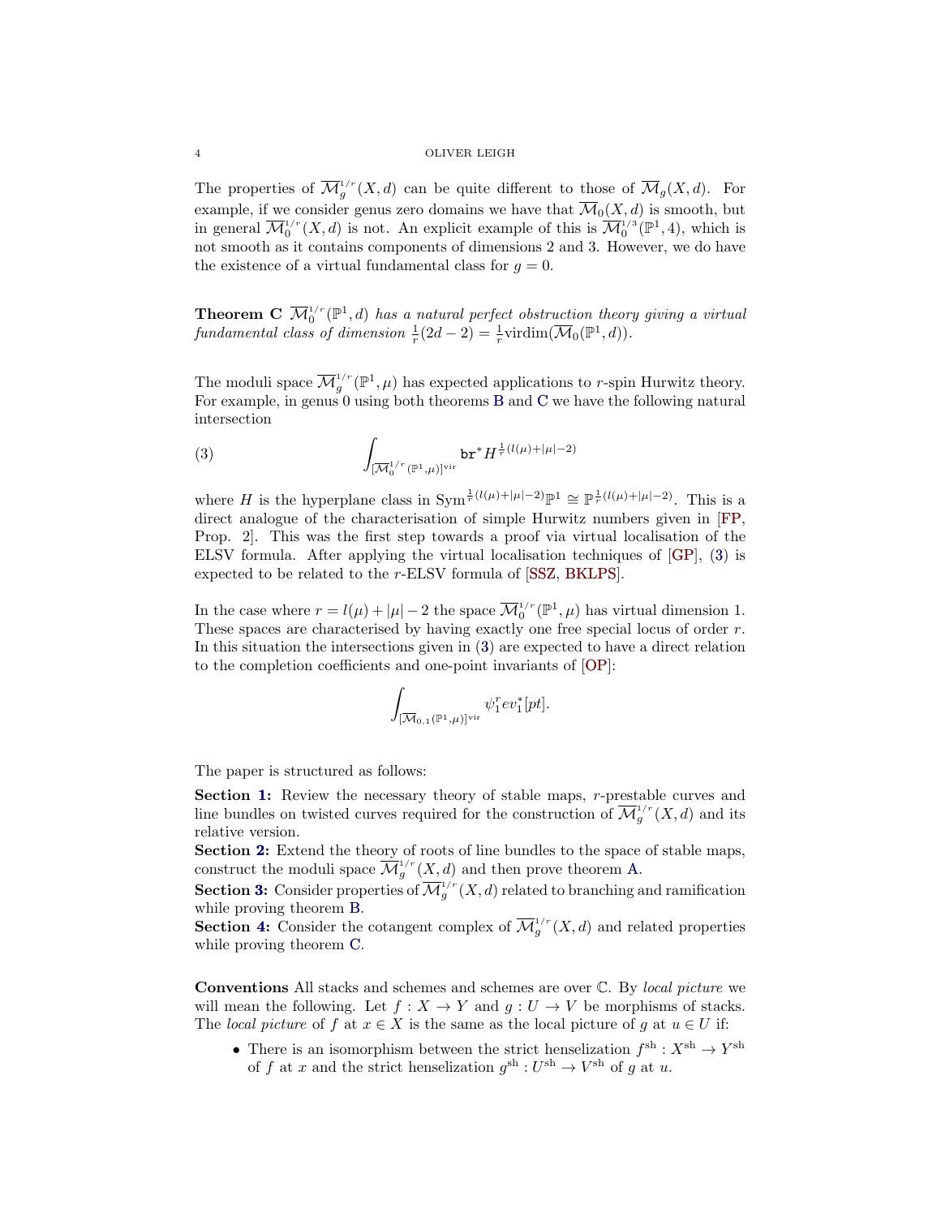The properties of $\overline{\mathcal{M}}_g^{1/r}(X,d)$ can be quite different to those of $\overline{\mathcal{M}}_g(X,d)$. For example, if we consider genus zero domains we have that $\overline{\mathcal{M}}_0(X,d)$ is smooth, but in general $\overline{\mathcal{M}}_0^{1/r}(X,d)$ is not. An explicit example of this is $\overline{\mathcal{M}}_0^{1/3}(\mathbb{P}^1,4)$, which is not smooth as it contains components of dimensions 2 and 3. However, we do have the existence of a virtual fundamental class for $g=0$.

**Theorem C** *$\overline{\mathcal{M}}_0^{1/r}(\mathbb{P}^1,d)$ has a natural perfect obstruction theory giving a virtual fundamental class of dimension $\frac{1}{r}(2d-2) = \frac{1}{r}\mathrm{virdim}(\overline{\mathcal{M}}_0(\mathbb{P}^1,d))$.*

The moduli space $\overline{\mathcal{M}}_g^{1/r}(\mathbb{P}^1,\mu)$ has expected applications to $r$-spin Hurwitz theory. For example, in genus 0 using both theorems B and C we have the following natural intersection

$$\int_{[\overline{\mathcal{M}}_0^{1/r}(\mathbb{P}^1,\mu)]^{\mathrm{vir}}} \mathtt{br}^* H^{\frac{1}{r}(l(\mu)+|\mu|-2)} \tag{3}$$

where $H$ is the hyperplane class in $\mathrm{Sym}^{\frac{1}{r}(l(\mu)+|\mu|-2)}\mathbb{P}^1 \cong \mathbb{P}^{\frac{1}{r}(l(\mu)+|\mu|-2)}$. This is a direct analogue of the characterisation of simple Hurwitz numbers given in [FP, Prop. 2]. This was the first step towards a proof via virtual localisation of the ELSV formula. After applying the virtual localisation techniques of [GP], (3) is expected to be related to the $r$-ELSV formula of [SSZ, BKLPS].

In the case where $r = l(\mu)+|\mu|-2$ the space $\overline{\mathcal{M}}_0^{1/r}(\mathbb{P}^1,\mu)$ has virtual dimension 1. These spaces are characterised by having exactly one free special locus of order $r$. In this situation the intersections given in (3) are expected to have a direct relation to the completion coefficients and one-point invariants of [OP]:

$$\int_{[\overline{\mathcal{M}}_{0,1}(\mathbb{P}^1,\mu)]^{\mathrm{vir}}} \psi_1^r ev_1^*[pt].$$

The paper is structured as follows:

**Section 1:** Review the necessary theory of stable maps, $r$-prestable curves and line bundles on twisted curves required for the construction of $\overline{\mathcal{M}}_g^{1/r}(X,d)$ and its relative version.
**Section 2:** Extend the theory of roots of line bundles to the space of stable maps, construct the moduli space $\overline{\mathcal{M}}_g^{1/r}(X,d)$ and then prove theorem A.
**Section 3:** Consider properties of $\overline{\mathcal{M}}_g^{1/r}(X,d)$ related to branching and ramification while proving theorem B.
**Section 4:** Consider the cotangent complex of $\overline{\mathcal{M}}_g^{1/r}(X,d)$ and related properties while proving theorem C.

**Conventions** All stacks and schemes and schemes are over $\mathbb{C}$. By *local picture* we will mean the following. Let $f : X \to Y$ and $g : U \to V$ be morphisms of stacks. The *local picture* of $f$ at $x \in X$ is the same as the local picture of $g$ at $u \in U$ if:

- There is an isomorphism between the strict henselization $f^{\mathrm{sh}} : X^{\mathrm{sh}} \to Y^{\mathrm{sh}}$ of $f$ at $x$ and the strict henselization $g^{\mathrm{sh}} : U^{\mathrm{sh}} \to V^{\mathrm{sh}}$ of $g$ at $u$.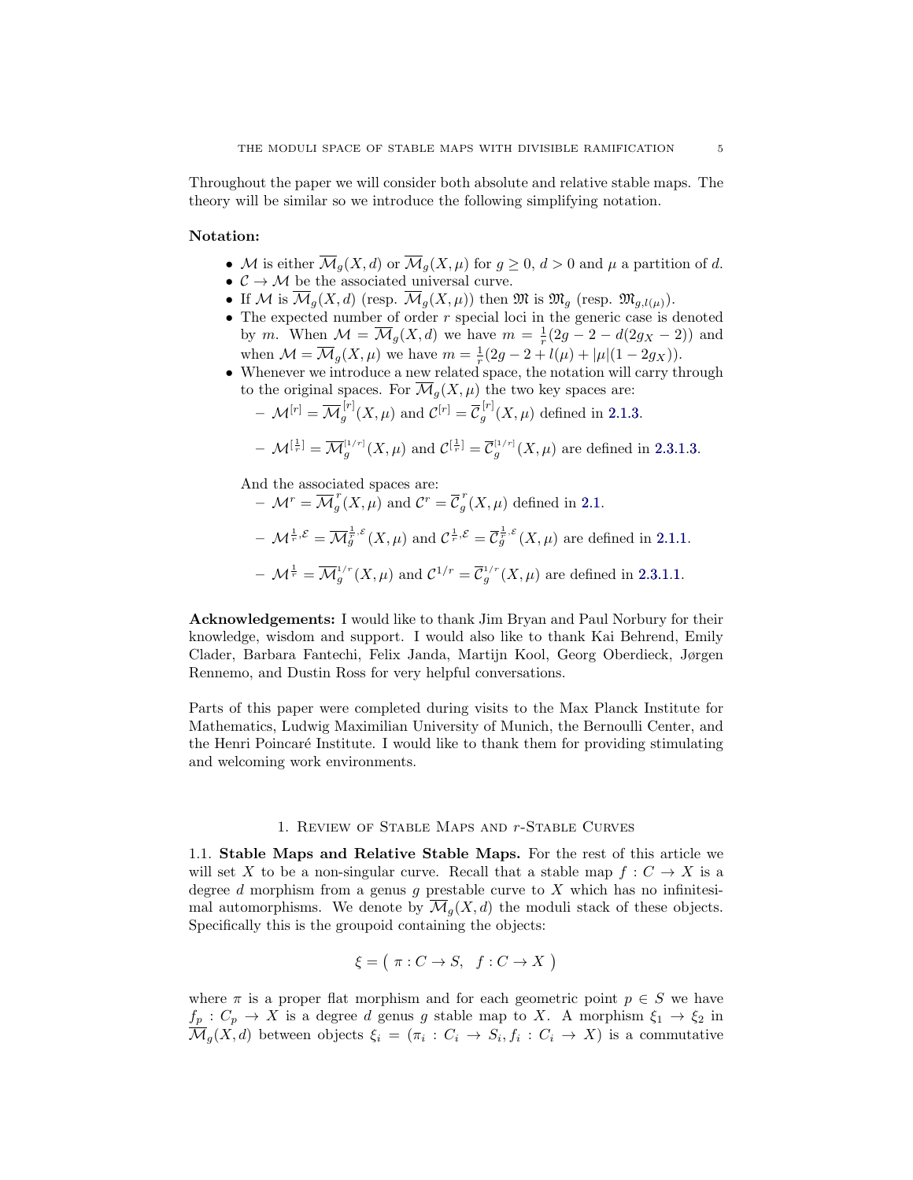Throughout the paper we will consider both absolute and relative stable maps. The theory will be similar so we introduce the following simplifying notation.

**Notation:**

- $\mathcal{M}$ is either $\overline{\mathcal{M}}_g(X,d)$ or $\overline{\mathcal{M}}_g(X,\mu)$ for $g \geq 0$, $d > 0$ and $\mu$ a partition of $d$.
- $\mathcal{C} \to \mathcal{M}$ be the associated universal curve.
- If $\mathcal{M}$ is $\overline{\mathcal{M}}_g(X,d)$ (resp. $\overline{\mathcal{M}}_g(X,\mu)$) then $\mathfrak{M}$ is $\mathfrak{M}_g$ (resp. $\mathfrak{M}_{g,l(\mu)}$).
- The expected number of order $r$ special loci in the generic case is denoted by $m$. When $\mathcal{M} = \overline{\mathcal{M}}_g(X,d)$ we have $m = \frac{1}{r}(2g-2-d(2g_X-2))$ and when $\mathcal{M} = \overline{\mathcal{M}}_g(X,\mu)$ we have $m = \frac{1}{r}(2g-2+l(\mu)+|\mu|(1-2g_X))$.
- Whenever we introduce a new related space, the notation will carry through to the original spaces. For $\overline{\mathcal{M}}_g(X,\mu)$ the two key spaces are:
  - $\mathcal{M}^{[r]} = \overline{\mathcal{M}}_g^{[r]}(X,\mu)$ and $\mathcal{C}^{[r]} = \overline{\mathcal{C}}_g^{[r]}(X,\mu)$ defined in 2.1.3.
  - $\mathcal{M}^{[\frac{1}{r}]} = \overline{\mathcal{M}}_g^{[1/r]}(X,\mu)$ and $\mathcal{C}^{[\frac{1}{r}]} = \overline{\mathcal{C}}_g^{[1/r]}(X,\mu)$ are defined in 2.3.1.3.

  And the associated spaces are:
  - $\mathcal{M}^{r} = \overline{\mathcal{M}}_g^{r}(X,\mu)$ and $\mathcal{C}^{r} = \overline{\mathcal{C}}_g^{r}(X,\mu)$ defined in 2.1.
  - $\mathcal{M}^{\frac{1}{r},\mathcal{E}} = \overline{\mathcal{M}}_g^{\frac{1}{r},\mathcal{E}}(X,\mu)$ and $\mathcal{C}^{\frac{1}{r},\mathcal{E}} = \overline{\mathcal{C}}_g^{\frac{1}{r},\mathcal{E}}(X,\mu)$ are defined in 2.1.1.
  - $\mathcal{M}^{\frac{1}{r}} = \overline{\mathcal{M}}_g^{1/r}(X,\mu)$ and $\mathcal{C}^{1/r} = \overline{\mathcal{C}}_g^{1/r}(X,\mu)$ are defined in 2.3.1.1.

**Acknowledgements:** I would like to thank Jim Bryan and Paul Norbury for their knowledge, wisdom and support. I would also like to thank Kai Behrend, Emily Clader, Barbara Fantechi, Felix Janda, Martijn Kool, Georg Oberdieck, Jørgen Rennemo, and Dustin Ross for very helpful conversations.

Parts of this paper were completed during visits to the Max Planck Institute for Mathematics, Ludwig Maximilian University of Munich, the Bernoulli Center, and the Henri Poincaré Institute. I would like to thank them for providing stimulating and welcoming work environments.

## 1. Review of Stable Maps and $r$-Stable Curves

1.1. **Stable Maps and Relative Stable Maps.** For the rest of this article we will set $X$ to be a non-singular curve. Recall that a stable map $f : C \to X$ is a degree $d$ morphism from a genus $g$ prestable curve to $X$ which has no infinitesimal automorphisms. We denote by $\overline{\mathcal{M}}_g(X,d)$ the moduli stack of these objects. Specifically this is the groupoid containing the objects:

$$\xi = \big(\ \pi : C \to S, \quad f : C \to X\ \big)$$

where $\pi$ is a proper flat morphism and for each geometric point $p \in S$ we have $f_p : C_p \to X$ is a degree $d$ genus $g$ stable map to $X$. A morphism $\xi_1 \to \xi_2$ in $\overline{\mathcal{M}}_g(X,d)$ between objects $\xi_i = (\pi_i : C_i \to S_i, f_i : C_i \to X)$ is a commutative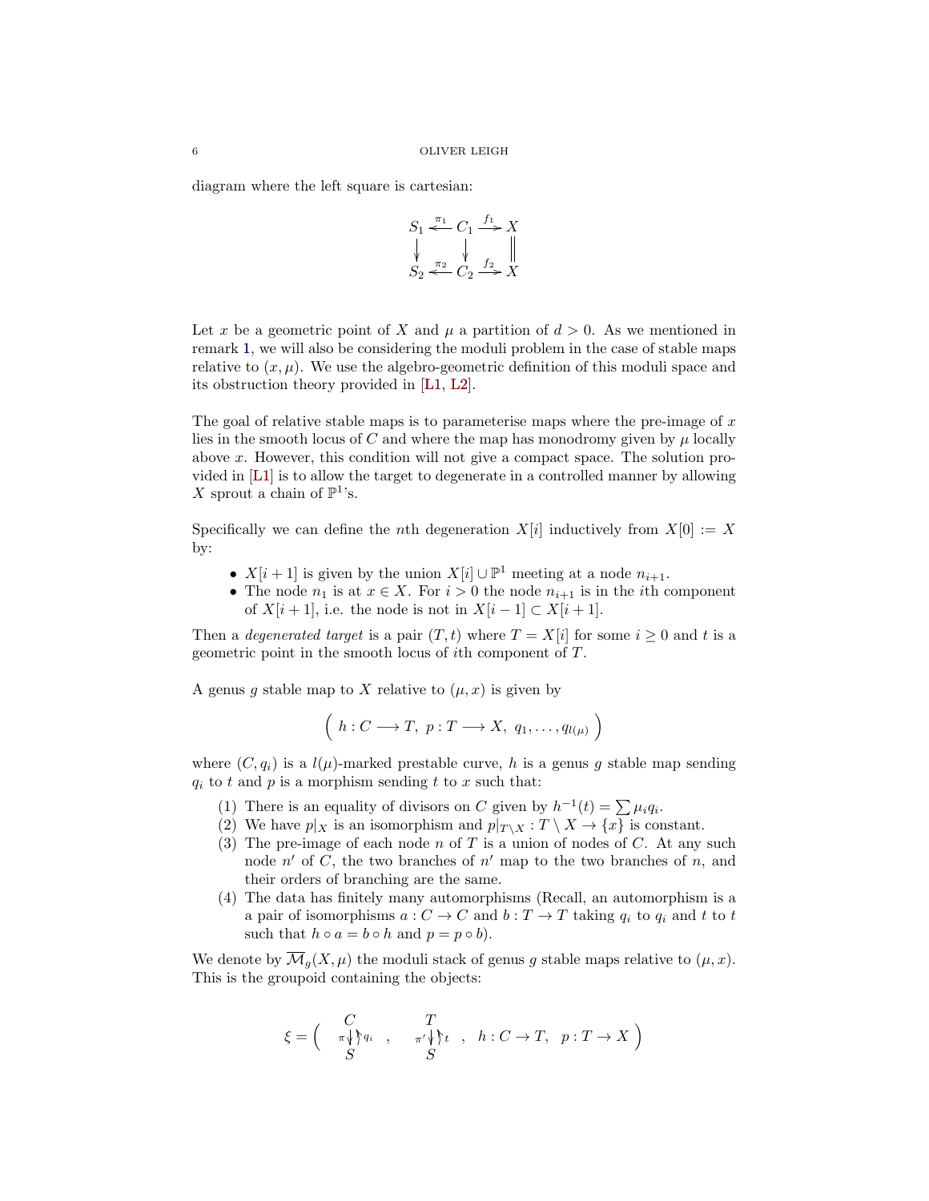diagram where the left square is cartesian:

$$\begin{array}{ccccc} S_1 & \xleftarrow{\pi_1} & C_1 & \xrightarrow{f_1} & X \\ \downarrow & & \downarrow & & \| \\ S_2 & \xleftarrow{\pi_2} & C_2 & \xrightarrow{f_2} & X \end{array}$$

Let $x$ be a geometric point of $X$ and $\mu$ a partition of $d > 0$. As we mentioned in remark 1, we will also be considering the moduli problem in the case of stable maps relative to $(x, \mu)$. We use the algebro-geometric definition of this moduli space and its obstruction theory provided in [L1, L2].

The goal of relative stable maps is to parameterise maps where the pre-image of $x$ lies in the smooth locus of $C$ and where the map has monodromy given by $\mu$ locally above $x$. However, this condition will not give a compact space. The solution provided in [L1] is to allow the target to degenerate in a controlled manner by allowing $X$ sprout a chain of $\mathbb{P}^1$'s.

Specifically we can define the $n$th degeneration $X[i]$ inductively from $X[0] := X$ by:

- $X[i+1]$ is given by the union $X[i] \cup \mathbb{P}^1$ meeting at a node $n_{i+1}$.
- The node $n_1$ is at $x \in X$. For $i > 0$ the node $n_{i+1}$ is in the $i$th component of $X[i+1]$, i.e. the node is not in $X[i-1] \subset X[i+1]$.

Then a *degenerated target* is a pair $(T, t)$ where $T = X[i]$ for some $i \geq 0$ and $t$ is a geometric point in the smooth locus of $i$th component of $T$.

A genus $g$ stable map to $X$ relative to $(\mu, x)$ is given by

$$\Big( \; h : C \longrightarrow T, \; p : T \longrightarrow X, \; q_1, \ldots, q_{l(\mu)} \; \Big)$$

where $(C, q_i)$ is a $l(\mu)$-marked prestable curve, $h$ is a genus $g$ stable map sending $q_i$ to $t$ and $p$ is a morphism sending $t$ to $x$ such that:

1. There is an equality of divisors on $C$ given by $h^{-1}(t) = \sum \mu_i q_i$.
2. We have $p|_X$ is an isomorphism and $p|_{T \setminus X} : T \setminus X \to \{x\}$ is constant.
3. The pre-image of each node $n$ of $T$ is a union of nodes of $C$. At any such node $n'$ of $C$, the two branches of $n'$ map to the two branches of $n$, and their orders of branching are the same.
4. The data has finitely many automorphisms (Recall, an automorphism is a a pair of isomorphisms $a : C \to C$ and $b : T \to T$ taking $q_i$ to $q_i$ and $t$ to $t$ such that $h \circ a = b \circ h$ and $p = p \circ b$).

We denote by $\overline{\mathcal{M}}_g(X, \mu)$ the moduli stack of genus $g$ stable maps relative to $(\mu, x)$. This is the groupoid containing the objects:

$$\xi = \Big( \quad \begin{array}{c} C \\ \pi \downarrow \uparrow q_i \\ S \end{array} \quad , \quad \begin{array}{c} T \\ \pi' \downarrow \uparrow t \\ S \end{array} \quad , \quad h : C \to T, \quad p : T \to X \; \Big)$$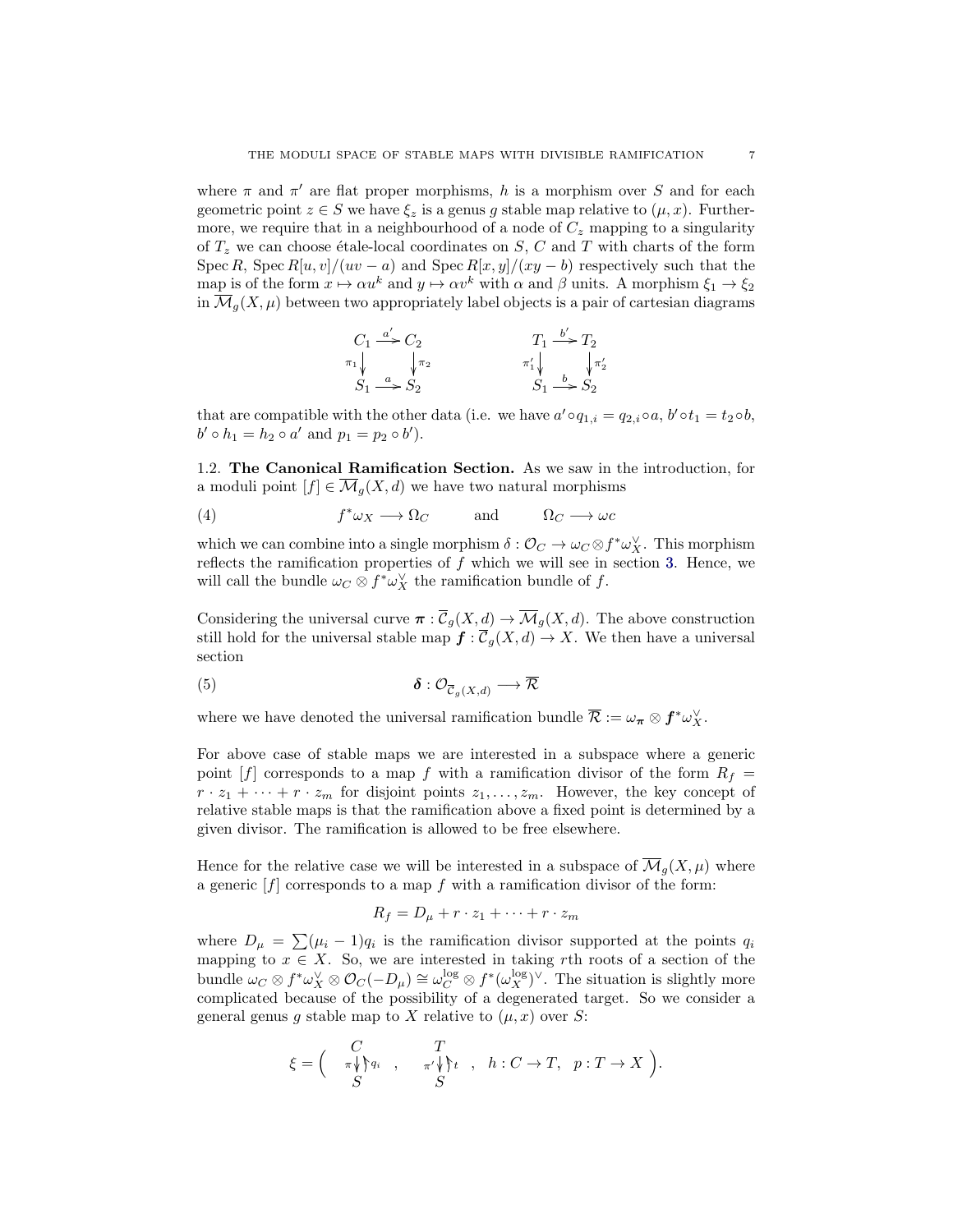where $\pi$ and $\pi'$ are flat proper morphisms, $h$ is a morphism over $S$ and for each geometric point $z \in S$ we have $\xi_z$ is a genus $g$ stable map relative to $(\mu, x)$. Furthermore, we require that in a neighbourhood of a node of $C_z$ mapping to a singularity of $T_z$ we can choose étale-local coordinates on $S$, $C$ and $T$ with charts of the form $\operatorname{Spec} R$, $\operatorname{Spec} R[u,v]/(uv-a)$ and $\operatorname{Spec} R[x,y]/(xy-b)$ respectively such that the map is of the form $x \mapsto \alpha u^k$ and $y \mapsto \alpha v^k$ with $\alpha$ and $\beta$ units. A morphism $\xi_1 \to \xi_2$ in $\overline{\mathcal{M}}_g(X,\mu)$ between two appropriately label objects is a pair of cartesian diagrams

$$
\begin{array}{ccc}
C_1 & \xrightarrow{a'} & C_2 \\
{\scriptstyle \pi_1}\downarrow & & \downarrow{\scriptstyle \pi_2} \\
S_1 & \xrightarrow{a} & S_2
\end{array}
\qquad\qquad
\begin{array}{ccc}
T_1 & \xrightarrow{b'} & T_2 \\
{\scriptstyle \pi'_1}\downarrow & & \downarrow{\scriptstyle \pi'_2} \\
S_1 & \xrightarrow{b} & S_2
\end{array}
$$

that are compatible with the other data (i.e. we have $a' \circ q_{1,i} = q_{2,i} \circ a$, $b' \circ t_1 = t_2 \circ b$, $b' \circ h_1 = h_2 \circ a'$ and $p_1 = p_2 \circ b'$).

## 1.2. The Canonical Ramification Section.

As we saw in the introduction, for a moduli point $[f] \in \overline{\mathcal{M}}_g(X,d)$ we have two natural morphisms

$$
f^*\omega_X \longrightarrow \Omega_C \qquad \text{and} \qquad \Omega_C \longrightarrow \omega c \tag{4}
$$

which we can combine into a single morphism $\delta : \mathcal{O}_C \to \omega_C \otimes f^*\omega_X^\vee$. This morphism reflects the ramification properties of $f$ which we will see in section 3. Hence, we will call the bundle $\omega_C \otimes f^*\omega_X^\vee$ the ramification bundle of $f$.

Considering the universal curve $\boldsymbol{\pi} : \overline{\mathcal{C}}_g(X,d) \to \overline{\mathcal{M}}_g(X,d)$. The above construction still hold for the universal stable map $\boldsymbol{f} : \overline{\mathcal{C}}_g(X,d) \to X$. We then have a universal section

$$
\boldsymbol{\delta} : \mathcal{O}_{\overline{\mathcal{C}}_g(X,d)} \longrightarrow \overline{\mathcal{R}} \tag{5}
$$

where we have denoted the universal ramification bundle $\overline{\mathcal{R}} := \omega_{\boldsymbol{\pi}} \otimes \boldsymbol{f}^*\omega_X^\vee$.

For above case of stable maps we are interested in a subspace where a generic point $[f]$ corresponds to a map $f$ with a ramification divisor of the form $R_f = r \cdot z_1 + \cdots + r \cdot z_m$ for disjoint points $z_1, \ldots, z_m$. However, the key concept of relative stable maps is that the ramification above a fixed point is determined by a given divisor. The ramification is allowed to be free elsewhere.

Hence for the relative case we will be interested in a subspace of $\overline{\mathcal{M}}_g(X,\mu)$ where a generic $[f]$ corresponds to a map $f$ with a ramification divisor of the form:

$$
R_f = D_\mu + r \cdot z_1 + \cdots + r \cdot z_m
$$

where $D_\mu = \sum(\mu_i - 1)q_i$ is the ramification divisor supported at the points $q_i$ mapping to $x \in X$. So, we are interested in taking $r$th roots of a section of the bundle $\omega_C \otimes f^*\omega_X^\vee \otimes \mathcal{O}_C(-D_\mu) \cong \omega_C^{\log} \otimes f^*(\omega_X^{\log})^\vee$. The situation is slightly more complicated because of the possibility of a degenerated target. So we consider a general genus $g$ stable map to $X$ relative to $(\mu, x)$ over $S$:

$$
\xi = \Big( \begin{array}{c} C \\ {\scriptstyle \pi}\downarrow\uparrow{\scriptstyle q_i} \\ S \end{array} \;,\quad \begin{array}{c} T \\ {\scriptstyle \pi'}\downarrow\uparrow{\scriptstyle t} \\ S \end{array} \;,\quad h : C \to T, \quad p : T \to X \Big).
$$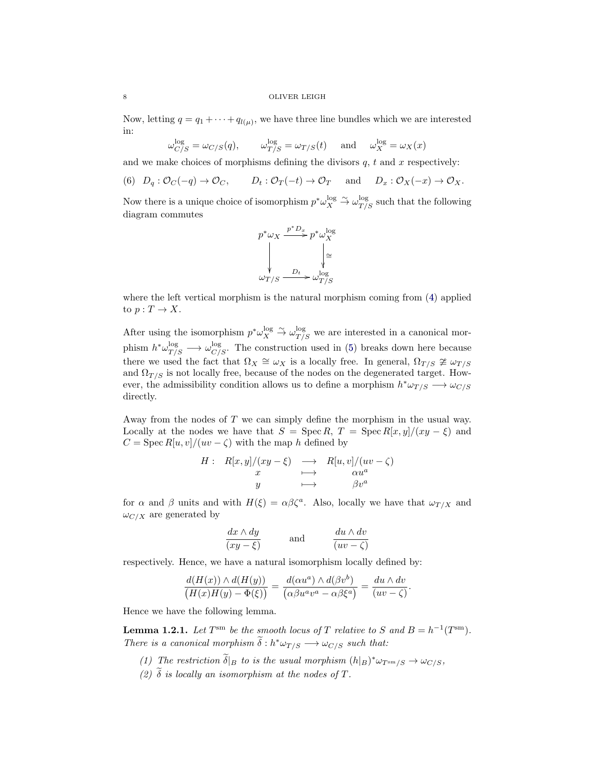Now, letting $q = q_1 + \cdots + q_{l(\mu)}$, we have three line bundles which we are interested in:

$$\omega_{C/S}^{\log} = \omega_{C/S}(q), \qquad \omega_{T/S}^{\log} = \omega_{T/S}(t) \quad \text{ and } \quad \omega_X^{\log} = \omega_X(x)$$

and we make choices of morphisms defining the divisors $q$, $t$ and $x$ respectively:

$$(6) \quad D_q : \mathcal{O}_C(-q) \to \mathcal{O}_C, \qquad D_t : \mathcal{O}_T(-t) \to \mathcal{O}_T \quad \text{ and } \quad D_x : \mathcal{O}_X(-x) \to \mathcal{O}_X.$$

Now there is a unique choice of isomorphism $p^*\omega_X^{\log} \xrightarrow{\sim} \omega_{T/S}^{\log}$ such that the following diagram commutes

$$\begin{array}{ccc} p^*\omega_X & \xrightarrow{p^* D_x} & p^*\omega_X^{\log} \\ \downarrow & & \downarrow \cong \\ \omega_{T/S} & \xrightarrow{D_t} & \omega_{T/S}^{\log} \end{array}$$

where the left vertical morphism is the natural morphism coming from (4) applied to $p : T \to X$.

After using the isomorphism $p^*\omega_X^{\log} \xrightarrow{\sim} \omega_{T/S}^{\log}$ we are interested in a canonical morphism $h^*\omega_{T/S}^{\log} \longrightarrow \omega_{C/S}^{\log}$. The construction used in (5) breaks down here because there we used the fact that $\Omega_X \cong \omega_X$ is a locally free. In general, $\Omega_{T/S} \not\cong \omega_{T/S}$ and $\Omega_{T/S}$ is not locally free, because of the nodes on the degenerated target. However, the admissibility condition allows us to define a morphism $h^*\omega_{T/S} \longrightarrow \omega_{C/S}$ directly.

Away from the nodes of $T$ we can simply define the morphism in the usual way. Locally at the nodes we have that $S = \operatorname{Spec} R$, $T = \operatorname{Spec} R[x,y]/(xy - \xi)$ and $C = \operatorname{Spec} R[u,v]/(uv - \zeta)$ with the map $h$ defined by

$$\begin{array}{rccc} H: & R[x,y]/(xy-\xi) & \longrightarrow & R[u,v]/(uv-\zeta) \\ & x & \longmapsto & \alpha u^a \\ & y & \longmapsto & \beta v^a \end{array}$$

for $\alpha$ and $\beta$ units and with $H(\xi) = \alpha\beta\zeta^a$. Also, locally we have that $\omega_{T/X}$ and $\omega_{C/X}$ are generated by

$$\frac{dx \wedge dy}{(xy - \xi)} \qquad \text{and} \qquad \frac{du \wedge dv}{(uv - \zeta)}$$

respectively. Hence, we have a natural isomorphism locally defined by:

$$\frac{d(H(x)) \wedge d(H(y))}{\big(H(x)H(y) - \Phi(\xi)\big)} = \frac{d(\alpha u^a) \wedge d(\beta v^b)}{\big(\alpha\beta u^a v^a - \alpha\beta\xi^a\big)} = \frac{du \wedge dv}{(uv - \zeta)}.$$

Hence we have the following lemma.

**Lemma 1.2.1.** *Let $T^{\mathrm{sm}}$ be the smooth locus of $T$ relative to $S$ and $B = h^{-1}(T^{\mathrm{sm}})$. There is a canonical morphism $\widetilde{\delta} : h^*\omega_{T/S} \longrightarrow \omega_{C/S}$ such that:*

1. *The restriction $\widetilde{\delta}|_B$ to is the usual morphism $(h|_B)^*\omega_{T^{\mathrm{sm}}/S} \to \omega_{C/S}$,*
2. *$\widetilde{\delta}$ is locally an isomorphism at the nodes of $T$.*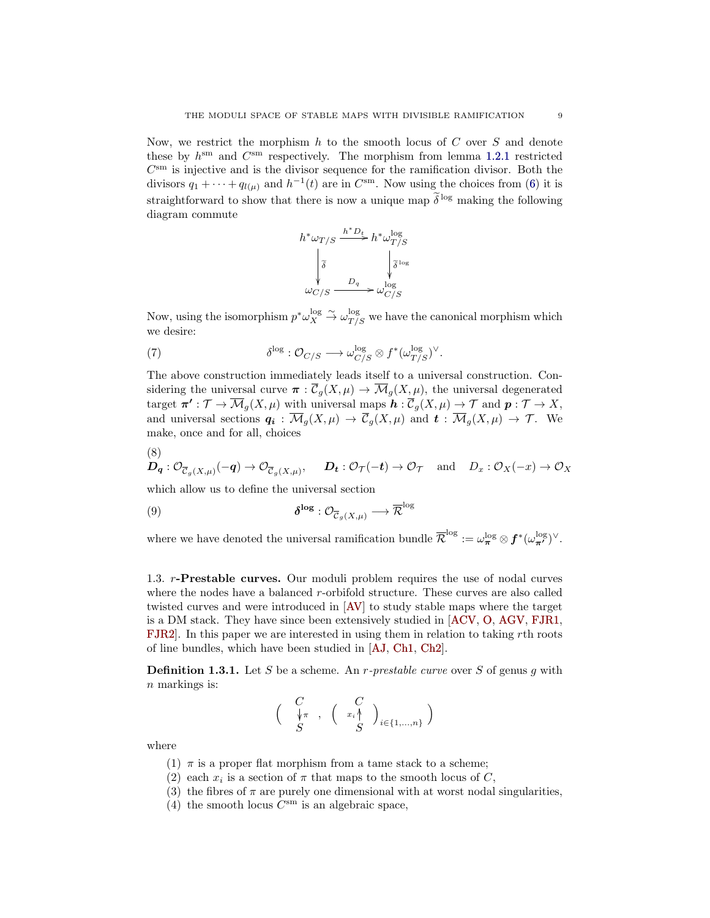Now, we restrict the morphism $h$ to the smooth locus of $C$ over $S$ and denote these by $h^{\mathrm{sm}}$ and $C^{\mathrm{sm}}$ respectively. The morphism from lemma 1.2.1 restricted $C^{\mathrm{sm}}$ is injective and is the divisor sequence for the ramification divisor. Both the divisors $q_1 + \cdots + q_{l(\mu)}$ and $h^{-1}(t)$ are in $C^{\mathrm{sm}}$. Now using the choices from (6) it is straightforward to show that there is now a unique map $\widetilde{\delta}^{\log}$ making the following diagram commute

$$\begin{array}{ccc} h^*\omega_{T/S} & \xrightarrow{h^*D_t} & h^*\omega_{T/S}^{\log} \\ \Big\downarrow{\scriptstyle \widetilde{\delta}} & & \Big\downarrow{\scriptstyle \widetilde{\delta}^{\log}} \\ \omega_{C/S} & \xrightarrow{D_q} & \omega_{C/S}^{\log} \end{array}$$

Now, using the isomorphism $p^*\omega_X^{\log} \xrightarrow{\sim} \omega_{T/S}^{\log}$ we have the canonical morphism which we desire:

$$\delta^{\log} : \mathcal{O}_{C/S} \longrightarrow \omega_{C/S}^{\log} \otimes f^*(\omega_{T/S}^{\log})^{\vee}. \tag{7}$$

The above construction immediately leads itself to a universal construction. Considering the universal curve $\boldsymbol{\pi} : \overline{\mathcal{C}}_g(X,\mu) \to \overline{\mathcal{M}}_g(X,\mu)$, the universal degenerated target $\boldsymbol{\pi'} : \mathcal{T} \to \overline{\mathcal{M}}_g(X,\mu)$ with universal maps $\boldsymbol{h} : \overline{\mathcal{C}}_g(X,\mu) \to \mathcal{T}$ and $\boldsymbol{p} : \mathcal{T} \to X$, and universal sections $\boldsymbol{q_i} : \overline{\mathcal{M}}_g(X,\mu) \to \overline{\mathcal{C}}_g(X,\mu)$ and $\boldsymbol{t} : \overline{\mathcal{M}}_g(X,\mu) \to \mathcal{T}$. We make, once and for all, choices

$$\boldsymbol{D_q} : \mathcal{O}_{\overline{\mathcal{C}}_g(X,\mu)}(-\boldsymbol{q}) \to \mathcal{O}_{\overline{\mathcal{C}}_g(X,\mu)}, \quad \boldsymbol{D_t} : \mathcal{O}_{\mathcal{T}}(-\boldsymbol{t}) \to \mathcal{O}_{\mathcal{T}} \quad \text{and} \quad D_x : \mathcal{O}_X(-x) \to \mathcal{O}_X \tag{8}$$

which allow us to define the universal section

$$\boldsymbol{\delta^{\log}} : \mathcal{O}_{\overline{\mathcal{C}}_g(X,\mu)} \longrightarrow \overline{\mathcal{R}}^{\log} \tag{9}$$

where we have denoted the universal ramification bundle $\overline{\mathcal{R}}^{\log} := \omega_{\boldsymbol{\pi}}^{\log} \otimes \boldsymbol{f}^*(\omega_{\boldsymbol{\pi'}}^{\log})^{\vee}$.

## 1.3. $r$-Prestable curves.

Our moduli problem requires the use of nodal curves where the nodes have a balanced $r$-orbifold structure. These curves are also called twisted curves and were introduced in [AV] to study stable maps where the target is a DM stack. They have since been extensively studied in [ACV, O, AGV, FJR1, FJR2]. In this paper we are interested in using them in relation to taking $r$th roots of line bundles, which have been studied in [AJ, Ch1, Ch2].

**Definition 1.3.1.** Let $S$ be a scheme. An *$r$-prestable curve* over $S$ of genus $g$ with $n$ markings is:

$$\left( \begin{array}{c} C \\ \downarrow{\scriptstyle \pi} \\ S \end{array} , \left( \begin{array}{c} C \\ {\scriptstyle x_i}\uparrow \\ S \end{array} \right)_{i \in \{1,\dots,n\}} \right)$$

where

1. $\pi$ is a proper flat morphism from a tame stack to a scheme;
2. each $x_i$ is a section of $\pi$ that maps to the smooth locus of $C$,
3. the fibres of $\pi$ are purely one dimensional with at worst nodal singularities,
4. the smooth locus $C^{\mathrm{sm}}$ is an algebraic space,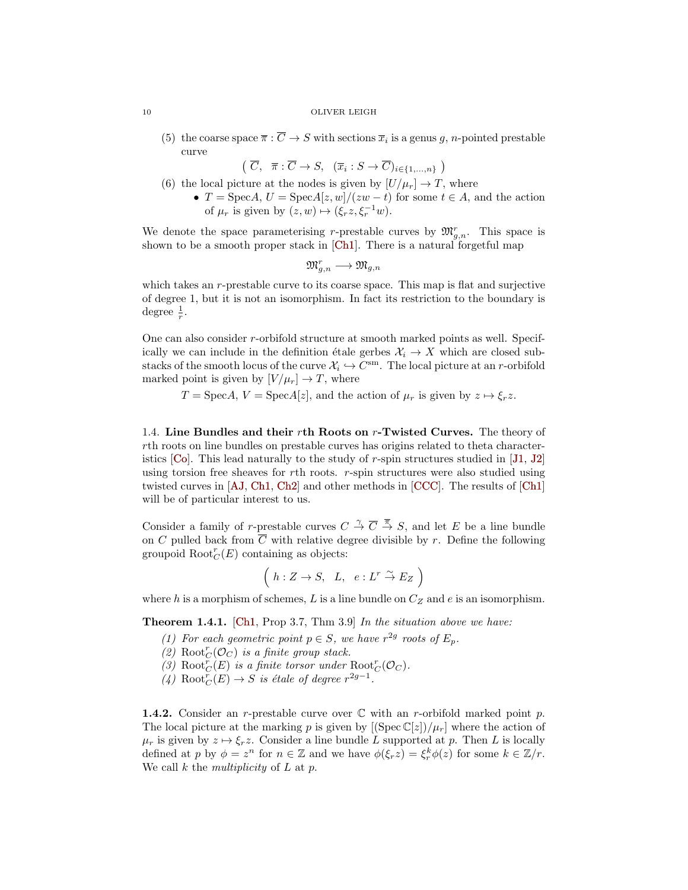(5) the coarse space $\overline{\pi} : \overline{C} \to S$ with sections $\overline{x}_i$ is a genus $g$, $n$-pointed prestable curve

$$\left( \overline{C}, \quad \overline{\pi} : \overline{C} \to S, \quad (\overline{x}_i : S \to \overline{C})_{i \in \{1,\dots,n\}} \right)$$

(6) the local picture at the nodes is given by $[U/\mu_r] \to T$, where
   - $T = \mathrm{Spec}A$, $U = \mathrm{Spec}A[z,w]/(zw - t)$ for some $t \in A$, and the action of $\mu_r$ is given by $(z,w) \mapsto (\xi_r z, \xi_r^{-1} w)$.

We denote the space parameterising $r$-prestable curves by $\mathfrak{M}^r_{g,n}$. This space is shown to be a smooth proper stack in [Ch1]. There is a natural forgetful map

$$\mathfrak{M}^r_{g,n} \longrightarrow \mathfrak{M}_{g,n}$$

which takes an $r$-prestable curve to its coarse space. This map is flat and surjective of degree 1, but it is not an isomorphism. In fact its restriction to the boundary is degree $\frac{1}{r}$.

One can also consider $r$-orbifold structure at smooth marked points as well. Specifically we can include in the definition étale gerbes $\mathcal{X}_i \to X$ which are closed substacks of the smooth locus of the curve $\mathcal{X}_i \hookrightarrow C^{\mathrm{sm}}$. The local picture at an $r$-orbifold marked point is given by $[V/\mu_r] \to T$, where

$$T = \mathrm{Spec}A,\ V = \mathrm{Spec}A[z], \text{ and the action of } \mu_r \text{ is given by } z \mapsto \xi_r z.$$

1.4. **Line Bundles and their $r$th Roots on $r$-Twisted Curves.** The theory of $r$th roots on line bundles on prestable curves has origins related to theta characteristics [Co]. This lead naturally to the study of $r$-spin structures studied in [J1, J2] using torsion free sheaves for $r$th roots. $r$-spin structures were also studied using twisted curves in [AJ, Ch1, Ch2] and other methods in [CCC]. The results of [Ch1] will be of particular interest to us.

Consider a family of $r$-prestable curves $C \xrightarrow{\gamma} \overline{C} \xrightarrow{\overline{\pi}} S$, and let $E$ be a line bundle on $C$ pulled back from $\overline{C}$ with relative degree divisible by $r$. Define the following groupoid $\mathrm{Root}^r_C(E)$ containing as objects:

$$\left( \ h : Z \to S, \quad L, \quad e : L^r \xrightarrow{\sim} E_Z \ \right)$$

where $h$ is a morphism of schemes, $L$ is a line bundle on $C_Z$ and $e$ is an isomorphism.

**Theorem 1.4.1.** [Ch1, Prop 3.7, Thm 3.9] *In the situation above we have:*

1. *For each geometric point $p \in S$, we have $r^{2g}$ roots of $E_p$.*
2. *$\mathrm{Root}^r_C(\mathcal{O}_C)$ is a finite group stack.*
3. *$\mathrm{Root}^r_C(E)$ is a finite torsor under $\mathrm{Root}^r_C(\mathcal{O}_C)$.*
4. *$\mathrm{Root}^r_C(E) \to S$ is étale of degree $r^{2g-1}$.*

**1.4.2.** Consider an $r$-prestable curve over $\mathbb{C}$ with an $r$-orbifold marked point $p$. The local picture at the marking $p$ is given by $[(\mathrm{Spec}\,\mathbb{C}[z])/\mu_r]$ where the action of $\mu_r$ is given by $z \mapsto \xi_r z$. Consider a line bundle $L$ supported at $p$. Then $L$ is locally defined at $p$ by $\phi = z^n$ for $n \in \mathbb{Z}$ and we have $\phi(\xi_r z) = \xi_r^k \phi(z)$ for some $k \in \mathbb{Z}/r$. We call $k$ the *multiplicity* of $L$ at $p$.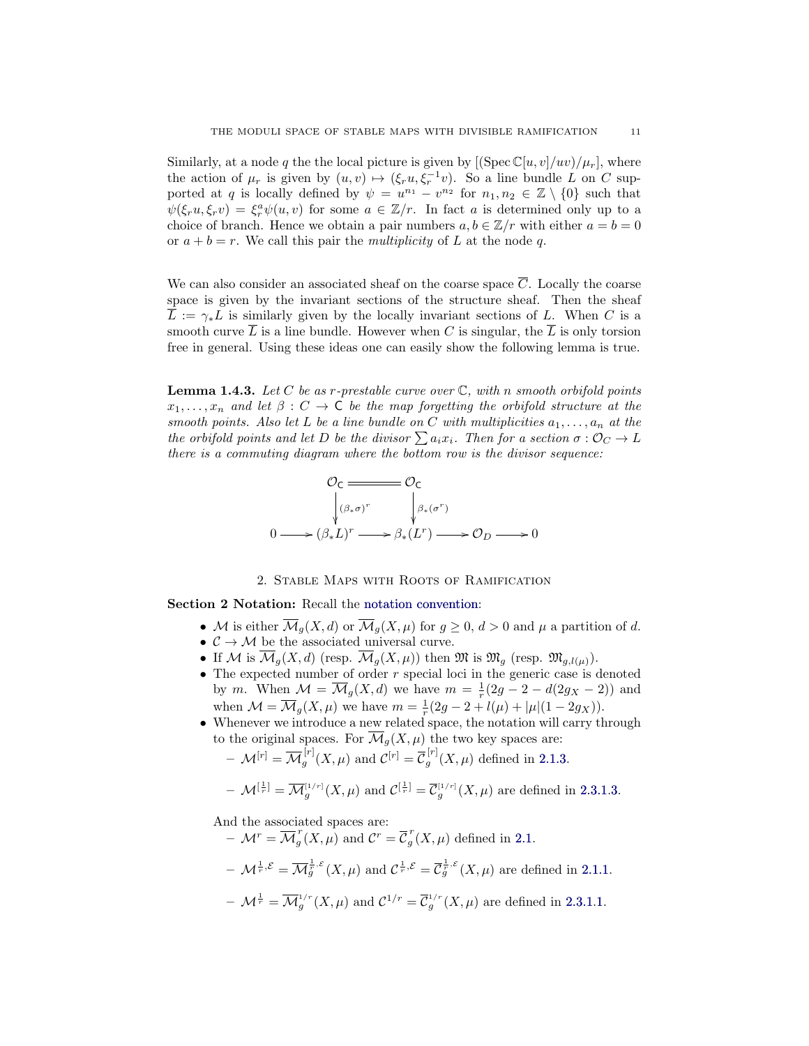Similarly, at a node $q$ the the local picture is given by $[(\operatorname{Spec} \mathbb{C}[u,v]/uv)/\mu_r]$, where the action of $\mu_r$ is given by $(u,v) \mapsto (\xi_r u, \xi_r^{-1} v)$. So a line bundle $L$ on $C$ supported at $q$ is locally defined by $\psi = u^{n_1} - v^{n_2}$ for $n_1, n_2 \in \mathbb{Z} \setminus \{0\}$ such that $\psi(\xi_r u, \xi_r v) = \xi_r^a \psi(u,v)$ for some $a \in \mathbb{Z}/r$. In fact $a$ is determined only up to a choice of branch. Hence we obtain a pair numbers $a, b \in \mathbb{Z}/r$ with either $a = b = 0$ or $a + b = r$. We call this pair the *multiplicity* of $L$ at the node $q$.

We can also consider an associated sheaf on the coarse space $\overline{C}$. Locally the coarse space is given by the invariant sections of the structure sheaf. Then the sheaf $\overline{L} := \gamma_* L$ is similarly given by the locally invariant sections of $L$. When $C$ is a smooth curve $\overline{L}$ is a line bundle. However when $C$ is singular, the $\overline{L}$ is only torsion free in general. Using these ideas one can easily show the following lemma is true.

**Lemma 1.4.3.** *Let $C$ be as $r$-prestable curve over $\mathbb{C}$, with $n$ smooth orbifold points $x_1, \ldots, x_n$ and let $\beta : C \to \mathsf{C}$ be the map forgetting the orbifold structure at the smooth points. Also let $L$ be a line bundle on $C$ with multiplicities $a_1, \ldots, a_n$ at the the orbifold points and let $D$ be the divisor $\sum a_i x_i$. Then for a section $\sigma : \mathcal{O}_C \to L$ there is a commuting diagram where the bottom row is the divisor sequence:*

$$
\begin{array}{ccccccc}
 & \mathcal{O}_{\mathsf{C}} & = & \mathcal{O}_{\mathsf{C}} & & & \\
 & \downarrow{\scriptstyle (\beta_*\sigma)^r} & & \downarrow{\scriptstyle \beta_*(\sigma^r)} & & & \\
0 \longrightarrow & (\beta_* L)^r & \longrightarrow & \beta_*(L^r) & \longrightarrow & \mathcal{O}_D & \longrightarrow 0
\end{array}
$$

## 2. Stable Maps with Roots of Ramification

**Section 2 Notation:** Recall the notation convention:

- $\mathcal{M}$ is either $\overline{\mathcal{M}}_g(X,d)$ or $\overline{\mathcal{M}}_g(X,\mu)$ for $g \geq 0$, $d > 0$ and $\mu$ a partition of $d$.
- $\mathcal{C} \to \mathcal{M}$ be the associated universal curve.
- If $\mathcal{M}$ is $\overline{\mathcal{M}}_g(X,d)$ (resp. $\overline{\mathcal{M}}_g(X,\mu)$) then $\mathfrak{M}$ is $\mathfrak{M}_g$ (resp. $\mathfrak{M}_{g,l(\mu)}$).
- The expected number of order $r$ special loci in the generic case is denoted by $m$. When $\mathcal{M} = \overline{\mathcal{M}}_g(X,d)$ we have $m = \frac{1}{r}(2g - 2 - d(2g_X - 2))$ and when $\mathcal{M} = \overline{\mathcal{M}}_g(X,\mu)$ we have $m = \frac{1}{r}(2g - 2 + l(\mu) + |\mu|(1 - 2g_X))$.
- Whenever we introduce a new related space, the notation will carry through to the original spaces. For $\overline{\mathcal{M}}_g(X,\mu)$ the two key spaces are:
  - $\mathcal{M}^{[r]} = \overline{\mathcal{M}}_g^{[r]}(X,\mu)$ and $\mathcal{C}^{[r]} = \overline{\mathcal{C}}_g^{[r]}(X,\mu)$ defined in 2.1.3.
  - $\mathcal{M}^{[\frac{1}{r}]} = \overline{\mathcal{M}}_g^{[1/r]}(X,\mu)$ and $\mathcal{C}^{[\frac{1}{r}]} = \overline{\mathcal{C}}_g^{[1/r]}(X,\mu)$ are defined in 2.3.1.3.

  And the associated spaces are:
  - $\mathcal{M}^r = \overline{\mathcal{M}}_g^r(X,\mu)$ and $\mathcal{C}^r = \overline{\mathcal{C}}_g^r(X,\mu)$ defined in 2.1.
  - $\mathcal{M}^{\frac{1}{r},\mathcal{E}} = \overline{\mathcal{M}}_g^{\frac{1}{r},\mathcal{E}}(X,\mu)$ and $\mathcal{C}^{\frac{1}{r},\mathcal{E}} = \overline{\mathcal{C}}_g^{\frac{1}{r},\mathcal{E}}(X,\mu)$ are defined in 2.1.1.
  - $\mathcal{M}^{\frac{1}{r}} = \overline{\mathcal{M}}_g^{1/r}(X,\mu)$ and $\mathcal{C}^{1/r} = \overline{\mathcal{C}}_g^{1/r}(X,\mu)$ are defined in 2.3.1.1.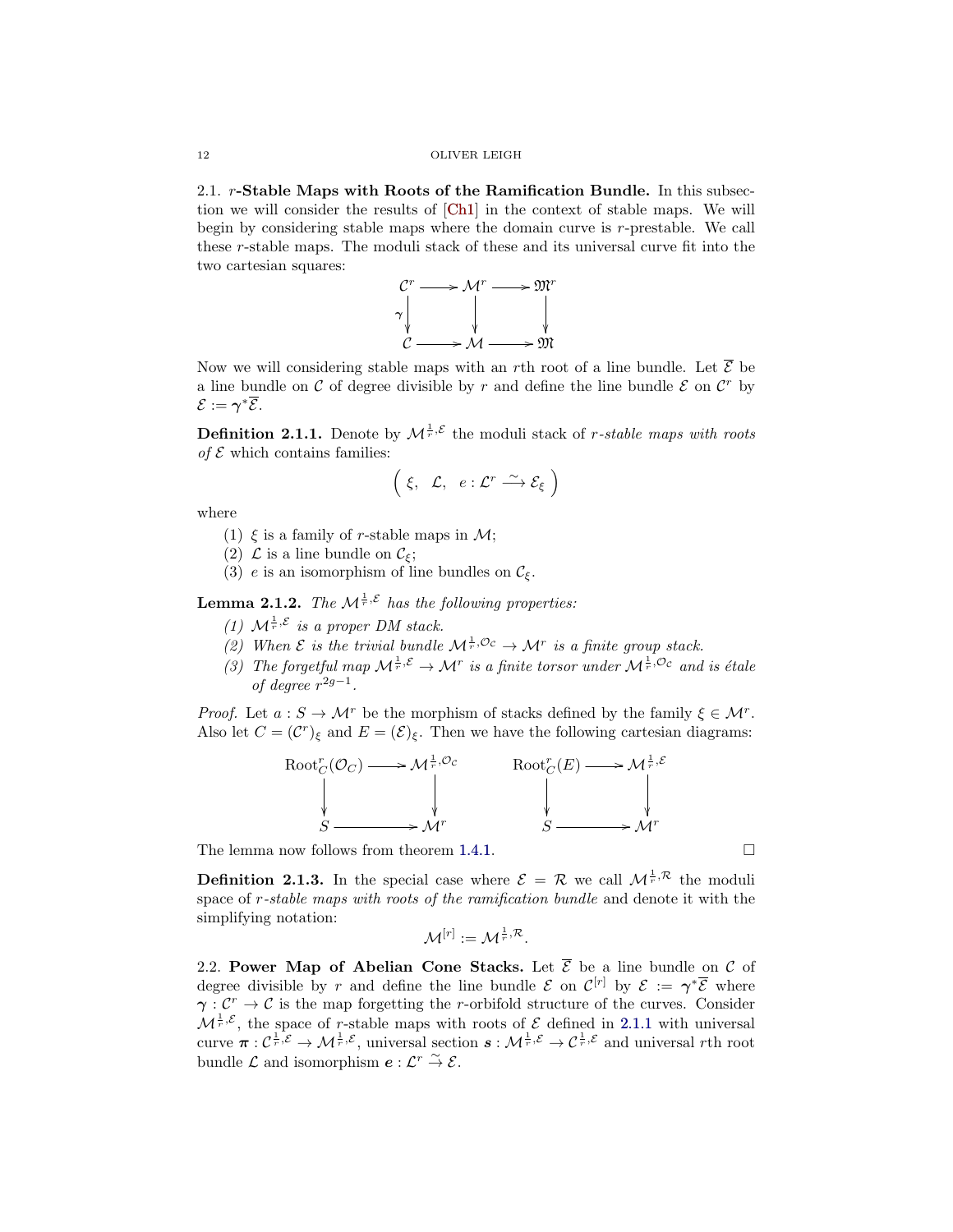## 2.1. $r$-Stable Maps with Roots of the Ramification Bundle.

In this subsection we will consider the results of [Ch1] in the context of stable maps. We will begin by considering stable maps where the domain curve is $r$-prestable. We call these $r$-stable maps. The moduli stack of these and its universal curve fit into the two cartesian squares:

$$\begin{array}{ccccc} \mathcal{C}^r & \longrightarrow & \mathcal{M}^r & \longrightarrow & \mathfrak{M}^r \\ \gamma\downarrow & & \downarrow & & \downarrow \\ \mathcal{C} & \longrightarrow & \mathcal{M} & \longrightarrow & \mathfrak{M} \end{array}$$

Now we will considering stable maps with an $r$th root of a line bundle. Let $\overline{\mathcal{E}}$ be a line bundle on $\mathcal{C}$ of degree divisible by $r$ and define the line bundle $\mathcal{E}$ on $\mathcal{C}^r$ by $\mathcal{E} := \boldsymbol{\gamma}^*\overline{\mathcal{E}}$.

**Definition 2.1.1.** Denote by $\mathcal{M}^{\frac{1}{r},\mathcal{E}}$ the moduli stack of *$r$-stable maps with roots of $\mathcal{E}$* which contains families:

$$\Big(\ \xi,\quad \mathcal{L},\quad e : \mathcal{L}^r \xrightarrow{\ \sim\ } \mathcal{E}_\xi\ \Big)$$

where

1. $\xi$ is a family of $r$-stable maps in $\mathcal{M}$;
2. $\mathcal{L}$ is a line bundle on $\mathcal{C}_\xi$;
3. $e$ is an isomorphism of line bundles on $\mathcal{C}_\xi$.

**Lemma 2.1.2.** *The $\mathcal{M}^{\frac{1}{r},\mathcal{E}}$ has the following properties:*

1. *$\mathcal{M}^{\frac{1}{r},\mathcal{E}}$ is a proper DM stack.*
2. *When $\mathcal{E}$ is the trivial bundle $\mathcal{M}^{\frac{1}{r},\mathcal{O}_\mathcal{C}} \to \mathcal{M}^r$ is a finite group stack.*
3. *The forgetful map $\mathcal{M}^{\frac{1}{r},\mathcal{E}} \to \mathcal{M}^r$ is a finite torsor under $\mathcal{M}^{\frac{1}{r},\mathcal{O}_\mathcal{C}}$ and is étale of degree $r^{2g-1}$.*

*Proof.* Let $a : S \to \mathcal{M}^r$ be the morphism of stacks defined by the family $\xi \in \mathcal{M}^r$. Also let $C = (\mathcal{C}^r)_\xi$ and $E = (\mathcal{E})_\xi$. Then we have the following cartesian diagrams:

$$\begin{array}{ccc} \mathrm{Root}^r_C(\mathcal{O}_C) & \longrightarrow & \mathcal{M}^{\frac{1}{r},\mathcal{O}_\mathcal{C}} \\ \downarrow & & \downarrow \\ S & \longrightarrow & \mathcal{M}^r \end{array} \qquad\qquad \begin{array}{ccc} \mathrm{Root}^r_C(E) & \longrightarrow & \mathcal{M}^{\frac{1}{r},\mathcal{E}} \\ \downarrow & & \downarrow \\ S & \longrightarrow & \mathcal{M}^r \end{array}$$

The lemma now follows from theorem 1.4.1. $\square$

**Definition 2.1.3.** In the special case where $\mathcal{E} = \mathcal{R}$ we call $\mathcal{M}^{\frac{1}{r},\mathcal{R}}$ the moduli space of *$r$-stable maps with roots of the ramification bundle* and denote it with the simplifying notation:

$$\mathcal{M}^{[r]} := \mathcal{M}^{\frac{1}{r},\mathcal{R}}.$$

## 2.2. Power Map of Abelian Cone Stacks.

Let $\overline{\mathcal{E}}$ be a line bundle on $\mathcal{C}$ of degree divisible by $r$ and define the line bundle $\mathcal{E}$ on $\mathcal{C}^{[r]}$ by $\mathcal{E} := \boldsymbol{\gamma}^*\overline{\mathcal{E}}$ where $\boldsymbol{\gamma} : \mathcal{C}^r \to \mathcal{C}$ is the map forgetting the $r$-orbifold structure of the curves. Consider $\mathcal{M}^{\frac{1}{r},\mathcal{E}}$, the space of $r$-stable maps with roots of $\mathcal{E}$ defined in 2.1.1 with universal curve $\boldsymbol{\pi} : \mathcal{C}^{\frac{1}{r},\mathcal{E}} \to \mathcal{M}^{\frac{1}{r},\mathcal{E}}$, universal section $\boldsymbol{s} : \mathcal{M}^{\frac{1}{r},\mathcal{E}} \to \mathcal{C}^{\frac{1}{r},\mathcal{E}}$ and universal $r$th root bundle $\mathcal{L}$ and isomorphism $\boldsymbol{e} : \mathcal{L}^r \xrightarrow{\sim} \mathcal{E}$.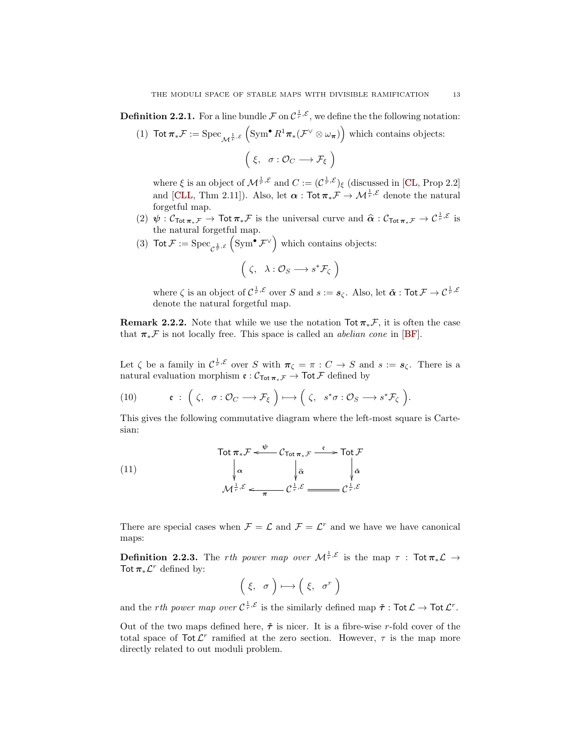**Definition 2.2.1.** For a line bundle $\mathcal{F}$ on $\mathcal{C}^{\frac{1}{r},\mathcal{E}}$, we define the the following notation:

(1) $\mathsf{Tot}\,\boldsymbol{\pi}_*\mathcal{F} := \mathrm{Spec}_{\mathcal{M}^{\frac{1}{r},\mathcal{E}}}\left(\mathrm{Sym}^\bullet R^1\boldsymbol{\pi}_*(\mathcal{F}^\vee \otimes \omega_{\boldsymbol{\pi}})\right)$ which contains objects:

$$\Big(\ \xi,\quad \sigma : \mathcal{O}_C \longrightarrow \mathcal{F}_\xi\ \Big)$$

where $\xi$ is an object of $\mathcal{M}^{\frac{1}{r},\mathcal{E}}$ and $C := (\mathcal{C}^{\frac{1}{r},\mathcal{E}})_\xi$ (discussed in [CL, Prop 2.2] and [CLL, Thm 2.11]). Also, let $\boldsymbol{\alpha} : \mathsf{Tot}\,\boldsymbol{\pi}_*\mathcal{F} \to \mathcal{M}^{\frac{1}{r},\mathcal{E}}$ denote the natural forgetful map.

(2) $\boldsymbol{\psi} : \mathcal{C}_{\mathsf{Tot}\,\boldsymbol{\pi}_*\mathcal{F}} \to \mathsf{Tot}\,\boldsymbol{\pi}_*\mathcal{F}$ is the universal curve and $\widehat{\boldsymbol{\alpha}} : \mathcal{C}_{\mathsf{Tot}\,\boldsymbol{\pi}_*\mathcal{F}} \to \mathcal{C}^{\frac{1}{r},\mathcal{E}}$ is the natural forgetful map.

(3) $\mathsf{Tot}\,\mathcal{F} := \mathrm{Spec}_{\mathcal{C}^{\frac{1}{r},\mathcal{E}}}\left(\mathrm{Sym}^\bullet \mathcal{F}^\vee\right)$ which contains objects:

$$\Big(\ \zeta,\quad \lambda : \mathcal{O}_S \longrightarrow s^*\mathcal{F}_\zeta\ \Big)$$

where $\zeta$ is an object of $\mathcal{C}^{\frac{1}{r},\mathcal{E}}$ over $S$ and $s := \boldsymbol{s}_\zeta$. Also, let $\check{\boldsymbol{\alpha}} : \mathsf{Tot}\,\mathcal{F} \to \mathcal{C}^{\frac{1}{r},\mathcal{E}}$ denote the natural forgetful map.

**Remark 2.2.2.** Note that while we use the notation $\mathsf{Tot}\,\boldsymbol{\pi}_*\mathcal{F}$, it is often the case that $\boldsymbol{\pi}_*\mathcal{F}$ is not locally free. This space is called an *abelian cone* in [BF].

Let $\zeta$ be a family in $\mathcal{C}^{\frac{1}{r},\mathcal{E}}$ over $S$ with $\boldsymbol{\pi}_\zeta = \pi : C \to S$ and $s := \boldsymbol{s}_\zeta$. There is a natural evaluation morphism $\mathfrak{e} : \mathcal{C}_{\mathsf{Tot}\,\boldsymbol{\pi}_*\mathcal{F}} \to \mathsf{Tot}\,\mathcal{F}$ defined by

$$\mathfrak{e}\ :\ \Big(\ \zeta,\quad \sigma : \mathcal{O}_C \longrightarrow \mathcal{F}_\xi\ \Big) \longmapsto \Big(\ \zeta,\quad s^*\sigma : \mathcal{O}_S \longrightarrow s^*\mathcal{F}_\zeta\ \Big). \tag{10}$$

This gives the following commutative diagram where the left-most square is Cartesian:

$$\begin{array}{ccccc}
\mathsf{Tot}\,\boldsymbol{\pi}_*\mathcal{F} & \xleftarrow{\ \boldsymbol{\psi}\ } & \mathcal{C}_{\mathsf{Tot}\,\boldsymbol{\pi}_*\mathcal{F}} & \xrightarrow{\ \mathfrak{e}\ } & \mathsf{Tot}\,\mathcal{F} \\
\downarrow{\scriptstyle \boldsymbol{\alpha}} & & \downarrow{\scriptstyle \widehat{\boldsymbol{\alpha}}} & & \downarrow{\scriptstyle \check{\boldsymbol{\alpha}}} \\
\mathcal{M}^{\frac{1}{r},\mathcal{E}} & \xleftarrow[\ \boldsymbol{\pi}\ ]{} & \mathcal{C}^{\frac{1}{r},\mathcal{E}} & = & \mathcal{C}^{\frac{1}{r},\mathcal{E}}
\end{array} \tag{11}$$

There are special cases when $\mathcal{F} = \mathcal{L}$ and $\mathcal{F} = \mathcal{L}^r$ and we have we have canonical maps:

**Definition 2.2.3.** The *rth power map over* $\mathcal{M}^{\frac{1}{r},\mathcal{E}}$ is the map $\tau : \mathsf{Tot}\,\boldsymbol{\pi}_*\mathcal{L} \to \mathsf{Tot}\,\boldsymbol{\pi}_*\mathcal{L}^r$ defined by:

$$\Big(\ \xi,\quad \sigma\ \Big) \longmapsto \Big(\ \xi,\quad \sigma^r\ \Big)$$

and the *rth power map over* $\mathcal{C}^{\frac{1}{r},\mathcal{E}}$ is the similarly defined map $\check{\boldsymbol{\tau}} : \mathsf{Tot}\,\mathcal{L} \to \mathsf{Tot}\,\mathcal{L}^r$.

Out of the two maps defined here, $\check{\boldsymbol{\tau}}$ is nicer. It is a fibre-wise $r$-fold cover of the total space of $\mathsf{Tot}\,\mathcal{L}^r$ ramified at the zero section. However, $\tau$ is the map more directly related to out moduli problem.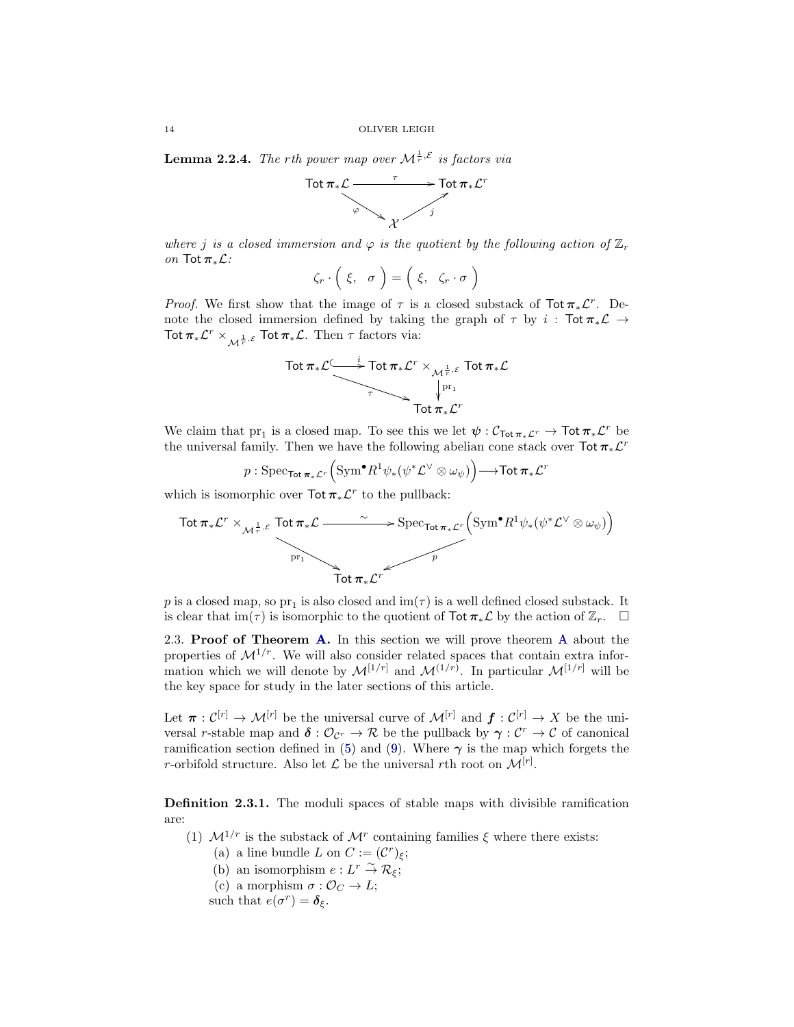**Lemma 2.2.4.** *The rth power map over $\mathcal{M}^{\frac{1}{r},\mathcal{E}}$ is factors via*

$$\begin{array}{ccc} \mathsf{Tot}\,\boldsymbol{\pi}_*\mathcal{L} & \xrightarrow{\quad \tau \quad} & \mathsf{Tot}\,\boldsymbol{\pi}_*\mathcal{L}^r \\ & {\scriptstyle\varphi}\searrow \quad \nearrow{\scriptstyle j} & \\ & \mathcal{X} & \end{array}$$

*where $j$ is a closed immersion and $\varphi$ is the quotient by the following action of $\mathbb{Z}_r$ on $\mathsf{Tot}\,\boldsymbol{\pi}_*\mathcal{L}$:*

$$\zeta_r \cdot \Big( \ \xi, \quad \sigma \ \Big) = \Big( \ \xi, \quad \zeta_r \cdot \sigma \ \Big)$$

*Proof.* We first show that the image of $\tau$ is a closed substack of $\mathsf{Tot}\,\boldsymbol{\pi}_*\mathcal{L}^r$. Denote the closed immersion defined by taking the graph of $\tau$ by $i : \mathsf{Tot}\,\boldsymbol{\pi}_*\mathcal{L} \to \mathsf{Tot}\,\boldsymbol{\pi}_*\mathcal{L}^r \times_{\mathcal{M}^{\frac{1}{r},\mathcal{E}}} \mathsf{Tot}\,\boldsymbol{\pi}_*\mathcal{L}$. Then $\tau$ factors via:

$$\begin{array}{ccc} \mathsf{Tot}\,\boldsymbol{\pi}_*\mathcal{L} & \xhookrightarrow{\quad i \quad} & \mathsf{Tot}\,\boldsymbol{\pi}_*\mathcal{L}^r \times_{\mathcal{M}^{\frac{1}{r},\mathcal{E}}} \mathsf{Tot}\,\boldsymbol{\pi}_*\mathcal{L} \\ & {\scriptstyle\tau}\searrow & \downarrow{\scriptstyle \mathrm{pr}_1} \\ & & \mathsf{Tot}\,\boldsymbol{\pi}_*\mathcal{L}^r \end{array}$$

We claim that $\mathrm{pr}_1$ is a closed map. To see this we let $\boldsymbol{\psi} : \mathcal{C}_{\mathsf{Tot}\,\boldsymbol{\pi}_*\mathcal{L}^r} \to \mathsf{Tot}\,\boldsymbol{\pi}_*\mathcal{L}^r$ be the universal family. Then we have the following abelian cone stack over $\mathsf{Tot}\,\boldsymbol{\pi}_*\mathcal{L}^r$

$$p : \mathrm{Spec}_{\mathsf{Tot}\,\boldsymbol{\pi}_*\mathcal{L}^r}\Big(\mathrm{Sym}^{\bullet} R^1\psi_*(\psi^*\mathcal{L}^{\vee} \otimes \omega_{\psi})\Big) \longrightarrow \mathsf{Tot}\,\boldsymbol{\pi}_*\mathcal{L}^r$$

which is isomorphic over $\mathsf{Tot}\,\boldsymbol{\pi}_*\mathcal{L}^r$ to the pullback:

$$\begin{array}{ccc} \mathsf{Tot}\,\boldsymbol{\pi}_*\mathcal{L}^r \times_{\mathcal{M}^{\frac{1}{r},\mathcal{E}}} \mathsf{Tot}\,\boldsymbol{\pi}_*\mathcal{L} & \xrightarrow{\quad \sim \quad} & \mathrm{Spec}_{\mathsf{Tot}\,\boldsymbol{\pi}_*\mathcal{L}^r}\Big(\mathrm{Sym}^{\bullet} R^1\psi_*(\psi^*\mathcal{L}^{\vee} \otimes \omega_{\psi})\Big) \\ & {\scriptstyle \mathrm{pr}_1}\searrow \quad \swarrow{\scriptstyle p} & \\ & \mathsf{Tot}\,\boldsymbol{\pi}_*\mathcal{L}^r & \end{array}$$

$p$ is a closed map, so $\mathrm{pr}_1$ is also closed and $\mathrm{im}(\tau)$ is a well defined closed substack. It is clear that $\mathrm{im}(\tau)$ is isomorphic to the quotient of $\mathsf{Tot}\,\boldsymbol{\pi}_*\mathcal{L}$ by the action of $\mathbb{Z}_r$. $\square$

2.3. **Proof of Theorem A.** In this section we will prove theorem A about the properties of $\mathcal{M}^{1/r}$. We will also consider related spaces that contain extra information which we will denote by $\mathcal{M}^{[1/r]}$ and $\mathcal{M}^{(1/r)}$. In particular $\mathcal{M}^{[1/r]}$ will be the key space for study in the later sections of this article.

Let $\boldsymbol{\pi} : \mathcal{C}^{[r]} \to \mathcal{M}^{[r]}$ be the universal curve of $\mathcal{M}^{[r]}$ and $\boldsymbol{f} : \mathcal{C}^{[r]} \to X$ be the universal $r$-stable map and $\boldsymbol{\delta} : \mathcal{O}_{\mathcal{C}^r} \to \mathcal{R}$ be the pullback by $\boldsymbol{\gamma} : \mathcal{C}^r \to \mathcal{C}$ of canonical ramification section defined in (5) and (9). Where $\boldsymbol{\gamma}$ is the map which forgets the $r$-orbifold structure. Also let $\mathcal{L}$ be the universal $r$th root on $\mathcal{M}^{[r]}$.

**Definition 2.3.1.** The moduli spaces of stable maps with divisible ramification are:

1. $\mathcal{M}^{1/r}$ is the substack of $\mathcal{M}^r$ containing families $\xi$ where there exists:
   - (a) a line bundle $L$ on $C := (\mathcal{C}^r)_\xi$;
   - (b) an isomorphism $e : L^r \xrightarrow{\sim} \mathcal{R}_\xi$;
   - (c) a morphism $\sigma : \mathcal{O}_C \to L$;

   such that $e(\sigma^r) = \boldsymbol{\delta}_\xi$.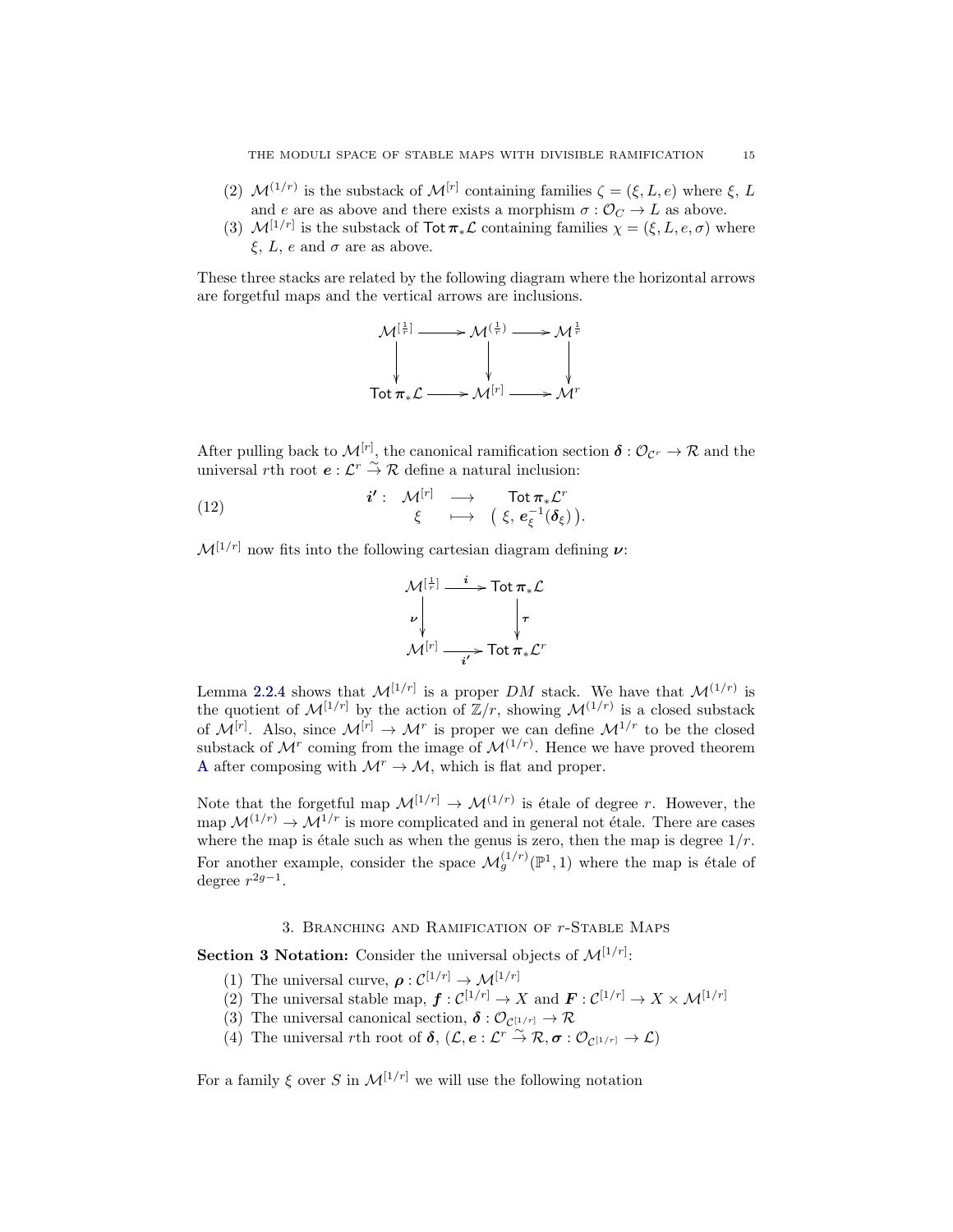(2) $\mathcal{M}^{(1/r)}$ is the substack of $\mathcal{M}^{[r]}$ containing families $\zeta = (\xi, L, e)$ where $\xi$, $L$ and $e$ are as above and there exists a morphism $\sigma : \mathcal{O}_C \to L$ as above.

(3) $\mathcal{M}^{[1/r]}$ is the substack of $\mathsf{Tot}\,\boldsymbol{\pi}_*\mathcal{L}$ containing families $\chi = (\xi, L, e, \sigma)$ where $\xi$, $L$, $e$ and $\sigma$ are as above.

These three stacks are related by the following diagram where the horizontal arrows are forgetful maps and the vertical arrows are inclusions.

$$\begin{array}{ccccc}
\mathcal{M}^{[\frac{1}{r}]} & \longrightarrow & \mathcal{M}^{(\frac{1}{r})} & \longrightarrow & \mathcal{M}^{\frac{1}{r}} \\
\downarrow & & \downarrow & & \downarrow \\
\mathsf{Tot}\,\boldsymbol{\pi}_*\mathcal{L} & \longrightarrow & \mathcal{M}^{[r]} & \longrightarrow & \mathcal{M}^{r}
\end{array}$$

After pulling back to $\mathcal{M}^{[r]}$, the canonical ramification section $\boldsymbol{\delta} : \mathcal{O}_{\mathcal{C}^r} \to \mathcal{R}$ and the universal $r$th root $\boldsymbol{e} : \mathcal{L}^r \tilde{\to} \mathcal{R}$ define a natural inclusion:

$$\begin{array}{rccc}
\boldsymbol{i'} : & \mathcal{M}^{[r]} & \longrightarrow & \mathsf{Tot}\,\boldsymbol{\pi}_*\mathcal{L}^r \\
& \xi & \longmapsto & \big(\,\xi,\, \boldsymbol{e}_\xi^{-1}(\boldsymbol{\delta}_\xi)\,\big).
\end{array} \tag{12}$$

$\mathcal{M}^{[1/r]}$ now fits into the following cartesian diagram defining $\boldsymbol{\nu}$:

$$\begin{array}{ccc}
\mathcal{M}^{[\frac{1}{r}]} & \xrightarrow{\ \boldsymbol{i}\ } & \mathsf{Tot}\,\boldsymbol{\pi}_*\mathcal{L} \\
\boldsymbol{\nu}\downarrow & & \downarrow\boldsymbol{\tau} \\
\mathcal{M}^{[r]} & \xrightarrow[\ \boldsymbol{i'}\ ]{} & \mathsf{Tot}\,\boldsymbol{\pi}_*\mathcal{L}^r
\end{array}$$

Lemma 2.2.4 shows that $\mathcal{M}^{[1/r]}$ is a proper $DM$ stack. We have that $\mathcal{M}^{(1/r)}$ is the quotient of $\mathcal{M}^{[1/r]}$ by the action of $\mathbb{Z}/r$, showing $\mathcal{M}^{(1/r)}$ is a closed substack of $\mathcal{M}^{[r]}$. Also, since $\mathcal{M}^{[r]} \to \mathcal{M}^r$ is proper we can define $\mathcal{M}^{1/r}$ to be the closed substack of $\mathcal{M}^r$ coming from the image of $\mathcal{M}^{(1/r)}$. Hence we have proved theorem A after composing with $\mathcal{M}^r \to \mathcal{M}$, which is flat and proper.

Note that the forgetful map $\mathcal{M}^{[1/r]} \to \mathcal{M}^{(1/r)}$ is étale of degree $r$. However, the map $\mathcal{M}^{(1/r)} \to \mathcal{M}^{1/r}$ is more complicated and in general not étale. There are cases where the map is étale such as when the genus is zero, then the map is degree $1/r$. For another example, consider the space $\mathcal{M}_g^{(1/r)}(\mathbb{P}^1, 1)$ where the map is étale of degree $r^{2g-1}$.

## 3. Branching and Ramification of $r$-Stable Maps

**Section 3 Notation:** Consider the universal objects of $\mathcal{M}^{[1/r]}$:

(1) The universal curve, $\boldsymbol{\rho} : \mathcal{C}^{[1/r]} \to \mathcal{M}^{[1/r]}$

(2) The universal stable map, $\boldsymbol{f} : \mathcal{C}^{[1/r]} \to X$ and $\boldsymbol{F} : \mathcal{C}^{[1/r]} \to X \times \mathcal{M}^{[1/r]}$

(3) The universal canonical section, $\boldsymbol{\delta} : \mathcal{O}_{\mathcal{C}^{[1/r]}} \to \mathcal{R}$

(4) The universal $r$th root of $\boldsymbol{\delta}$, $(\mathcal{L}, \boldsymbol{e} : \mathcal{L}^r \tilde{\to} \mathcal{R}, \boldsymbol{\sigma} : \mathcal{O}_{\mathcal{C}^{[1/r]}} \to \mathcal{L})$

For a family $\xi$ over $S$ in $\mathcal{M}^{[1/r]}$ we will use the following notation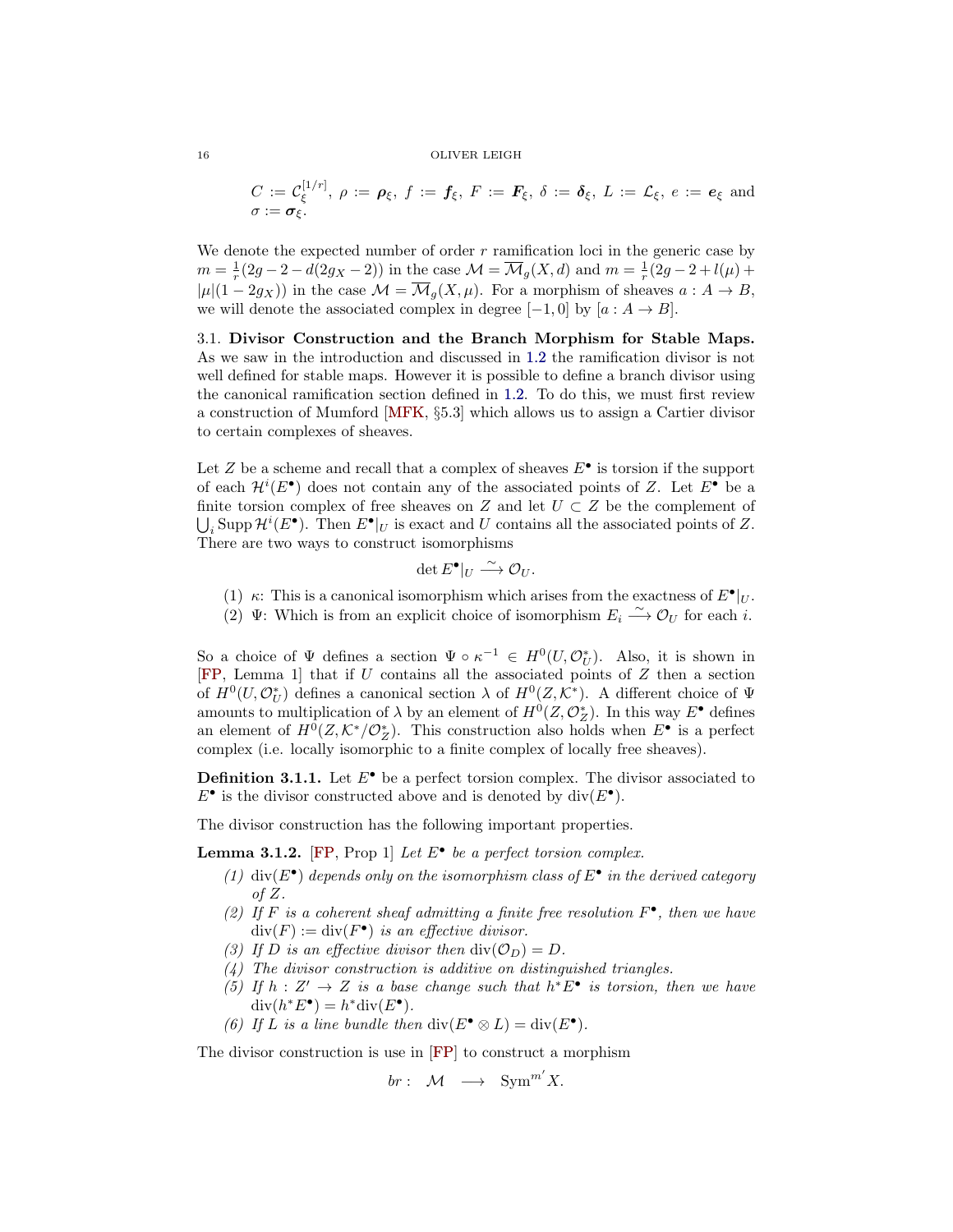$C := \mathcal{C}_\xi^{[1/r]}$, $\rho := \boldsymbol{\rho}_\xi$, $f := \boldsymbol{f}_\xi$, $F := \boldsymbol{F}_\xi$, $\delta := \boldsymbol{\delta}_\xi$, $L := \mathcal{L}_\xi$, $e := \boldsymbol{e}_\xi$ and $\sigma := \boldsymbol{\sigma}_\xi$.

We denote the expected number of order $r$ ramification loci in the generic case by $m = \frac{1}{r}(2g-2-d(2g_X-2))$ in the case $\mathcal{M} = \overline{\mathcal{M}}_g(X,d)$ and $m = \frac{1}{r}(2g-2+l(\mu)+|\mu|(1-2g_X))$ in the case $\mathcal{M} = \overline{\mathcal{M}}_g(X,\mu)$. For a morphism of sheaves $a : A \to B$, we will denote the associated complex in degree $[-1,0]$ by $[a : A \to B]$.

## 3.1. Divisor Construction and the Branch Morphism for Stable Maps.

As we saw in the introduction and discussed in 1.2 the ramification divisor is not well defined for stable maps. However it is possible to define a branch divisor using the canonical ramification section defined in 1.2. To do this, we must first review a construction of Mumford [MFK, §5.3] which allows us to assign a Cartier divisor to certain complexes of sheaves.

Let $Z$ be a scheme and recall that a complex of sheaves $E^\bullet$ is torsion if the support of each $\mathcal{H}^i(E^\bullet)$ does not contain any of the associated points of $Z$. Let $E^\bullet$ be a finite torsion complex of free sheaves on $Z$ and let $U \subset Z$ be the complement of $\bigcup_i \operatorname{Supp} \mathcal{H}^i(E^\bullet)$. Then $E^\bullet|_U$ is exact and $U$ contains all the associated points of $Z$. There are two ways to construct isomorphisms

$$\det E^\bullet|_U \xrightarrow{\sim} \mathcal{O}_U.$$

1. $\kappa$: This is a canonical isomorphism which arises from the exactness of $E^\bullet|_U$.
2. $\Psi$: Which is from an explicit choice of isomorphism $E_i \xrightarrow{\sim} \mathcal{O}_U$ for each $i$.

So a choice of $\Psi$ defines a section $\Psi \circ \kappa^{-1} \in H^0(U, \mathcal{O}_U^*)$. Also, it is shown in [FP, Lemma 1] that if $U$ contains all the associated points of $Z$ then a section of $H^0(U,\mathcal{O}_U^*)$ defines a canonical section $\lambda$ of $H^0(Z,\mathcal{K}^*)$. A different choice of $\Psi$ amounts to multiplication of $\lambda$ by an element of $H^0(Z,\mathcal{O}_Z^*)$. In this way $E^\bullet$ defines an element of $H^0(Z,\mathcal{K}^*/\mathcal{O}_Z^*)$. This construction also holds when $E^\bullet$ is a perfect complex (i.e. locally isomorphic to a finite complex of locally free sheaves).

**Definition 3.1.1.** Let $E^\bullet$ be a perfect torsion complex. The divisor associated to $E^\bullet$ is the divisor constructed above and is denoted by $\operatorname{div}(E^\bullet)$.

The divisor construction has the following important properties.

**Lemma 3.1.2.** [FP, Prop 1] *Let $E^\bullet$ be a perfect torsion complex.*

1. *$\operatorname{div}(E^\bullet)$ depends only on the isomorphism class of $E^\bullet$ in the derived category of $Z$.*
2. *If $F$ is a coherent sheaf admitting a finite free resolution $F^\bullet$, then we have $\operatorname{div}(F) := \operatorname{div}(F^\bullet)$ is an effective divisor.*
3. *If $D$ is an effective divisor then $\operatorname{div}(\mathcal{O}_D) = D$.*
4. *The divisor construction is additive on distinguished triangles.*
5. *If $h : Z' \to Z$ is a base change such that $h^*E^\bullet$ is torsion, then we have $\operatorname{div}(h^*E^\bullet) = h^*\operatorname{div}(E^\bullet)$.*
6. *If $L$ is a line bundle then $\operatorname{div}(E^\bullet \otimes L) = \operatorname{div}(E^\bullet)$.*

The divisor construction is use in [FP] to construct a morphism

$$br : \quad \mathcal{M} \quad \longrightarrow \quad \operatorname{Sym}^{m'} X.$$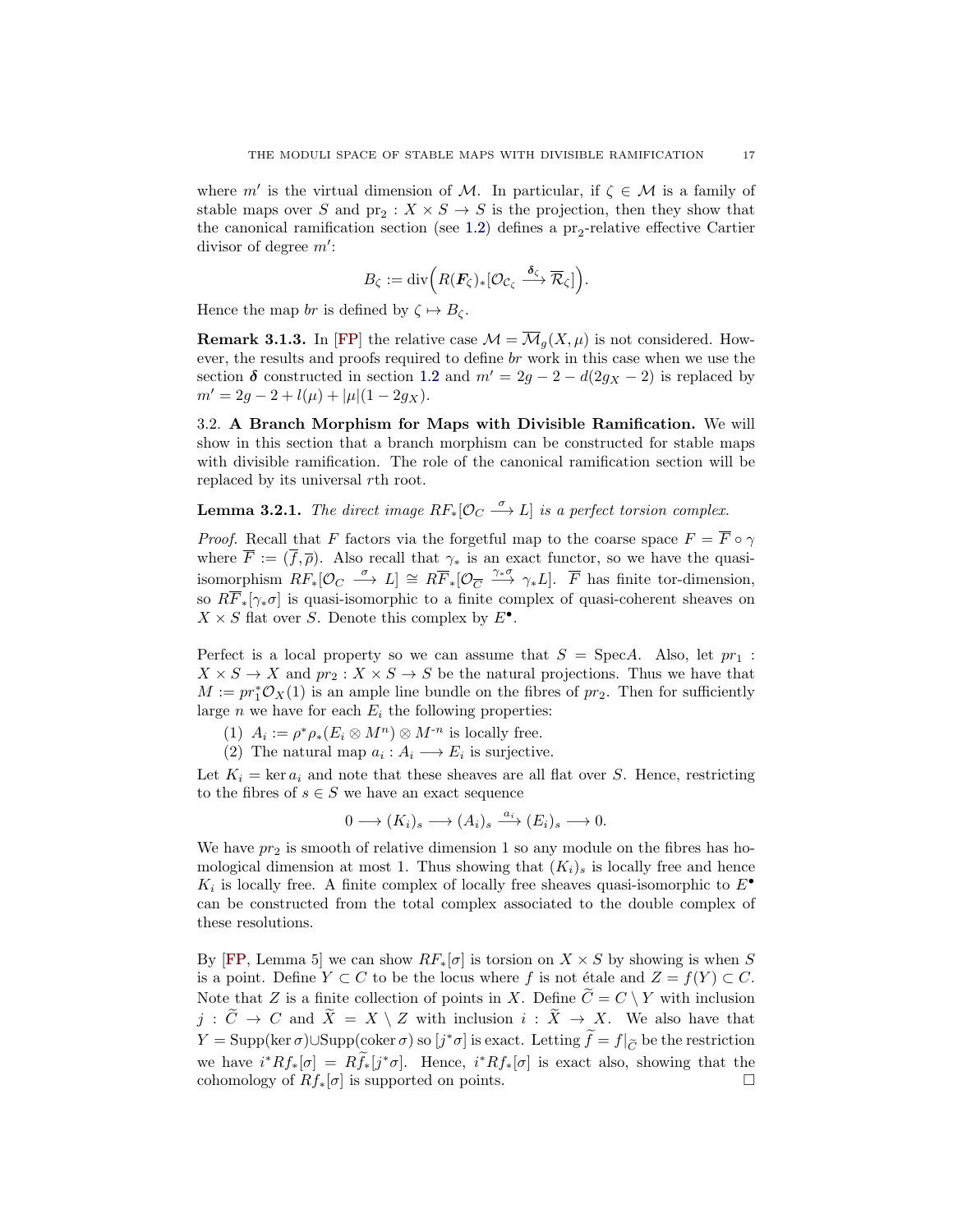where $m'$ is the virtual dimension of $\mathcal{M}$. In particular, if $\zeta \in \mathcal{M}$ is a family of stable maps over $S$ and $\mathrm{pr}_2 : X \times S \to S$ is the projection, then they show that the canonical ramification section (see 1.2) defines a $\mathrm{pr}_2$-relative effective Cartier divisor of degree $m'$:

$$B_\zeta := \operatorname{div}\Big( R(\boldsymbol{F}_\zeta)_*[\mathcal{O}_{\mathcal{C}_\zeta} \xrightarrow{\boldsymbol{\delta}_\zeta} \overline{\mathcal{R}}_\zeta]\Big).$$

Hence the map $br$ is defined by $\zeta \mapsto B_\zeta$.

**Remark 3.1.3.** In [FP] the relative case $\mathcal{M} = \overline{\mathcal{M}}_g(X, \mu)$ is not considered. However, the results and proofs required to define $br$ work in this case when we use the section $\boldsymbol{\delta}$ constructed in section 1.2 and $m' = 2g - 2 - d(2g_X - 2)$ is replaced by $m' = 2g - 2 + l(\mu) + |\mu|(1 - 2g_X)$.

3.2. **A Branch Morphism for Maps with Divisible Ramification.** We will show in this section that a branch morphism can be constructed for stable maps with divisible ramification. The role of the canonical ramification section will be replaced by its universal $r$th root.

**Lemma 3.2.1.** *The direct image $RF_*[\mathcal{O}_C \xrightarrow{\sigma} L]$ is a perfect torsion complex.*

*Proof.* Recall that $F$ factors via the forgetful map to the coarse space $F = \overline{F} \circ \gamma$ where $\overline{F} := (\overline{f}, \overline{\rho})$. Also recall that $\gamma_*$ is an exact functor, so we have the quasi-isomorphism $RF_*[\mathcal{O}_C \xrightarrow{\sigma} L] \cong R\overline{F}_*[\mathcal{O}_{\overline{C}} \xrightarrow{\gamma_*\sigma} \gamma_* L]$. $\overline{F}$ has finite tor-dimension, so $R\overline{F}_*[\gamma_*\sigma]$ is quasi-isomorphic to a finite complex of quasi-coherent sheaves on $X \times S$ flat over $S$. Denote this complex by $E^\bullet$.

Perfect is a local property so we can assume that $S = \operatorname{Spec} A$. Also, let $pr_1 : X \times S \to X$ and $pr_2 : X \times S \to S$ be the natural projections. Thus we have that $M := pr_1^* \mathcal{O}_X(1)$ is an ample line bundle on the fibres of $pr_2$. Then for sufficiently large $n$ we have for each $E_i$ the following properties:

1. $A_i := \rho^* \rho_*(E_i \otimes M^n) \otimes M^{-n}$ is locally free.
2. The natural map $a_i : A_i \longrightarrow E_i$ is surjective.

Let $K_i = \ker a_i$ and note that these sheaves are all flat over $S$. Hence, restricting to the fibres of $s \in S$ we have an exact sequence

$$0 \longrightarrow (K_i)_s \longrightarrow (A_i)_s \xrightarrow{a_i} (E_i)_s \longrightarrow 0.$$

We have $pr_2$ is smooth of relative dimension 1 so any module on the fibres has homological dimension at most 1. Thus showing that $(K_i)_s$ is locally free and hence $K_i$ is locally free. A finite complex of locally free sheaves quasi-isomorphic to $E^\bullet$ can be constructed from the total complex associated to the double complex of these resolutions.

By [FP, Lemma 5] we can show $RF_*[\sigma]$ is torsion on $X \times S$ by showing is when $S$ is a point. Define $Y \subset C$ to be the locus where $f$ is not étale and $Z = f(Y) \subset C$. Note that $Z$ is a finite collection of points in $X$. Define $\widetilde{C} = C \setminus Y$ with inclusion $j : \widetilde{C} \to C$ and $\widetilde{X} = X \setminus Z$ with inclusion $i : \widetilde{X} \to X$. We also have that $Y = \operatorname{Supp}(\ker \sigma) \cup \operatorname{Supp}(\operatorname{coker} \sigma)$ so $[j^*\sigma]$ is exact. Letting $\widetilde{f} = f|_{\widetilde{C}}$ be the restriction we have $i^* Rf_*[\sigma] = R\widetilde{f}_*[j^*\sigma]$. Hence, $i^* Rf_*[\sigma]$ is exact also, showing that the cohomology of $Rf_*[\sigma]$ is supported on points. $\square$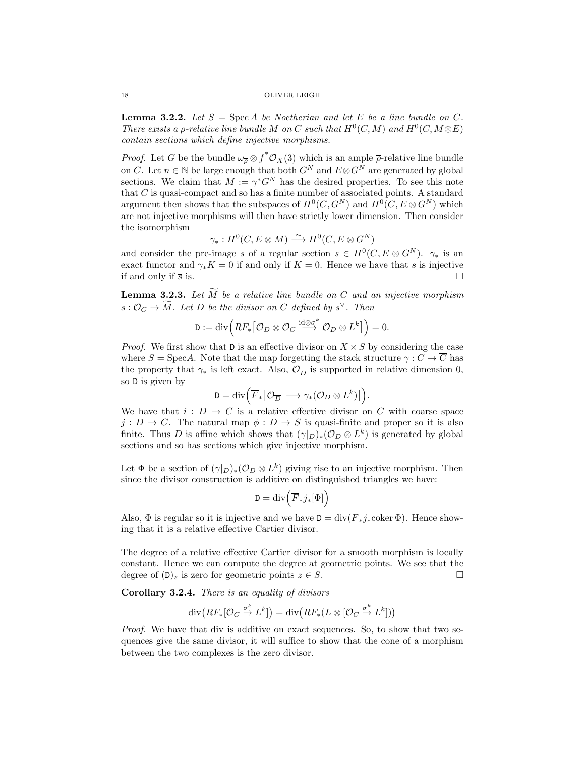**Lemma 3.2.2.** *Let $S = \operatorname{Spec} A$ be Noetherian and let $E$ be a line bundle on $C$. There exists a $\rho$-relative line bundle $M$ on $C$ such that $H^0(C, M)$ and $H^0(C, M \otimes E)$ contain sections which define injective morphisms.*

*Proof.* Let $G$ be the bundle $\omega_{\overline{\rho}} \otimes \overline{f}^* \mathcal{O}_X(3)$ which is an ample $\overline{\rho}$-relative line bundle on $\overline{C}$. Let $n \in \mathbb{N}$ be large enough that both $G^N$ and $\overline{E} \otimes G^N$ are generated by global sections. We claim that $M := \gamma^* G^N$ has the desired properties. To see this note that $C$ is quasi-compact and so has a finite number of associated points. A standard argument then shows that the subspaces of $H^0(\overline{C}, G^N)$ and $H^0(\overline{C}, \overline{E} \otimes G^N)$ which are not injective morphisms will then have strictly lower dimension. Then consider the isomorphism

$$\gamma_* : H^0(C, E \otimes M) \xrightarrow{\sim} H^0(\overline{C}, \overline{E} \otimes G^N)$$

and consider the pre-image $s$ of a regular section $\overline{s} \in H^0(\overline{C}, \overline{E} \otimes G^N)$. $\gamma_*$ is an exact functor and $\gamma_* K = 0$ if and only if $K = 0$. Hence we have that $s$ is injective if and only if $\overline{s}$ is. $\square$

**Lemma 3.2.3.** *Let $\widetilde{M}$ be a relative line bundle on $C$ and an injective morphism $s : \mathcal{O}_C \to \widetilde{M}$. Let $D$ be the divisor on $C$ defined by $s^\vee$. Then*

$$\mathtt{D} := \operatorname{div}\Big( RF_* \big[ \mathcal{O}_D \otimes \mathcal{O}_C \xrightarrow{\operatorname{id} \otimes \sigma^k} \mathcal{O}_D \otimes L^k \big] \Big) = 0.$$

*Proof.* We first show that $\mathtt{D}$ is an effective divisor on $X \times S$ by considering the case where $S = \operatorname{Spec} A$. Note that the map forgetting the stack structure $\gamma : C \to \overline{C}$ has the property that $\gamma_*$ is left exact. Also, $\mathcal{O}_{\overline{D}}$ is supported in relative dimension 0, so $\mathtt{D}$ is given by

$$\mathtt{D} = \operatorname{div}\Big( \overline{F}_* \big[ \mathcal{O}_{\overline{D}} \longrightarrow \gamma_* (\mathcal{O}_D \otimes L^k) \big] \Big).$$

We have that $i : D \to C$ is a relative effective divisor on $C$ with coarse space $j : \overline{D} \to \overline{C}$. The natural map $\phi : \overline{D} \to S$ is quasi-finite and proper so it is also finite. Thus $\overline{D}$ is affine which shows that $(\gamma|_D)_* (\mathcal{O}_D \otimes L^k)$ is generated by global sections and so has sections which give injective morphism.

Let $\Phi$ be a section of $(\gamma|_D)_* (\mathcal{O}_D \otimes L^k)$ giving rise to an injective morphism. Then since the divisor construction is additive on distinguished triangles we have:

$$\mathtt{D} = \operatorname{div}\Big( \overline{F}_* j_* [\Phi] \Big)$$

Also, $\Phi$ is regular so it is injective and we have $\mathtt{D} = \operatorname{div}(\overline{F}_* j_* \operatorname{coker} \Phi)$. Hence showing that it is a relative effective Cartier divisor.

The degree of a relative effective Cartier divisor for a smooth morphism is locally constant. Hence we can compute the degree at geometric points. We see that the degree of $(\mathtt{D})_z$ is zero for geometric points $z \in S$. $\square$

**Corollary 3.2.4.** *There is an equality of divisors*

$$\operatorname{div}\big( RF_* [\mathcal{O}_C \xrightarrow{\sigma^k} L^k] \big) = \operatorname{div}\big( RF_* (L \otimes [\mathcal{O}_C \xrightarrow{\sigma^k} L^k]) \big)$$

*Proof.* We have that div is additive on exact sequences. So, to show that two sequences give the same divisor, it will suffice to show that the cone of a morphism between the two complexes is the zero divisor.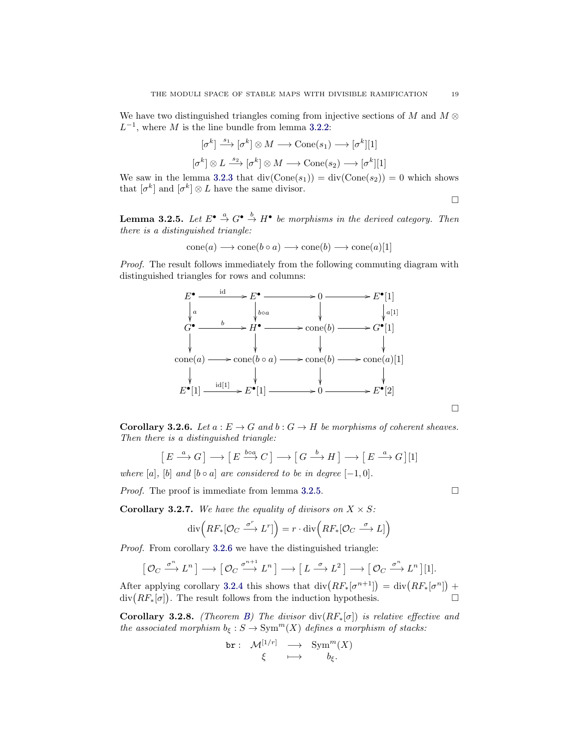We have two distinguished triangles coming from injective sections of $M$ and $M \otimes L^{-1}$, where $M$ is the line bundle from lemma 3.2.2:

$$[\sigma^k] \xrightarrow{s_1} [\sigma^k] \otimes M \longrightarrow \mathrm{Cone}(s_1) \longrightarrow [\sigma^k][1]$$

$$[\sigma^k] \otimes L \xrightarrow{s_2} [\sigma^k] \otimes M \longrightarrow \mathrm{Cone}(s_2) \longrightarrow [\sigma^k][1]$$

We saw in the lemma 3.2.3 that $\mathrm{div}(\mathrm{Cone}(s_1)) = \mathrm{div}(\mathrm{Cone}(s_2)) = 0$ which shows that $[\sigma^k]$ and $[\sigma^k] \otimes L$ have the same divisor.

$\square$

**Lemma 3.2.5.** *Let $E^\bullet \xrightarrow{a} G^\bullet \xrightarrow{b} H^\bullet$ be morphisms in the derived category. Then there is a distinguished triangle:*

$$\mathrm{cone}(a) \longrightarrow \mathrm{cone}(b \circ a) \longrightarrow \mathrm{cone}(b) \longrightarrow \mathrm{cone}(a)[1]$$

*Proof.* The result follows immediately from the following commuting diagram with distinguished triangles for rows and columns:

$$\begin{array}{ccccccc}
E^\bullet & \xrightarrow{\mathrm{id}} & E^\bullet & \longrightarrow & 0 & \longrightarrow & E^\bullet[1] \\
\downarrow a & & \downarrow b\circ a & & \downarrow & & \downarrow a[1] \\
G^\bullet & \xrightarrow{b} & H^\bullet & \longrightarrow & \mathrm{cone}(b) & \longrightarrow & G^\bullet[1] \\
\downarrow & & \downarrow & & \downarrow & & \downarrow \\
\mathrm{cone}(a) & \longrightarrow & \mathrm{cone}(b\circ a) & \longrightarrow & \mathrm{cone}(b) & \longrightarrow & \mathrm{cone}(a)[1] \\
\downarrow & & \downarrow & & \downarrow & & \downarrow \\
E^\bullet[1] & \xrightarrow{\mathrm{id}[1]} & E^\bullet[1] & \longrightarrow & 0 & \longrightarrow & E^\bullet[2]
\end{array}$$

$\square$

**Corollary 3.2.6.** *Let $a : E \to G$ and $b : G \to H$ be morphisms of coherent sheaves. Then there is a distinguished triangle:*

$$\left[\, E \xrightarrow{a} G \,\right] \longrightarrow \left[\, E \xrightarrow{b\circ a} C \,\right] \longrightarrow \left[\, G \xrightarrow{b} H \,\right] \longrightarrow \left[\, E \xrightarrow{a} G \,\right][1]$$

*where $[a]$, $[b]$ and $[b \circ a]$ are considered to be in degree $[-1, 0]$.*

*Proof.* The proof is immediate from lemma 3.2.5. $\square$

**Corollary 3.2.7.** *We have the equality of divisors on $X \times S$:*

$$\mathrm{div}\Big(RF_*[\mathcal{O}_C \xrightarrow{\sigma^r} L^r]\Big) = r \cdot \mathrm{div}\Big(RF_*[\mathcal{O}_C \xrightarrow{\sigma} L]\Big)$$

*Proof.* From corollary 3.2.6 we have the distinguished triangle:

$$\left[\, \mathcal{O}_C \xrightarrow{\sigma^n} L^n \,\right] \longrightarrow \left[\, \mathcal{O}_C \xrightarrow{\sigma^{n+1}} L^n \,\right] \longrightarrow \left[\, L \xrightarrow{\sigma} L^2 \,\right] \longrightarrow \left[\, \mathcal{O}_C \xrightarrow{\sigma^n} L^n \,\right][1].$$

After applying corollary 3.2.4 this shows that $\mathrm{div}\big(RF_*[\sigma^{n+1}]\big) = \mathrm{div}\big(RF_*[\sigma^n]\big) + \mathrm{div}\big(RF_*[\sigma]\big)$. The result follows from the induction hypothesis. $\square$

**Corollary 3.2.8.** *(Theorem B) The divisor $\mathrm{div}(RF_*[\sigma])$ is relative effective and the associated morphism $b_\xi : S \to \mathrm{Sym}^m(X)$ defines a morphism of stacks:*

$$\begin{array}{cccc}
\mathtt{br}: & \mathcal{M}^{[1/r]} & \longrightarrow & \mathrm{Sym}^m(X) \\
 & \xi & \longmapsto & b_\xi.
\end{array}$$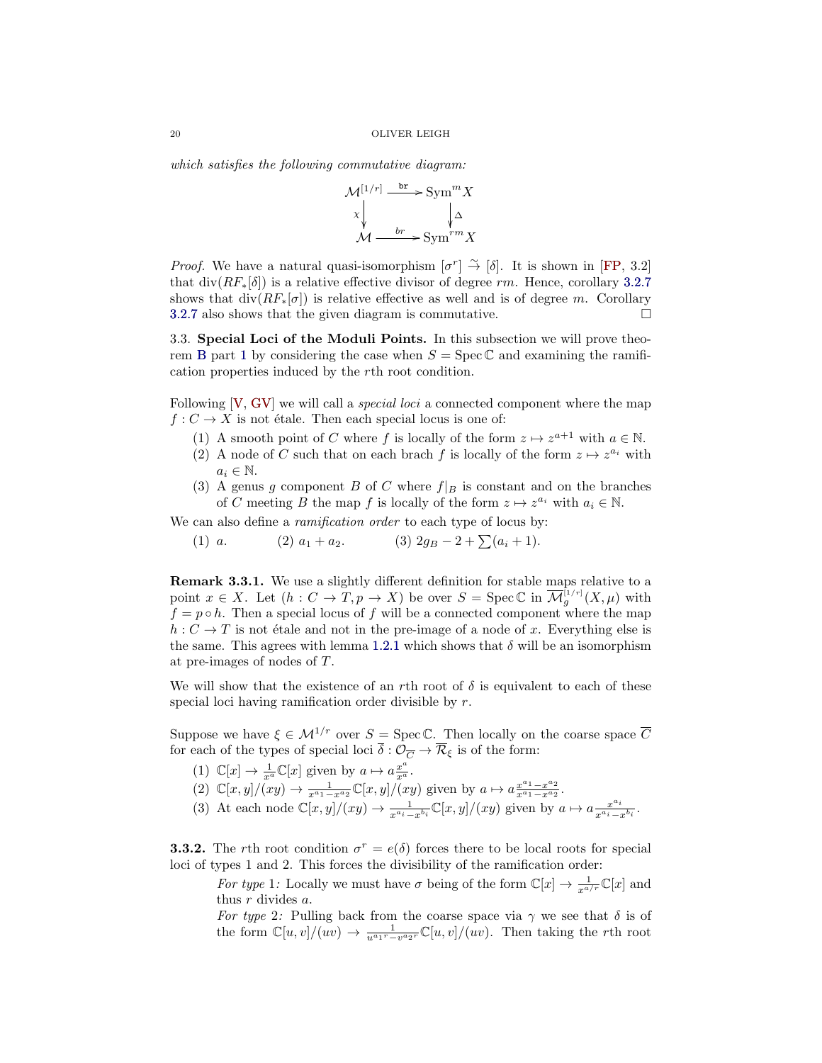*which satisfies the following commutative diagram:*

$$\begin{array}{ccc} \mathcal{M}^{[1/r]} & \xrightarrow{\texttt{br}} & \mathrm{Sym}^m X \\ \chi \downarrow & & \downarrow \Delta \\ \mathcal{M} & \xrightarrow{br} & \mathrm{Sym}^{rm} X \end{array}$$

*Proof.* We have a natural quasi-isomorphism $[\sigma^r] \xrightarrow{\sim} [\delta]$. It is shown in [FP, 3.2] that $\mathrm{div}(RF_*[\delta])$ is a relative effective divisor of degree $rm$. Hence, corollary 3.2.7 shows that $\mathrm{div}(RF_*[\sigma])$ is relative effective as well and is of degree $m$. Corollary 3.2.7 also shows that the given diagram is commutative. □

3.3. **Special Loci of the Moduli Points.** In this subsection we will prove theorem B part 1 by considering the case when $S = \operatorname{Spec}\mathbb{C}$ and examining the ramification properties induced by the $r$th root condition.

Following [V, GV] we will call a *special loci* a connected component where the map $f : C \to X$ is not étale. Then each special locus is one of:

1. A smooth point of $C$ where $f$ is locally of the form $z \mapsto z^{a+1}$ with $a \in \mathbb{N}$.
2. A node of $C$ such that on each brach $f$ is locally of the form $z \mapsto z^{a_i}$ with $a_i \in \mathbb{N}$.
3. A genus $g$ component $B$ of $C$ where $f|_B$ is constant and on the branches of $C$ meeting $B$ the map $f$ is locally of the form $z \mapsto z^{a_i}$ with $a_i \in \mathbb{N}$.

We can also define a *ramification order* to each type of locus by:

(1) $a$. (2) $a_1 + a_2$. (3) $2g_B - 2 + \sum(a_i + 1)$.

**Remark 3.3.1.** We use a slightly different definition for stable maps relative to a point $x \in X$. Let $(h : C \to T, p \to X)$ be over $S = \operatorname{Spec}\mathbb{C}$ in $\overline{\mathcal{M}}_g^{[1/r]}(X, \mu)$ with $f = p \circ h$. Then a special locus of $f$ will be a connected component where the map $h : C \to T$ is not étale and not in the pre-image of a node of $x$. Everything else is the same. This agrees with lemma 1.2.1 which shows that $\delta$ will be an isomorphism at pre-images of nodes of $T$.

We will show that the existence of an $r$th root of $\delta$ is equivalent to each of these special loci having ramification order divisible by $r$.

Suppose we have $\xi \in \mathcal{M}^{1/r}$ over $S = \operatorname{Spec}\mathbb{C}$. Then locally on the coarse space $\overline{C}$ for each of the types of special loci $\overline{\delta} : \mathcal{O}_{\overline{C}} \to \overline{\mathcal{R}}_\xi$ is of the form:

1. $\mathbb{C}[x] \to \frac{1}{x^a}\mathbb{C}[x]$ given by $a \mapsto a\frac{x^a}{x^a}$.
2. $\mathbb{C}[x, y]/(xy) \to \frac{1}{x^{a_1} - x^{a_2}}\mathbb{C}[x, y]/(xy)$ given by $a \mapsto a\frac{x^{a_1} - x^{a_2}}{x^{a_1} - x^{a_2}}$.
3. At each node $\mathbb{C}[x, y]/(xy) \to \frac{1}{x^{a_i} - x^{b_i}}\mathbb{C}[x, y]/(xy)$ given by $a \mapsto a\frac{x^{a_i}}{x^{a_i} - x^{b_i}}$.

**3.3.2.** The $r$th root condition $\sigma^r = e(\delta)$ forces there to be local roots for special loci of types 1 and 2. This forces the divisibility of the ramification order:

*For type* 1*:* Locally we must have $\sigma$ being of the form $\mathbb{C}[x] \to \frac{1}{x^{a/r}}\mathbb{C}[x]$ and thus $r$ divides $a$.

*For type* 2*:* Pulling back from the coarse space via $\gamma$ we see that $\delta$ is of the form $\mathbb{C}[u, v]/(uv) \to \frac{1}{u^{a_1 r} - v^{a_2 r}}\mathbb{C}[u, v]/(uv)$. Then taking the $r$th root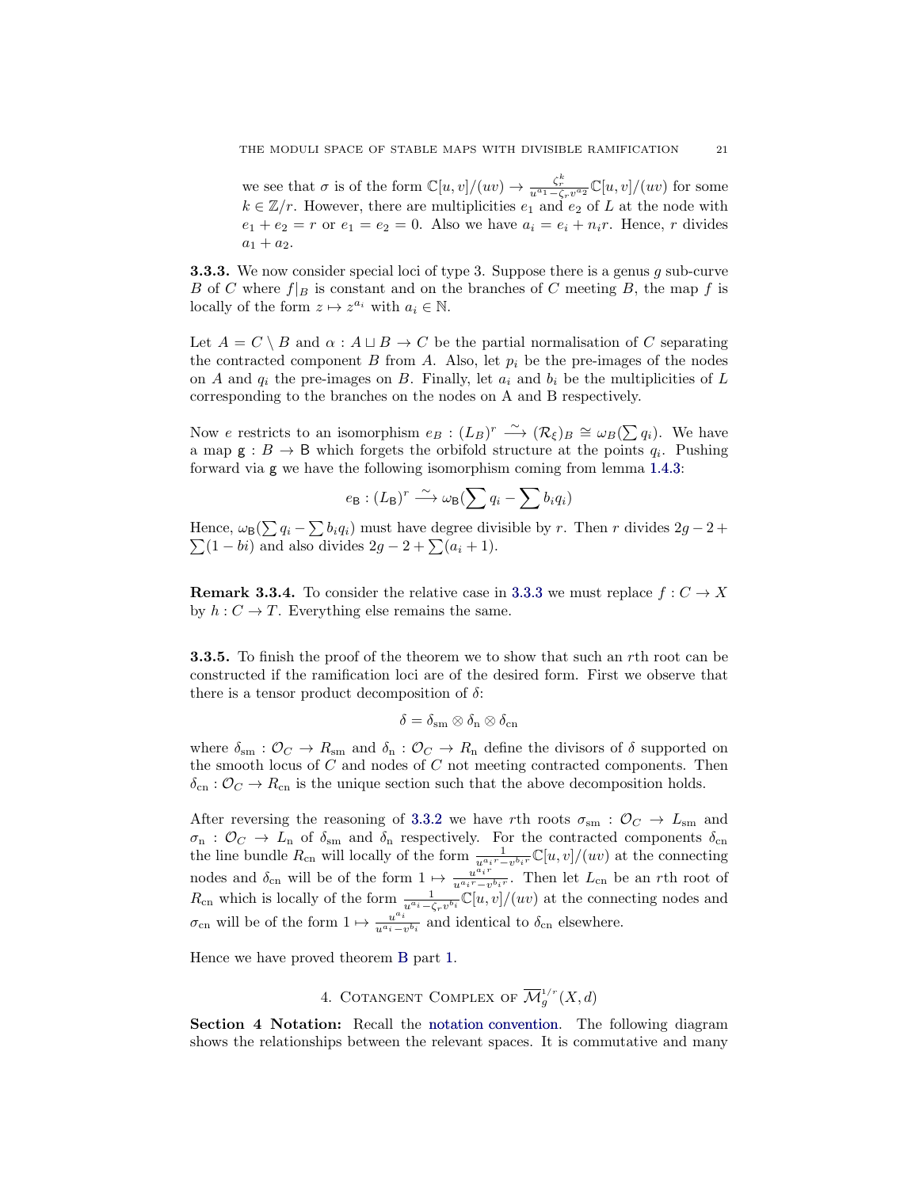we see that $\sigma$ is of the form $\mathbb{C}[u,v]/(uv) \to \frac{\zeta_r^k}{u^{a_1} - \zeta_r v^{a_2}}\mathbb{C}[u,v]/(uv)$ for some $k \in \mathbb{Z}/r$. However, there are multiplicities $e_1$ and $e_2$ of $L$ at the node with $e_1 + e_2 = r$ or $e_1 = e_2 = 0$. Also we have $a_i = e_i + n_i r$. Hence, $r$ divides $a_1 + a_2$.

**3.3.3.** We now consider special loci of type 3. Suppose there is a genus $g$ sub-curve $B$ of $C$ where $f|_B$ is constant and on the branches of $C$ meeting $B$, the map $f$ is locally of the form $z \mapsto z^{a_i}$ with $a_i \in \mathbb{N}$.

Let $A = C \setminus B$ and $\alpha : A \sqcup B \to C$ be the partial normalisation of $C$ separating the contracted component $B$ from $A$. Also, let $p_i$ be the pre-images of the nodes on $A$ and $q_i$ the pre-images on $B$. Finally, let $a_i$ and $b_i$ be the multiplicities of $L$ corresponding to the branches on the nodes on A and B respectively.

Now $e$ restricts to an isomorphism $e_B : (L_B)^r \xrightarrow{\sim} (\mathcal{R}_\xi)_B \cong \omega_B(\sum q_i)$. We have a map $\mathsf{g} : B \to \mathsf{B}$ which forgets the orbifold structure at the points $q_i$. Pushing forward via $\mathsf{g}$ we have the following isomorphism coming from lemma 1.4.3:

$$e_{\mathsf{B}} : (L_{\mathsf{B}})^r \xrightarrow{\sim} \omega_{\mathsf{B}}(\sum q_i - \sum b_i q_i)$$

Hence, $\omega_{\mathsf{B}}(\sum q_i - \sum b_i q_i)$ must have degree divisible by $r$. Then $r$ divides $2g - 2 + \sum(1 - bi)$ and also divides $2g - 2 + \sum(a_i + 1)$.

**Remark 3.3.4.** To consider the relative case in 3.3.3 we must replace $f : C \to X$ by $h : C \to T$. Everything else remains the same.

**3.3.5.** To finish the proof of the theorem we to show that such an $r$th root can be constructed if the ramification loci are of the desired form. First we observe that there is a tensor product decomposition of $\delta$:

$$\delta = \delta_{\mathrm{sm}} \otimes \delta_{\mathrm{n}} \otimes \delta_{\mathrm{cn}}$$

where $\delta_{\mathrm{sm}} : \mathcal{O}_C \to R_{\mathrm{sm}}$ and $\delta_{\mathrm{n}} : \mathcal{O}_C \to R_{\mathrm{n}}$ define the divisors of $\delta$ supported on the smooth locus of $C$ and nodes of $C$ not meeting contracted components. Then $\delta_{\mathrm{cn}} : \mathcal{O}_C \to R_{\mathrm{cn}}$ is the unique section such that the above decomposition holds.

After reversing the reasoning of 3.3.2 we have $r$th roots $\sigma_{\mathrm{sm}} : \mathcal{O}_C \to L_{\mathrm{sm}}$ and $\sigma_{\mathrm{n}} : \mathcal{O}_C \to L_{\mathrm{n}}$ of $\delta_{\mathrm{sm}}$ and $\delta_{\mathrm{n}}$ respectively. For the contracted components $\delta_{\mathrm{cn}}$ the line bundle $R_{\mathrm{cn}}$ will locally of the form $\frac{1}{u^{a_i r} - v^{b_i r}}\mathbb{C}[u,v]/(uv)$ at the connecting nodes and $\delta_{\mathrm{cn}}$ will be of the form $1 \mapsto \frac{u^{a_i r}}{u^{a_i r} - v^{b_i r}}$. Then let $L_{\mathrm{cn}}$ be an $r$th root of $R_{\mathrm{cn}}$ which is locally of the form $\frac{1}{u^{a_i} - \zeta_r v^{b_i}}\mathbb{C}[u,v]/(uv)$ at the connecting nodes and $\sigma_{\mathrm{cn}}$ will be of the form $1 \mapsto \frac{u^{a_i}}{u^{a_i} - v^{b_i}}$ and identical to $\delta_{\mathrm{cn}}$ elsewhere.

Hence we have proved theorem B part 1.

# 4. Cotangent Complex of $\overline{\mathcal{M}}_g^{1/r}(X, d)$

**Section 4 Notation:** Recall the notation convention. The following diagram shows the relationships between the relevant spaces. It is commutative and many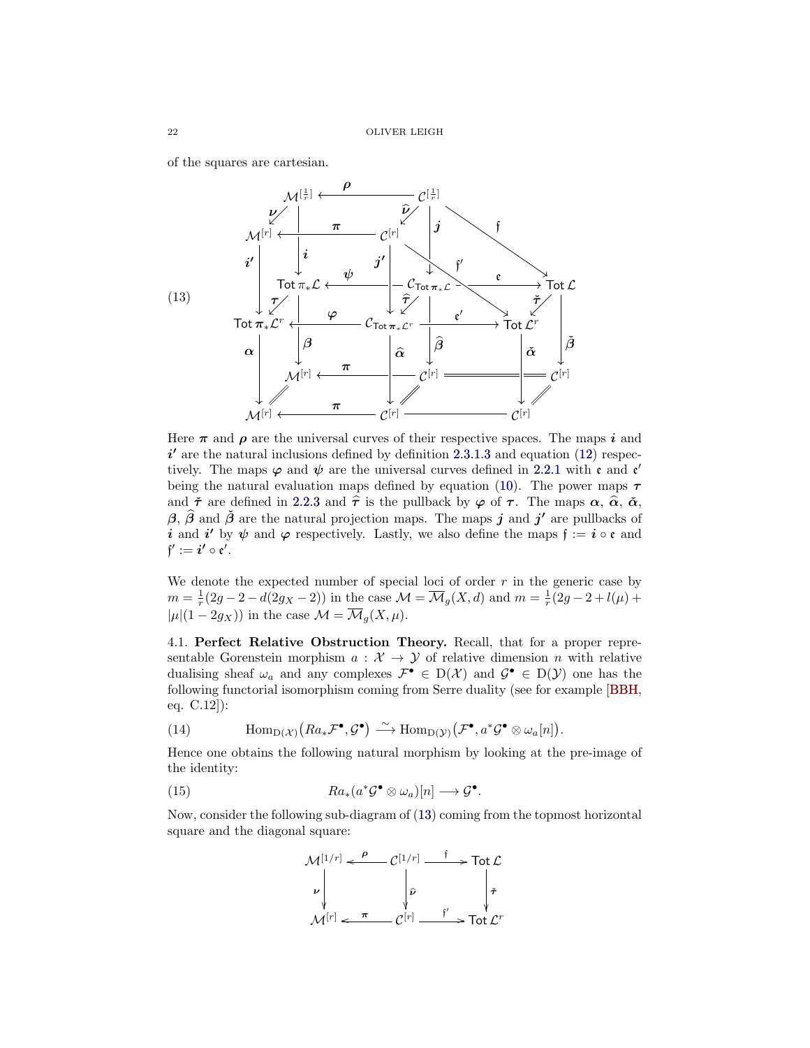of the squares are cartesian.

$$
\begin{array}{c}
\text{(13)} \quad
\begin{array}{ccccccc}
\mathcal{M}^{[\frac{1}{r}]} & \xleftarrow{\boldsymbol{\rho}} & \mathcal{C}^{[\frac{1}{r}]} & & \xrightarrow{\mathfrak{f}} & & \mathsf{Tot}\,\mathcal{L} \\
\downarrow{\boldsymbol{\nu}} & & \downarrow{\widehat{\boldsymbol{\nu}}} & & & & \\
\mathcal{M}^{[r]} & \xleftarrow{\boldsymbol{\pi}} & \mathcal{C}^{[r]} & & \xrightarrow{\mathfrak{f}'} & & \mathsf{Tot}\,\mathcal{L}^r \\
\downarrow{\boldsymbol{i}},\ \downarrow{\boldsymbol{i}'} & & \downarrow{\boldsymbol{j}},\ \downarrow{\boldsymbol{j}'} & & & & \\
\mathsf{Tot}\,\boldsymbol{\pi}_*\mathcal{L} & \xleftarrow{\boldsymbol{\psi}} & \mathcal{C}_{\mathsf{Tot}\,\boldsymbol{\pi}_*\mathcal{L}} & \xrightarrow{\mathfrak{e}} & \mathsf{Tot}\,\mathcal{L} & & \\
\downarrow{\boldsymbol{\tau}} & & \downarrow{\widehat{\boldsymbol{\tau}}} & & \downarrow{\check{\boldsymbol{\tau}}} & & \\
\mathsf{Tot}\,\boldsymbol{\pi}_*\mathcal{L}^r & \xleftarrow{\boldsymbol{\varphi}} & \mathcal{C}_{\mathsf{Tot}\,\boldsymbol{\pi}_*\mathcal{L}^r} & \xrightarrow{\mathfrak{e}'} & \mathsf{Tot}\,\mathcal{L}^r & & \\
\downarrow{\boldsymbol{\alpha}},\ \downarrow{\boldsymbol{\beta}} & & \downarrow{\widehat{\boldsymbol{\alpha}}},\ \downarrow{\widehat{\boldsymbol{\beta}}} & & \downarrow{\check{\boldsymbol{\alpha}}},\ \downarrow{\check{\boldsymbol{\beta}}} & & \\
\mathcal{M}^{[r]} & \xleftarrow{\boldsymbol{\pi}} & \mathcal{C}^{[r]} & = & \mathcal{C}^{[r]} & &
\end{array}
\end{array}
$$

Here $\boldsymbol{\pi}$ and $\boldsymbol{\rho}$ are the universal curves of their respective spaces. The maps $\boldsymbol{i}$ and $\boldsymbol{i'}$ are the natural inclusions defined by definition 2.3.1.3 and equation (12) respectively. The maps $\boldsymbol{\varphi}$ and $\boldsymbol{\psi}$ are the universal curves defined in 2.2.1 with $\mathfrak{e}$ and $\mathfrak{e}'$ being the natural evaluation maps defined by equation (10). The power maps $\boldsymbol{\tau}$ and $\check{\boldsymbol{\tau}}$ are defined in 2.2.3 and $\widehat{\boldsymbol{\tau}}$ is the pullback by $\boldsymbol{\varphi}$ of $\boldsymbol{\tau}$. The maps $\boldsymbol{\alpha}$, $\widehat{\boldsymbol{\alpha}}$, $\check{\boldsymbol{\alpha}}$, $\boldsymbol{\beta}$, $\widehat{\boldsymbol{\beta}}$ and $\check{\boldsymbol{\beta}}$ are the natural projection maps. The maps $\boldsymbol{j}$ and $\boldsymbol{j'}$ are pullbacks of $\boldsymbol{i}$ and $\boldsymbol{i'}$ by $\boldsymbol{\psi}$ and $\boldsymbol{\varphi}$ respectively. Lastly, we also define the maps $\mathfrak{f} := \boldsymbol{i} \circ \mathfrak{e}$ and $\mathfrak{f}' := \boldsymbol{i'} \circ \mathfrak{e}'$.

We denote the expected number of special loci of order $r$ in the generic case by $m = \frac{1}{r}(2g-2-d(2g_X-2))$ in the case $\mathcal{M} = \overline{\mathcal{M}}_g(X,d)$ and $m = \frac{1}{r}(2g-2+l(\mu)+|\mu|(1-2g_X))$ in the case $\mathcal{M} = \overline{\mathcal{M}}_g(X,\mu)$.

## 4.1. Perfect Relative Obstruction Theory.

Recall, that for a proper representable Gorenstein morphism $a : \mathcal{X} \to \mathcal{Y}$ of relative dimension $n$ with relative dualising sheaf $\omega_a$ and any complexes $\mathcal{F}^\bullet \in \mathrm{D}(\mathcal{X})$ and $\mathcal{G}^\bullet \in \mathrm{D}(\mathcal{Y})$ one has the following functorial isomorphism coming from Serre duality (see for example [BBH, eq. C.12]):

$$
\mathrm{Hom}_{\mathrm{D}(\mathcal{X})}\big(Ra_*\mathcal{F}^\bullet, \mathcal{G}^\bullet\big) \xrightarrow{\ \sim\ } \mathrm{Hom}_{\mathrm{D}(\mathcal{Y})}\big(\mathcal{F}^\bullet, a^*\mathcal{G}^\bullet \otimes \omega_a[n]\big). \tag{14}
$$

Hence one obtains the following natural morphism by looking at the pre-image of the identity:

$$
Ra_*(a^*\mathcal{G}^\bullet \otimes \omega_a)[n] \longrightarrow \mathcal{G}^\bullet. \tag{15}
$$

Now, consider the following sub-diagram of (13) coming from the topmost horizontal square and the diagonal square:

$$
\begin{array}{ccccc}
\mathcal{M}^{[1/r]} & \xleftarrow{\boldsymbol{\rho}} & \mathcal{C}^{[1/r]} & \xrightarrow{\mathfrak{f}} & \mathsf{Tot}\,\mathcal{L} \\
\downarrow{\boldsymbol{\nu}} & & \downarrow{\widehat{\boldsymbol{\nu}}} & & \downarrow{\check{\boldsymbol{\tau}}} \\
\mathcal{M}^{[r]} & \xleftarrow{\boldsymbol{\pi}} & \mathcal{C}^{[r]} & \xrightarrow{\mathfrak{f}'} & \mathsf{Tot}\,\mathcal{L}^r
\end{array}
$$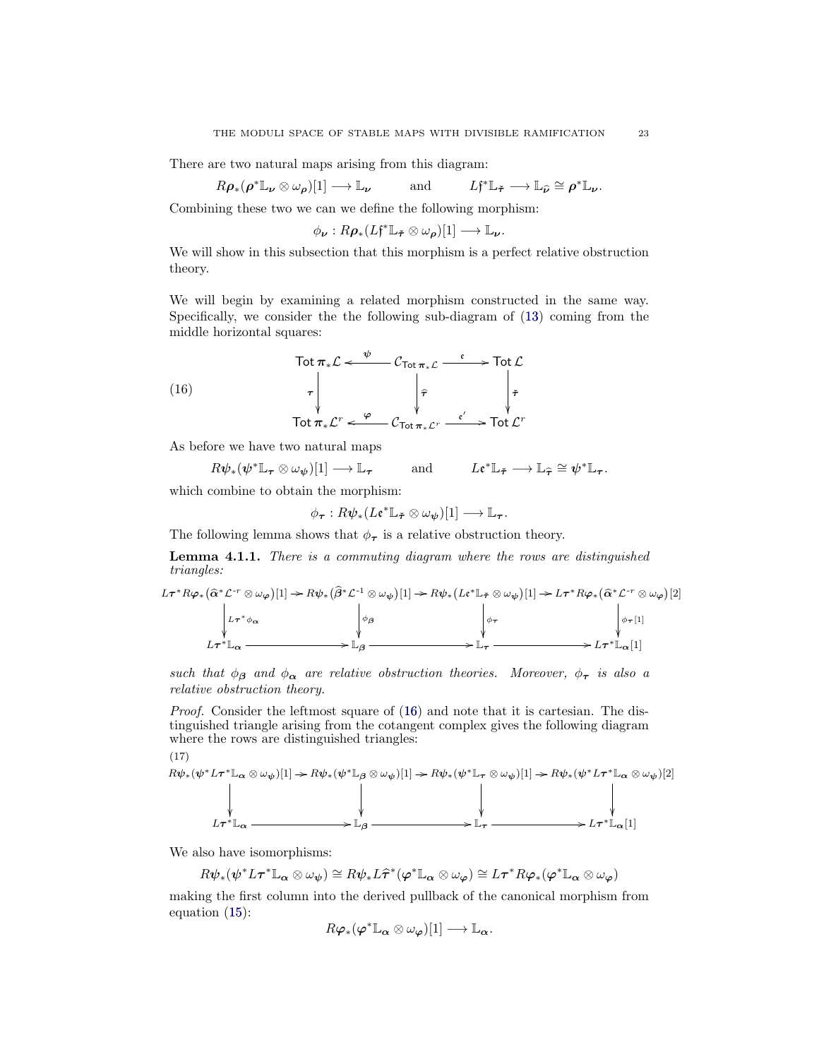There are two natural maps arising from this diagram:

$$R\boldsymbol{\rho}_*(\boldsymbol{\rho}^*\mathbb{L}_{\boldsymbol{\nu}} \otimes \omega_{\boldsymbol{\rho}})[1] \longrightarrow \mathbb{L}_{\boldsymbol{\nu}} \qquad \text{and} \qquad L\mathfrak{f}^*\mathbb{L}_{\tilde{\boldsymbol{\tau}}} \longrightarrow \mathbb{L}_{\widehat{\boldsymbol{\nu}}} \cong \boldsymbol{\rho}^*\mathbb{L}_{\boldsymbol{\nu}}.$$

Combining these two we can we define the following morphism:

$$\phi_{\boldsymbol{\nu}} : R\boldsymbol{\rho}_*(L\mathfrak{f}^*\mathbb{L}_{\tilde{\boldsymbol{\tau}}} \otimes \omega_{\boldsymbol{\rho}})[1] \longrightarrow \mathbb{L}_{\boldsymbol{\nu}}.$$

We will show in this subsection that this morphism is a perfect relative obstruction theory.

We will begin by examining a related morphism constructed in the same way. Specifically, we consider the the following sub-diagram of (13) coming from the middle horizontal squares:

$$\begin{array}{ccccc}
\mathsf{Tot}\,\boldsymbol{\pi}_*\mathcal{L} & \xleftarrow{\ \boldsymbol{\psi}\ } & \mathcal{C}_{\mathsf{Tot}\,\boldsymbol{\pi}_*\mathcal{L}} & \xrightarrow{\ \mathfrak{e}\ } & \mathsf{Tot}\,\mathcal{L} \\
\downarrow{\scriptstyle \boldsymbol{\tau}} & & \downarrow{\scriptstyle \widehat{\boldsymbol{\tau}}} & & \downarrow{\scriptstyle \tilde{\boldsymbol{\tau}}} \\
\mathsf{Tot}\,\boldsymbol{\pi}_*\mathcal{L}^r & \xleftarrow{\ \boldsymbol{\varphi}\ } & \mathcal{C}_{\mathsf{Tot}\,\boldsymbol{\pi}_*\mathcal{L}^r} & \xrightarrow{\ \mathfrak{e}'\ } & \mathsf{Tot}\,\mathcal{L}^r
\end{array} \tag{16}$$

As before we have two natural maps

$$R\boldsymbol{\psi}_*(\boldsymbol{\psi}^*\mathbb{L}_{\boldsymbol{\tau}} \otimes \omega_{\boldsymbol{\psi}})[1] \longrightarrow \mathbb{L}_{\boldsymbol{\tau}} \qquad \text{and} \qquad L\mathfrak{e}^*\mathbb{L}_{\tilde{\boldsymbol{\tau}}} \longrightarrow \mathbb{L}_{\widehat{\boldsymbol{\tau}}} \cong \boldsymbol{\psi}^*\mathbb{L}_{\boldsymbol{\tau}}.$$

which combine to obtain the morphism:

$$\phi_{\boldsymbol{\tau}} : R\boldsymbol{\psi}_*(L\mathfrak{e}^*\mathbb{L}_{\tilde{\boldsymbol{\tau}}} \otimes \omega_{\boldsymbol{\psi}})[1] \longrightarrow \mathbb{L}_{\boldsymbol{\tau}}.$$

The following lemma shows that $\phi_{\boldsymbol{\tau}}$ is a relative obstruction theory.

**Lemma 4.1.1.** *There is a commuting diagram where the rows are distinguished triangles:*

$$\begin{array}{ccccccc}
L\boldsymbol{\tau}^*R\boldsymbol{\varphi}_*(\widehat{\boldsymbol{\alpha}}^*\mathcal{L}^{-r} \otimes \omega_{\boldsymbol{\varphi}})[1] & \to & R\boldsymbol{\psi}_*(\widehat{\boldsymbol{\beta}}^*\mathcal{L}^{-1} \otimes \omega_{\boldsymbol{\psi}})[1] & \to & R\boldsymbol{\psi}_*(L\mathfrak{e}^*\mathbb{L}_{\tilde{\boldsymbol{\tau}}} \otimes \omega_{\boldsymbol{\psi}})[1] & \to & L\boldsymbol{\tau}^*R\boldsymbol{\varphi}_*(\widehat{\boldsymbol{\alpha}}^*\mathcal{L}^{-r} \otimes \omega_{\boldsymbol{\varphi}})[2] \\
\downarrow{\scriptstyle L\boldsymbol{\tau}^*\phi_{\boldsymbol{\alpha}}} & & \downarrow{\scriptstyle \phi_{\boldsymbol{\beta}}} & & \downarrow{\scriptstyle \phi_{\boldsymbol{\tau}}} & & \downarrow{\scriptstyle \phi_{\boldsymbol{\tau}}[1]} \\
L\boldsymbol{\tau}^*\mathbb{L}_{\boldsymbol{\alpha}} & \longrightarrow & \mathbb{L}_{\boldsymbol{\beta}} & \longrightarrow & \mathbb{L}_{\boldsymbol{\tau}} & \longrightarrow & L\boldsymbol{\tau}^*\mathbb{L}_{\boldsymbol{\alpha}}[1]
\end{array}$$

*such that $\phi_{\boldsymbol{\beta}}$ and $\phi_{\boldsymbol{\alpha}}$ are relative obstruction theories. Moreover, $\phi_{\boldsymbol{\tau}}$ is also a relative obstruction theory.*

*Proof.* Consider the leftmost square of (16) and note that it is cartesian. The distinguished triangle arising from the cotangent complex gives the following diagram where the rows are distinguished triangles:

$$\begin{array}{ccccccc}
R\boldsymbol{\psi}_*(\boldsymbol{\psi}^*L\boldsymbol{\tau}^*\mathbb{L}_{\boldsymbol{\alpha}} \otimes \omega_{\boldsymbol{\psi}})[1] & \to & R\boldsymbol{\psi}_*(\boldsymbol{\psi}^*\mathbb{L}_{\boldsymbol{\beta}} \otimes \omega_{\boldsymbol{\psi}})[1] & \to & R\boldsymbol{\psi}_*(\boldsymbol{\psi}^*\mathbb{L}_{\boldsymbol{\tau}} \otimes \omega_{\boldsymbol{\psi}})[1] & \to & R\boldsymbol{\psi}_*(\boldsymbol{\psi}^*L\boldsymbol{\tau}^*\mathbb{L}_{\boldsymbol{\alpha}} \otimes \omega_{\boldsymbol{\psi}})[2] \\
\downarrow & & \downarrow & & \downarrow & & \downarrow \\
L\boldsymbol{\tau}^*\mathbb{L}_{\boldsymbol{\alpha}} & \longrightarrow & \mathbb{L}_{\boldsymbol{\beta}} & \longrightarrow & \mathbb{L}_{\boldsymbol{\tau}} & \longrightarrow & L\boldsymbol{\tau}^*\mathbb{L}_{\boldsymbol{\alpha}}[1]
\end{array} \tag{17}$$

We also have isomorphisms:

$$R\boldsymbol{\psi}_*(\boldsymbol{\psi}^*L\boldsymbol{\tau}^*\mathbb{L}_{\boldsymbol{\alpha}} \otimes \omega_{\boldsymbol{\psi}}) \cong R\boldsymbol{\psi}_*L\widehat{\boldsymbol{\tau}}^*(\boldsymbol{\varphi}^*\mathbb{L}_{\boldsymbol{\alpha}} \otimes \omega_{\boldsymbol{\varphi}}) \cong L\boldsymbol{\tau}^*R\boldsymbol{\varphi}_*(\boldsymbol{\varphi}^*\mathbb{L}_{\boldsymbol{\alpha}} \otimes \omega_{\boldsymbol{\varphi}})$$

making the first column into the derived pullback of the canonical morphism from equation (15):

$$R\boldsymbol{\varphi}_*(\boldsymbol{\varphi}^*\mathbb{L}_{\boldsymbol{\alpha}} \otimes \omega_{\boldsymbol{\varphi}})[1] \longrightarrow \mathbb{L}_{\boldsymbol{\alpha}}.$$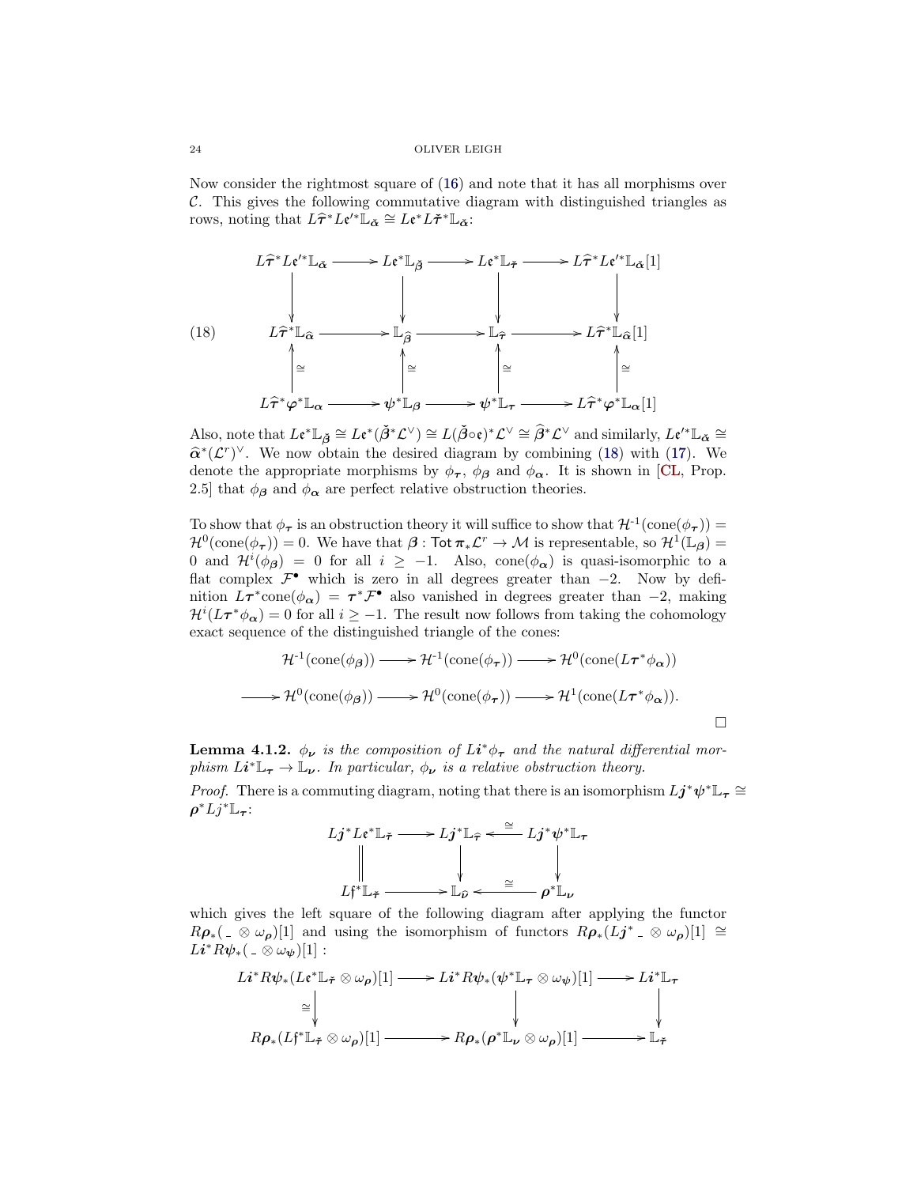Now consider the rightmost square of (16) and note that it has all morphisms over $\mathcal{C}$. This gives the following commutative diagram with distinguished triangles as rows, noting that $L\widehat{\boldsymbol{\tau}}^*L\mathfrak{e}'^*\mathbb{L}_{\check{\boldsymbol{\alpha}}} \cong L\mathfrak{e}^*L\check{\boldsymbol{\tau}}^*\mathbb{L}_{\check{\boldsymbol{\alpha}}}$:

$$
\begin{array}{ccccccc}
L\widehat{\boldsymbol{\tau}}^*L\mathfrak{e}'^*\mathbb{L}_{\check{\boldsymbol{\alpha}}} & \longrightarrow & L\mathfrak{e}^*\mathbb{L}_{\check{\boldsymbol{\beta}}} & \longrightarrow & L\mathfrak{e}^*\mathbb{L}_{\check{\boldsymbol{\tau}}} & \longrightarrow & L\widehat{\boldsymbol{\tau}}^*L\mathfrak{e}'^*\mathbb{L}_{\check{\boldsymbol{\alpha}}}[1] \\
\downarrow & & \downarrow & & \downarrow & & \downarrow \\
L\widehat{\boldsymbol{\tau}}^*\mathbb{L}_{\widehat{\boldsymbol{\alpha}}} & \longrightarrow & \mathbb{L}_{\widehat{\boldsymbol{\beta}}} & \longrightarrow & \mathbb{L}_{\widehat{\boldsymbol{\tau}}} & \longrightarrow & L\widehat{\boldsymbol{\tau}}^*\mathbb{L}_{\widehat{\boldsymbol{\alpha}}}[1] \\
\uparrow\cong & & \uparrow\cong & & \uparrow\cong & & \uparrow\cong \\
L\widehat{\boldsymbol{\tau}}^*\boldsymbol{\varphi}^*\mathbb{L}_{\boldsymbol{\alpha}} & \longrightarrow & \boldsymbol{\psi}^*\mathbb{L}_{\boldsymbol{\beta}} & \longrightarrow & \boldsymbol{\psi}^*\mathbb{L}_{\boldsymbol{\tau}} & \longrightarrow & L\widehat{\boldsymbol{\tau}}^*\boldsymbol{\varphi}^*\mathbb{L}_{\boldsymbol{\alpha}}[1]
\end{array}
\tag{18}
$$

Also, note that $L\mathfrak{e}^*\mathbb{L}_{\check{\boldsymbol{\beta}}} \cong L\mathfrak{e}^*(\check{\boldsymbol{\beta}}^*\mathcal{L}^\vee) \cong L(\check{\boldsymbol{\beta}}\circ\mathfrak{e})^*\mathcal{L}^\vee \cong \widehat{\boldsymbol{\beta}}^*\mathcal{L}^\vee$ and similarly, $L\mathfrak{e}'^*\mathbb{L}_{\check{\boldsymbol{\alpha}}} \cong \widehat{\boldsymbol{\alpha}}^*(\mathcal{L}^r)^\vee$. We now obtain the desired diagram by combining (18) with (17). We denote the appropriate morphisms by $\phi_{\boldsymbol{\tau}}$, $\phi_{\boldsymbol{\beta}}$ and $\phi_{\boldsymbol{\alpha}}$. It is shown in [CL, Prop. 2.5] that $\phi_{\boldsymbol{\beta}}$ and $\phi_{\boldsymbol{\alpha}}$ are perfect relative obstruction theories.

To show that $\phi_{\boldsymbol{\tau}}$ is an obstruction theory it will suffice to show that $\mathcal{H}^{-1}(\mathrm{cone}(\phi_{\boldsymbol{\tau}})) = \mathcal{H}^0(\mathrm{cone}(\phi_{\boldsymbol{\tau}})) = 0$. We have that $\boldsymbol{\beta} : \mathsf{Tot}\,\boldsymbol{\pi}_*\mathcal{L}^r \to \mathcal{M}$ is representable, so $\mathcal{H}^1(\mathbb{L}_{\boldsymbol{\beta}}) = 0$ and $\mathcal{H}^i(\phi_{\boldsymbol{\beta}}) = 0$ for all $i \geq -1$. Also, $\mathrm{cone}(\phi_{\boldsymbol{\alpha}})$ is quasi-isomorphic to a flat complex $\mathcal{F}^\bullet$ which is zero in all degrees greater than $-2$. Now by definition $L\boldsymbol{\tau}^*\mathrm{cone}(\phi_{\boldsymbol{\alpha}}) = \boldsymbol{\tau}^*\mathcal{F}^\bullet$ also vanished in degrees greater than $-2$, making $\mathcal{H}^i(L\boldsymbol{\tau}^*\phi_{\boldsymbol{\alpha}}) = 0$ for all $i \geq -1$. The result now follows from taking the cohomology exact sequence of the distinguished triangle of the cones:

$$
\mathcal{H}^{-1}(\mathrm{cone}(\phi_{\boldsymbol{\beta}})) \longrightarrow \mathcal{H}^{-1}(\mathrm{cone}(\phi_{\boldsymbol{\tau}})) \longrightarrow \mathcal{H}^0(\mathrm{cone}(L\boldsymbol{\tau}^*\phi_{\boldsymbol{\alpha}}))
$$
$$
\longrightarrow \mathcal{H}^0(\mathrm{cone}(\phi_{\boldsymbol{\beta}})) \longrightarrow \mathcal{H}^0(\mathrm{cone}(\phi_{\boldsymbol{\tau}})) \longrightarrow \mathcal{H}^1(\mathrm{cone}(L\boldsymbol{\tau}^*\phi_{\boldsymbol{\alpha}})).
$$

∎

**Lemma 4.1.2.** *$\phi_{\boldsymbol{\nu}}$ is the composition of $L\boldsymbol{i}^*\phi_{\boldsymbol{\tau}}$ and the natural differential morphism $L\boldsymbol{i}^*\mathbb{L}_{\boldsymbol{\tau}} \to \mathbb{L}_{\boldsymbol{\nu}}$. In particular, $\phi_{\boldsymbol{\nu}}$ is a relative obstruction theory.*

*Proof.* There is a commuting diagram, noting that there is an isomorphism $L\boldsymbol{j}^*\boldsymbol{\psi}^*\mathbb{L}_{\boldsymbol{\tau}} \cong \boldsymbol{\rho}^*Lj^*\mathbb{L}_{\boldsymbol{\tau}}$:

$$
\begin{array}{ccccc}
L\boldsymbol{j}^*L\mathfrak{e}^*\mathbb{L}_{\check{\boldsymbol{\tau}}} & \longrightarrow & L\boldsymbol{j}^*\mathbb{L}_{\widehat{\boldsymbol{\tau}}} & \xleftarrow{\cong} & L\boldsymbol{j}^*\boldsymbol{\psi}^*\mathbb{L}_{\boldsymbol{\tau}} \\
\| & & \downarrow & & \downarrow \\
L\mathfrak{f}^*\mathbb{L}_{\check{\boldsymbol{\tau}}} & \longrightarrow & \mathbb{L}_{\widehat{\boldsymbol{\nu}}} & \xleftarrow{\cong} & \boldsymbol{\rho}^*\mathbb{L}_{\boldsymbol{\nu}}
\end{array}
$$

which gives the left square of the following diagram after applying the functor $R\boldsymbol{\rho}_*(\,\_\,\otimes\omega_{\boldsymbol{\rho}})[1]$ and using the isomorphism of functors $R\boldsymbol{\rho}_*(L\boldsymbol{j}^*\,\_\,\otimes\omega_{\boldsymbol{\rho}})[1] \cong L\boldsymbol{i}^*R\boldsymbol{\psi}_*(\,\_\,\otimes\omega_{\boldsymbol{\psi}})[1]$ :

$$
\begin{array}{ccccc}
L\boldsymbol{i}^*R\boldsymbol{\psi}_*(L\mathfrak{e}^*\mathbb{L}_{\check{\boldsymbol{\tau}}}\otimes\omega_{\boldsymbol{\rho}})[1] & \longrightarrow & L\boldsymbol{i}^*R\boldsymbol{\psi}_*(\boldsymbol{\psi}^*\mathbb{L}_{\boldsymbol{\tau}}\otimes\omega_{\boldsymbol{\psi}})[1] & \longrightarrow & L\boldsymbol{i}^*\mathbb{L}_{\boldsymbol{\tau}} \\
\cong\downarrow & & \downarrow & & \downarrow \\
R\boldsymbol{\rho}_*(L\mathfrak{f}^*\mathbb{L}_{\check{\boldsymbol{\tau}}}\otimes\omega_{\boldsymbol{\rho}})[1] & \longrightarrow & R\boldsymbol{\rho}_*(\boldsymbol{\rho}^*\mathbb{L}_{\boldsymbol{\nu}}\otimes\omega_{\boldsymbol{\rho}})[1] & \longrightarrow & \mathbb{L}_{\check{\boldsymbol{\tau}}}
\end{array}
$$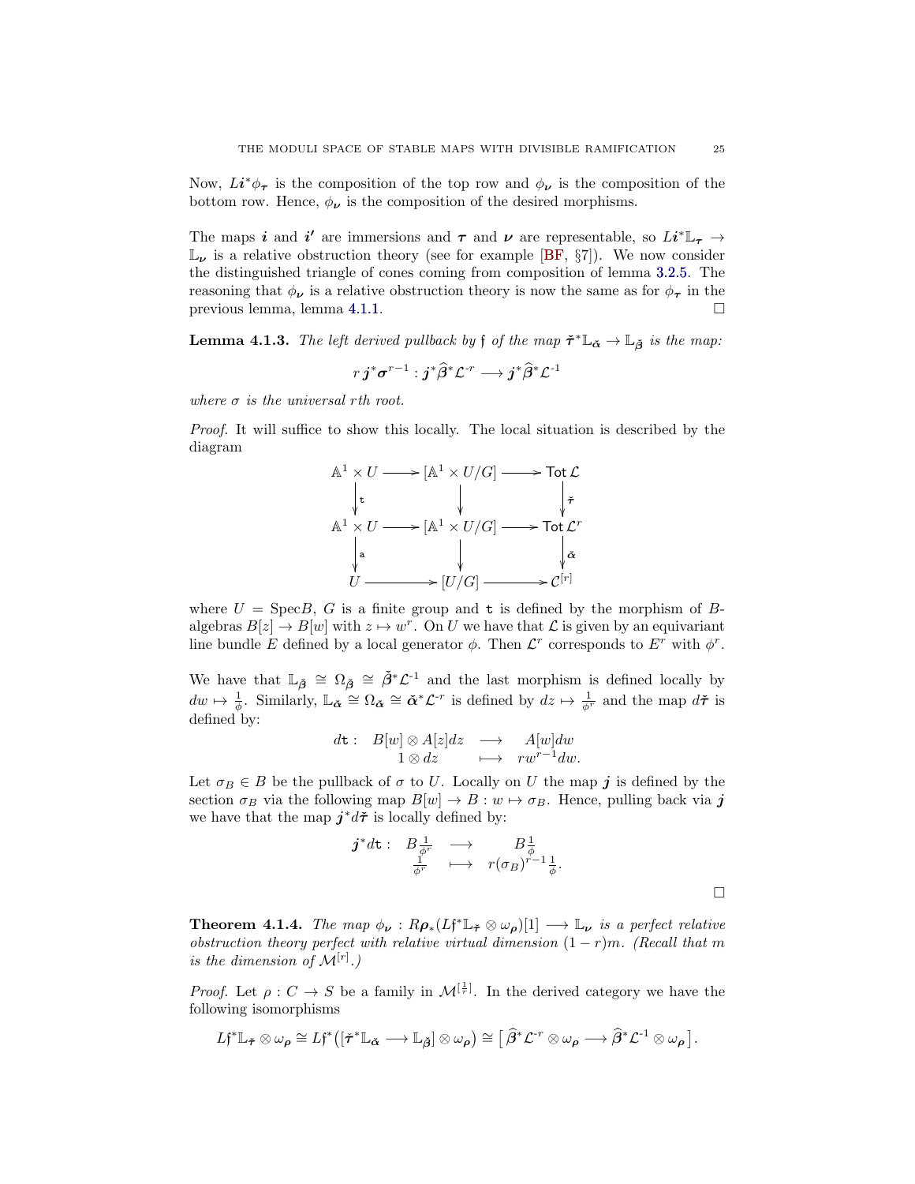Now, $L\boldsymbol{i}^*\phi_{\boldsymbol{\tau}}$ is the composition of the top row and $\phi_{\boldsymbol{\nu}}$ is the composition of the bottom row. Hence, $\phi_{\boldsymbol{\nu}}$ is the composition of the desired morphisms.

The maps $\boldsymbol{i}$ and $\boldsymbol{i'}$ are immersions and $\boldsymbol{\tau}$ and $\boldsymbol{\nu}$ are representable, so $L\boldsymbol{i}^*\mathbb{L}_{\boldsymbol{\tau}} \to \mathbb{L}_{\boldsymbol{\nu}}$ is a relative obstruction theory (see for example [BF, §7]). We now consider the distinguished triangle of cones coming from composition of lemma 3.2.5. The reasoning that $\phi_{\boldsymbol{\nu}}$ is a relative obstruction theory is now the same as for $\phi_{\boldsymbol{\tau}}$ in the previous lemma, lemma 4.1.1. □

**Lemma 4.1.3.** *The left derived pullback by $\mathfrak{f}$ of the map $\check{\boldsymbol{\tau}}^*\mathbb{L}_{\check{\boldsymbol{\alpha}}} \to \mathbb{L}_{\check{\boldsymbol{\beta}}}$ is the map:*

$$r\,\boldsymbol{j}^*\boldsymbol{\sigma}^{r-1} : \boldsymbol{j}^*\widehat{\boldsymbol{\beta}}^*\mathcal{L}^{\text{-}r} \longrightarrow \boldsymbol{j}^*\widehat{\boldsymbol{\beta}}^*\mathcal{L}^{\text{-}1}$$

*where $\sigma$ is the universal $r$th root.*

*Proof.* It will suffice to show this locally. The local situation is described by the diagram

$$\begin{array}{ccccc}
\mathbb{A}^1 \times U & \longrightarrow & [\mathbb{A}^1 \times U/G] & \longrightarrow & \mathsf{Tot}\,\mathcal{L} \\
\downarrow{\scriptstyle \mathtt{t}} & & \downarrow & & \downarrow{\scriptstyle \check{\boldsymbol{\tau}}} \\
\mathbb{A}^1 \times U & \longrightarrow & [\mathbb{A}^1 \times U/G] & \longrightarrow & \mathsf{Tot}\,\mathcal{L}^r \\
\downarrow{\scriptstyle \mathtt{a}} & & \downarrow & & \downarrow{\scriptstyle \check{\boldsymbol{\alpha}}} \\
U & \longrightarrow & [U/G] & \longrightarrow & \mathcal{C}^{[r]}
\end{array}$$

where $U = \text{Spec}B$, $G$ is a finite group and $\mathtt{t}$ is defined by the morphism of $B$-algebras $B[z] \to B[w]$ with $z \mapsto w^r$. On $U$ we have that $\mathcal{L}$ is given by an equivariant line bundle $E$ defined by a local generator $\phi$. Then $\mathcal{L}^r$ corresponds to $E^r$ with $\phi^r$.

We have that $\mathbb{L}_{\check{\boldsymbol{\beta}}} \cong \Omega_{\check{\boldsymbol{\beta}}} \cong \check{\boldsymbol{\beta}}^*\mathcal{L}^{\text{-}1}$ and the last morphism is defined locally by $dw \mapsto \frac{1}{\phi}$. Similarly, $\mathbb{L}_{\check{\boldsymbol{\alpha}}} \cong \Omega_{\check{\boldsymbol{\alpha}}} \cong \check{\boldsymbol{\alpha}}^*\mathcal{L}^{\text{-}r}$ is defined by $dz \mapsto \frac{1}{\phi^r}$ and the map $d\check{\boldsymbol{\tau}}$ is defined by:

$$\begin{array}{rccc}
d\mathtt{t}: & B[w] \otimes A[z]dz & \longrightarrow & A[w]dw \\
& 1 \otimes dz & \longmapsto & rw^{r-1}dw.
\end{array}$$

Let $\sigma_B \in B$ be the pullback of $\sigma$ to $U$. Locally on $U$ the map $\boldsymbol{j}$ is defined by the section $\sigma_B$ via the following map $B[w] \to B : w \mapsto \sigma_B$. Hence, pulling back via $\boldsymbol{j}$ we have that the map $\boldsymbol{j}^*d\check{\boldsymbol{\tau}}$ is locally defined by:

$$\begin{array}{rccc}
\boldsymbol{j}^*d\mathtt{t}: & B\frac{1}{\phi^r} & \longrightarrow & B\frac{1}{\phi} \\
& \frac{1}{\phi^r} & \longmapsto & r(\sigma_B)^{r-1}\frac{1}{\phi}.
\end{array}$$

□

**Theorem 4.1.4.** *The map $\phi_{\boldsymbol{\nu}} : R\boldsymbol{\rho}_*(L\mathfrak{f}^*\mathbb{L}_{\check{\boldsymbol{\tau}}} \otimes \omega_{\boldsymbol{\rho}})[1] \longrightarrow \mathbb{L}_{\boldsymbol{\nu}}$ is a perfect relative obstruction theory perfect with relative virtual dimension $(1-r)m$. (Recall that $m$ is the dimension of $\mathcal{M}^{[r]}$.)*

*Proof.* Let $\rho : C \to S$ be a family in $\mathcal{M}^{[\frac{1}{r}]}$. In the derived category we have the following isomorphisms

$$L\mathfrak{f}^*\mathbb{L}_{\check{\boldsymbol{\tau}}} \otimes \omega_{\boldsymbol{\rho}} \cong L\mathfrak{f}^*\big([\check{\boldsymbol{\tau}}^*\mathbb{L}_{\check{\boldsymbol{\alpha}}} \longrightarrow \mathbb{L}_{\check{\boldsymbol{\beta}}}] \otimes \omega_{\boldsymbol{\rho}}\big) \cong \big[\,\widehat{\boldsymbol{\beta}}^*\mathcal{L}^{\text{-}r} \otimes \omega_{\boldsymbol{\rho}} \longrightarrow \widehat{\boldsymbol{\beta}}^*\mathcal{L}^{\text{-}1} \otimes \omega_{\boldsymbol{\rho}}\,\big].$$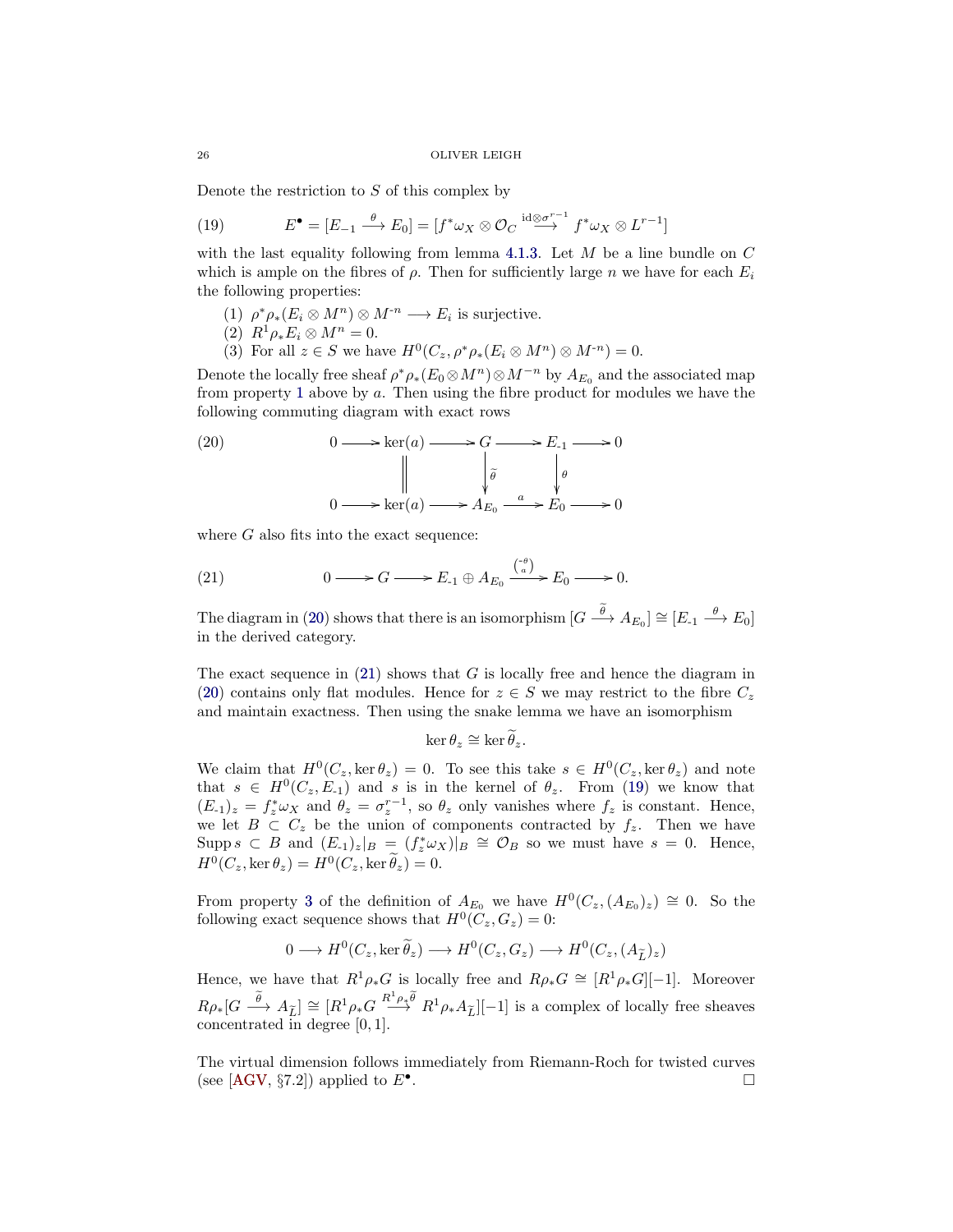Denote the restriction to $S$ of this complex by

$$E^\bullet = [E_{-1} \xrightarrow{\theta} E_0] = [f^*\omega_X \otimes \mathcal{O}_C \xrightarrow{\mathrm{id}\otimes\sigma^{r-1}} f^*\omega_X \otimes L^{r-1}] \tag{19}$$

with the last equality following from lemma 4.1.3. Let $M$ be a line bundle on $C$ which is ample on the fibres of $\rho$. Then for sufficiently large $n$ we have for each $E_i$ the following properties:

1. $\rho^*\rho_*(E_i \otimes M^n) \otimes M^{-n} \longrightarrow E_i$ is surjective.
2. $R^1\rho_* E_i \otimes M^n = 0$.
3. For all $z \in S$ we have $H^0(C_z, \rho^*\rho_*(E_i \otimes M^n) \otimes M^{-n}) = 0$.

Denote the locally free sheaf $\rho^*\rho_*(E_0 \otimes M^n) \otimes M^{-n}$ by $A_{E_0}$ and the associated map from property 1 above by $a$. Then using the fibre product for modules we have the following commuting diagram with exact rows

$$\begin{array}{ccccccccc} 0 & \longrightarrow & \ker(a) & \longrightarrow & G & \longrightarrow & E_{-1} & \longrightarrow & 0 \\ & & \| & & \downarrow{\scriptstyle\widetilde{\theta}} & & \downarrow{\scriptstyle\theta} & & \\ 0 & \longrightarrow & \ker(a) & \longrightarrow & A_{E_0} & \xrightarrow{a} & E_0 & \longrightarrow & 0 \end{array} \tag{20}$$

where $G$ also fits into the exact sequence:

$$0 \longrightarrow G \longrightarrow E_{-1} \oplus A_{E_0} \xrightarrow{\binom{-\theta}{a}} E_0 \longrightarrow 0. \tag{21}$$

The diagram in (20) shows that there is an isomorphism $[G \xrightarrow{\widetilde{\theta}} A_{E_0}] \cong [E_{-1} \xrightarrow{\theta} E_0]$ in the derived category.

The exact sequence in (21) shows that $G$ is locally free and hence the diagram in (20) contains only flat modules. Hence for $z \in S$ we may restrict to the fibre $C_z$ and maintain exactness. Then using the snake lemma we have an isomorphism

$$\ker\theta_z \cong \ker\widetilde{\theta}_z.$$

We claim that $H^0(C_z, \ker\theta_z) = 0$. To see this take $s \in H^0(C_z, \ker\theta_z)$ and note that $s \in H^0(C_z, E_{-1})$ and $s$ is in the kernel of $\theta_z$. From (19) we know that $(E_{-1})_z = f_z^*\omega_X$ and $\theta_z = \sigma_z^{r-1}$, so $\theta_z$ only vanishes where $f_z$ is constant. Hence, we let $B \subset C_z$ be the union of components contracted by $f_z$. Then we have $\mathrm{Supp}\, s \subset B$ and $(E_{-1})_z|_B = (f_z^*\omega_X)|_B \cong \mathcal{O}_B$ so we must have $s = 0$. Hence, $H^0(C_z, \ker\theta_z) = H^0(C_z, \ker\widetilde{\theta}_z) = 0$.

From property 3 of the definition of $A_{E_0}$ we have $H^0(C_z, (A_{E_0})_z) \cong 0$. So the following exact sequence shows that $H^0(C_z, G_z) = 0$:

$$0 \longrightarrow H^0(C_z, \ker\widetilde{\theta}_z) \longrightarrow H^0(C_z, G_z) \longrightarrow H^0(C_z, (A_{\widetilde{L}})_z)$$

Hence, we have that $R^1\rho_*G$ is locally free and $R\rho_*G \cong [R^1\rho_*G][-1]$. Moreover $R\rho_*[G \xrightarrow{\widetilde{\theta}} A_{\widetilde{L}}] \cong [R^1\rho_*G \xrightarrow{R^1\rho_*\widetilde{\theta}} R^1\rho_*A_{\widetilde{L}}][-1]$ is a complex of locally free sheaves concentrated in degree $[0,1]$.

The virtual dimension follows immediately from Riemann-Roch for twisted curves (see [AGV, §7.2]) applied to $E^\bullet$. $\square$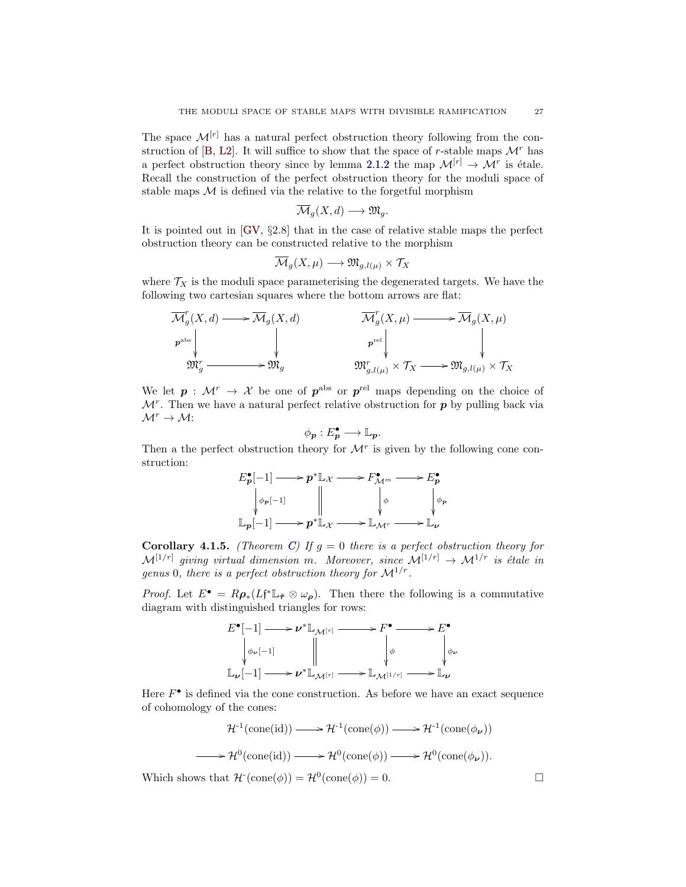The space $\mathcal{M}^{[r]}$ has a natural perfect obstruction theory following from the construction of [B, L2]. It will suffice to show that the space of $r$-stable maps $\mathcal{M}^r$ has a perfect obstruction theory since by lemma 2.1.2 the map $\mathcal{M}^{[r]} \to \mathcal{M}^r$ is étale. Recall the construction of the perfect obstruction theory for the moduli space of stable maps $\mathcal{M}$ is defined via the relative to the forgetful morphism

$$\overline{\mathcal{M}}_g(X,d) \longrightarrow \mathfrak{M}_g.$$

It is pointed out in [GV, §2.8] that in the case of relative stable maps the perfect obstruction theory can be constructed relative to the morphism

$$\overline{\mathcal{M}}_g(X,\mu) \longrightarrow \mathfrak{M}_{g,l(\mu)} \times \mathcal{T}_X$$

where $\mathcal{T}_X$ is the moduli space parameterising the degenerated targets. We have the following two cartesian squares where the bottom arrows are flat:

$$\begin{array}{ccc} \overline{\mathcal{M}}^r_g(X,d) & \longrightarrow & \overline{\mathcal{M}}_g(X,d) \\ \downarrow{\scriptstyle \boldsymbol{p}^{\mathrm{abs}}} & & \downarrow \\ \mathfrak{M}^r_g & \longrightarrow & \mathfrak{M}_g \end{array} \qquad \begin{array}{ccc} \overline{\mathcal{M}}^r_g(X,\mu) & \longrightarrow & \overline{\mathcal{M}}_g(X,\mu) \\ \downarrow{\scriptstyle \boldsymbol{p}^{\mathrm{rel}}} & & \downarrow \\ \mathfrak{M}^r_{g,l(\mu)} \times \mathcal{T}_X & \longrightarrow & \mathfrak{M}_{g,l(\mu)} \times \mathcal{T}_X \end{array}$$

We let $\boldsymbol{p} : \mathcal{M}^r \to \mathcal{X}$ be one of $\boldsymbol{p}^{\mathrm{abs}}$ or $\boldsymbol{p}^{\mathrm{rel}}$ maps depending on the choice of $\mathcal{M}^r$. Then we have a natural perfect relative obstruction for $\boldsymbol{p}$ by pulling back via $\mathcal{M}^r \to \mathcal{M}$:

$$\phi_{\boldsymbol{p}} : E^\bullet_{\boldsymbol{p}} \longrightarrow \mathbb{L}_{\boldsymbol{p}}.$$

Then a the perfect obstruction theory for $\mathcal{M}^r$ is given by the following cone construction:

$$\begin{array}{ccccccc} E^\bullet_{\boldsymbol{p}}[-1] & \longrightarrow & \boldsymbol{p}^*\mathbb{L}_{\mathcal{X}} & \longrightarrow & F^\bullet_{\mathcal{M}^m} & \longrightarrow & E^\bullet_{\boldsymbol{p}} \\ \downarrow{\scriptstyle \phi_{\boldsymbol{p}}[-1]} & & \| & & \downarrow{\scriptstyle \phi} & & \downarrow{\scriptstyle \phi_{\boldsymbol{p}}} \\ \mathbb{L}_{\boldsymbol{p}}[-1] & \longrightarrow & \boldsymbol{p}^*\mathbb{L}_{\mathcal{X}} & \longrightarrow & \mathbb{L}_{\mathcal{M}^r} & \longrightarrow & \mathbb{L}_{\boldsymbol{\nu}} \end{array}$$

**Corollary 4.1.5.** *(Theorem C) If $g = 0$ there is a perfect obstruction theory for $\mathcal{M}^{[1/r]}$ giving virtual dimension $m$. Moreover, since $\mathcal{M}^{[1/r]} \to \mathcal{M}^{1/r}$ is étale in genus 0, there is a perfect obstruction theory for $\mathcal{M}^{1/r}$.*

*Proof.* Let $E^\bullet = R\boldsymbol{\rho}_*(L\mathfrak{f}^*\mathbb{L}_{\tilde{\boldsymbol{\tau}}} \otimes \omega_{\boldsymbol{\rho}})$. Then there the following is a commutative diagram with distinguished triangles for rows:

$$\begin{array}{ccccccc} E^\bullet[-1] & \longrightarrow & \boldsymbol{\nu}^*\mathbb{L}_{\mathcal{M}^{[r]}} & \longrightarrow & F^\bullet & \longrightarrow & E^\bullet \\ \downarrow{\scriptstyle \phi_{\boldsymbol{\nu}}[-1]} & & \| & & \downarrow{\scriptstyle \phi} & & \downarrow{\scriptstyle \phi_{\boldsymbol{\nu}}} \\ \mathbb{L}_{\boldsymbol{\nu}}[-1] & \longrightarrow & \boldsymbol{\nu}^*\mathbb{L}_{\mathcal{M}^{[r]}} & \longrightarrow & \mathbb{L}_{\mathcal{M}^{[1/r]}} & \longrightarrow & \mathbb{L}_{\boldsymbol{\nu}} \end{array}$$

Here $F^\bullet$ is defined via the cone construction. As before we have an exact sequence of cohomology of the cones:

$$\mathcal{H}^{-1}(\mathrm{cone}(\mathrm{id})) \longrightarrow \mathcal{H}^{-1}(\mathrm{cone}(\phi)) \longrightarrow \mathcal{H}^{-1}(\mathrm{cone}(\phi_{\boldsymbol{\nu}}))$$

$$\longrightarrow \mathcal{H}^{0}(\mathrm{cone}(\mathrm{id})) \longrightarrow \mathcal{H}^{0}(\mathrm{cone}(\phi)) \longrightarrow \mathcal{H}^{0}(\mathrm{cone}(\phi_{\boldsymbol{\nu}})).$$

Which shows that $\mathcal{H}^{-}(\mathrm{cone}(\phi)) = \mathcal{H}^0(\mathrm{cone}(\phi)) = 0$. □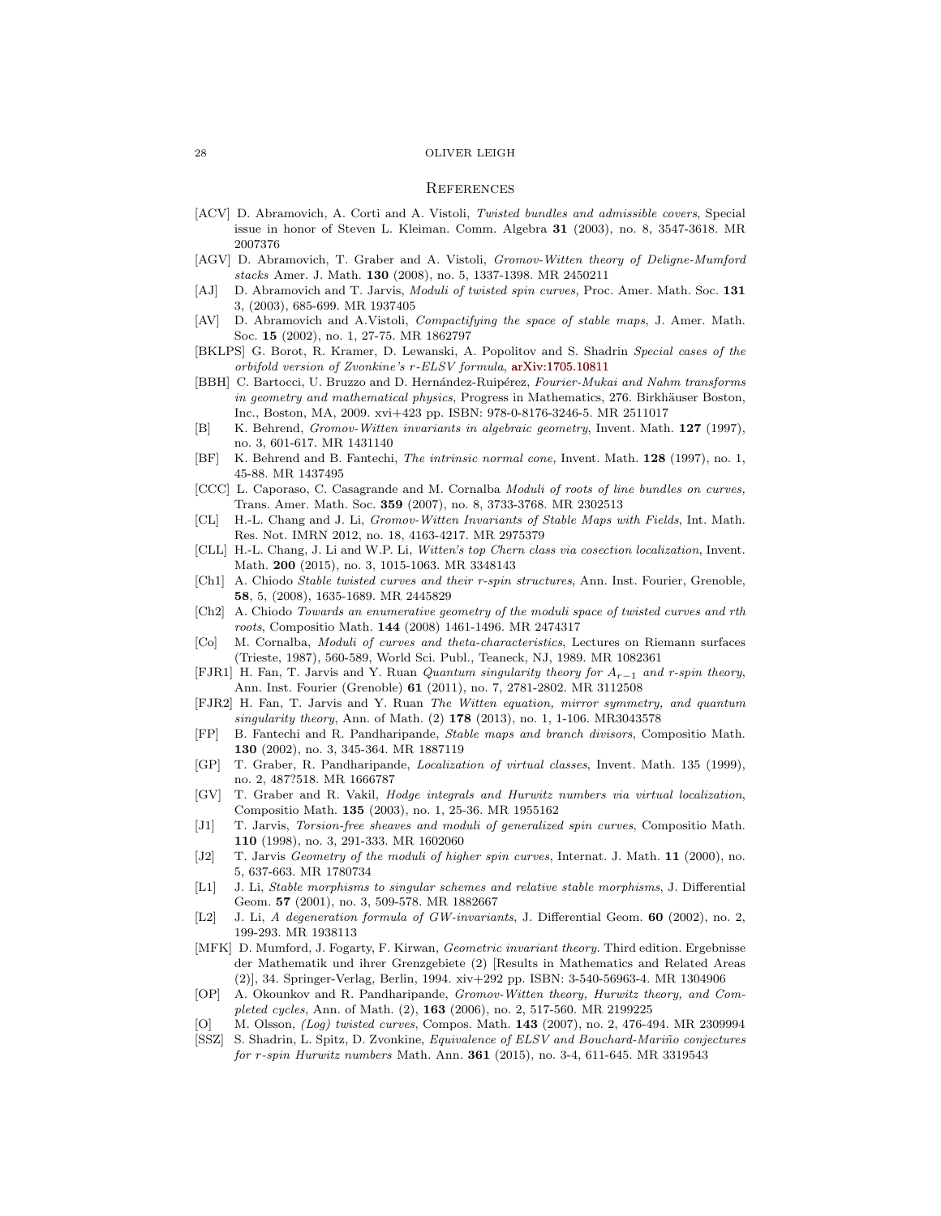## References

[ACV] D. Abramovich, A. Corti and A. Vistoli, *Twisted bundles and admissible covers*, Special issue in honor of Steven L. Kleiman. Comm. Algebra **31** (2003), no. 8, 3547-3618. MR 2007376

[AGV] D. Abramovich, T. Graber and A. Vistoli, *Gromov-Witten theory of Deligne-Mumford stacks* Amer. J. Math. **130** (2008), no. 5, 1337-1398. MR 2450211

[AJ] D. Abramovich and T. Jarvis, *Moduli of twisted spin curves,* Proc. Amer. Math. Soc. **131** 3, (2003), 685-699. MR 1937405

[AV] D. Abramovich and A.Vistoli, *Compactifying the space of stable maps*, J. Amer. Math. Soc. **15** (2002), no. 1, 27-75. MR 1862797

[BKLPS] G. Borot, R. Kramer, D. Lewanski, A. Popolitov and S. Shadrin *Special cases of the orbifold version of Zvonkine's r-ELSV formula*, arXiv:1705.10811

[BBH] C. Bartocci, U. Bruzzo and D. Hernández-Ruipérez, *Fourier-Mukai and Nahm transforms in geometry and mathematical physics*, Progress in Mathematics, 276. Birkhäuser Boston, Inc., Boston, MA, 2009. xvi+423 pp. ISBN: 978-0-8176-3246-5. MR 2511017

[B] K. Behrend, *Gromov-Witten invariants in algebraic geometry*, Invent. Math. **127** (1997), no. 3, 601-617. MR 1431140

[BF] K. Behrend and B. Fantechi, *The intrinsic normal cone,* Invent. Math. **128** (1997), no. 1, 45-88. MR 1437495

[CCC] L. Caporaso, C. Casagrande and M. Cornalba *Moduli of roots of line bundles on curves,* Trans. Amer. Math. Soc. **359** (2007), no. 8, 3733-3768. MR 2302513

[CL] H.-L. Chang and J. Li, *Gromov-Witten Invariants of Stable Maps with Fields*, Int. Math. Res. Not. IMRN 2012, no. 18, 4163-4217. MR 2975379

[CLL] H.-L. Chang, J. Li and W.P. Li, *Witten's top Chern class via cosection localization*, Invent. Math. **200** (2015), no. 3, 1015-1063. MR 3348143

[Ch1] A. Chiodo *Stable twisted curves and their r-spin structures*, Ann. Inst. Fourier, Grenoble, **58**, 5, (2008), 1635-1689. MR 2445829

[Ch2] A. Chiodo *Towards an enumerative geometry of the moduli space of twisted curves and rth roots*, Compositio Math. **144** (2008) 1461-1496. MR 2474317

[Co] M. Cornalba, *Moduli of curves and theta-characteristics*, Lectures on Riemann surfaces (Trieste, 1987), 560-589, World Sci. Publ., Teaneck, NJ, 1989. MR 1082361

[FJR1] H. Fan, T. Jarvis and Y. Ruan *Quantum singularity theory for $A_{r-1}$ and r-spin theory*, Ann. Inst. Fourier (Grenoble) **61** (2011), no. 7, 2781-2802. MR 3112508

[FJR2] H. Fan, T. Jarvis and Y. Ruan *The Witten equation, mirror symmetry, and quantum singularity theory*, Ann. of Math. (2) **178** (2013), no. 1, 1-106. MR3043578

[FP] B. Fantechi and R. Pandharipande, *Stable maps and branch divisors*, Compositio Math. **130** (2002), no. 3, 345-364. MR 1887119

[GP] T. Graber, R. Pandharipande, *Localization of virtual classes*, Invent. Math. 135 (1999), no. 2, 487?518. MR 1666787

[GV] T. Graber and R. Vakil, *Hodge integrals and Hurwitz numbers via virtual localization*, Compositio Math. **135** (2003), no. 1, 25-36. MR 1955162

[J1] T. Jarvis, *Torsion-free sheaves and moduli of generalized spin curves*, Compositio Math. **110** (1998), no. 3, 291-333. MR 1602060

[J2] T. Jarvis *Geometry of the moduli of higher spin curves*, Internat. J. Math. **11** (2000), no. 5, 637-663. MR 1780734

[L1] J. Li, *Stable morphisms to singular schemes and relative stable morphisms*, J. Differential Geom. **57** (2001), no. 3, 509-578. MR 1882667

[L2] J. Li, *A degeneration formula of GW-invariants*, J. Differential Geom. **60** (2002), no. 2, 199-293. MR 1938113

[MFK] D. Mumford, J. Fogarty, F. Kirwan, *Geometric invariant theory*. Third edition. Ergebnisse der Mathematik und ihrer Grenzgebiete (2) [Results in Mathematics and Related Areas (2)], 34. Springer-Verlag, Berlin, 1994. xiv+292 pp. ISBN: 3-540-56963-4. MR 1304906

[OP] A. Okounkov and R. Pandharipande, *Gromov-Witten theory, Hurwitz theory, and Completed cycles*, Ann. of Math. (2), **163** (2006), no. 2, 517-560. MR 2199225

[O] M. Olsson, *(Log) twisted curves*, Compos. Math. **143** (2007), no. 2, 476-494. MR 2309994

[SSZ] S. Shadrin, L. Spitz, D. Zvonkine, *Equivalence of ELSV and Bouchard-Mariño conjectures for r-spin Hurwitz numbers* Math. Ann. **361** (2015), no. 3-4, 611-645. MR 3319543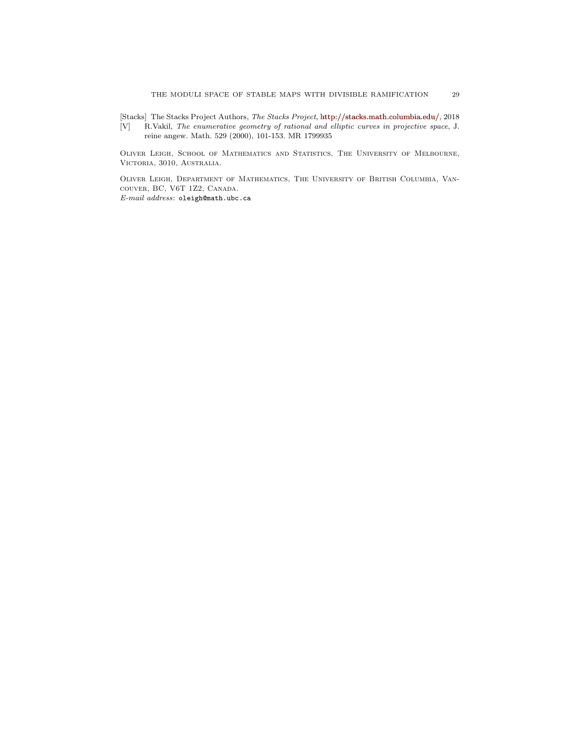[Stacks] The Stacks Project Authors, *The Stacks Project*, http://stacks.math.columbia.edu/, 2018

[V] R.Vakil, *The enumerative geometry of rational and elliptic curves in projective space*, J. reine angew. Math. 529 (2000), 101-153. MR 1799935

Oliver Leigh, School of Mathematics and Statistics, The University of Melbourne, Victoria, 3010, Australia.

Oliver Leigh, Department of Mathematics, The University of British Columbia, Vancouver, BC, V6T 1Z2, Canada.
*E-mail address*: oleigh@math.ubc.ca